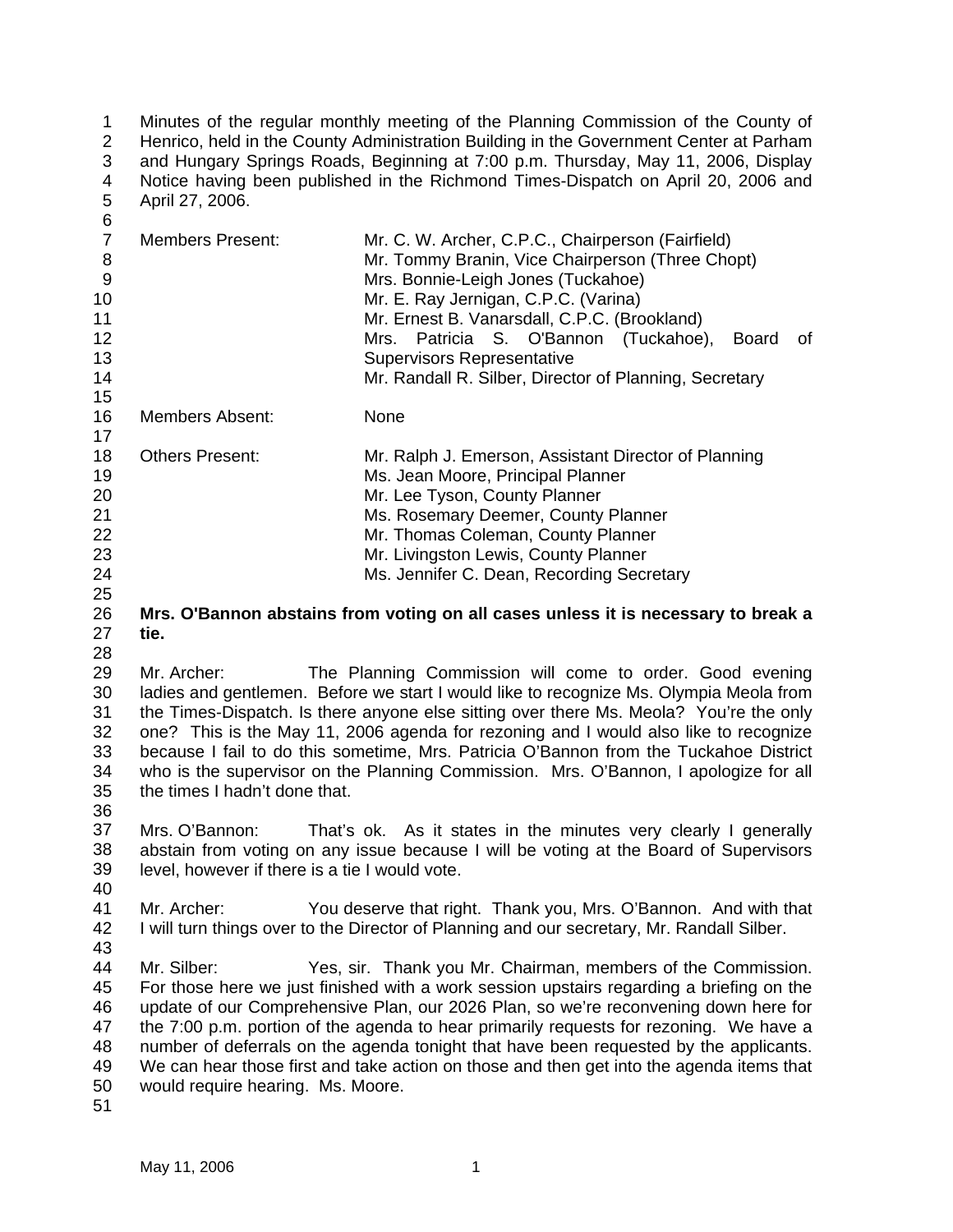Minutes of the regular monthly meeting of the Planning Commission of the County of Henrico, held in the County Administration Building in the Government Center at Parham and Hungary Springs Roads, Beginning at 7:00 p.m. Thursday, May 11, 2006, Display Notice having been published in the Richmond Times-Dispatch on April 20, 2006 and April 27, 2006.

| | |
|---|---|
| Members Present: | Mr. C. W. Archer, C.P.C., Chairperson (Fairfield) |
| | Mr. Tommy Branin, Vice Chairperson (Three Chopt) |
| | Mrs. Bonnie-Leigh Jones (Tuckahoe) |
| | Mr. E. Ray Jernigan, C.P.C. (Varina) |
| | Mr. Ernest B. Vanarsdall, C.P.C. (Brookland) |
| | Mrs. Patricia S. O'Bannon (Tuckahoe), Board of Supervisors Representative |
| | Mr. Randall R. Silber, Director of Planning, Secretary |
| Members Absent: | None |
| Others Present: | Mr. Ralph J. Emerson, Assistant Director of Planning |
| | Ms. Jean Moore, Principal Planner |
| | Mr. Lee Tyson, County Planner |
| | Ms. Rosemary Deemer, County Planner |
| | Mr. Thomas Coleman, County Planner |
| | Mr. Livingston Lewis, County Planner |
| | Ms. Jennifer C. Dean, Recording Secretary |

**Mrs. O'Bannon abstains from voting on all cases unless it is necessary to break a tie.**

Mr. Archer: The Planning Commission will come to order. Good evening ladies and gentlemen. Before we start I would like to recognize Ms. Olympia Meola from the Times-Dispatch. Is there anyone else sitting over there Ms. Meola? You're the only one? This is the May 11, 2006 agenda for rezoning and I would also like to recognize because I fail to do this sometime, Mrs. Patricia O'Bannon from the Tuckahoe District who is the supervisor on the Planning Commission. Mrs. O'Bannon, I apologize for all the times I hadn't done that.

Mrs. O'Bannon: That's ok. As it states in the minutes very clearly I generally abstain from voting on any issue because I will be voting at the Board of Supervisors level, however if there is a tie I would vote.

Mr. Archer: You deserve that right. Thank you, Mrs. O'Bannon. And with that I will turn things over to the Director of Planning and our secretary, Mr. Randall Silber.

Mr. Silber: Yes, sir. Thank you Mr. Chairman, members of the Commission. For those here we just finished with a work session upstairs regarding a briefing on the update of our Comprehensive Plan, our 2026 Plan, so we're reconvening down here for the 7:00 p.m. portion of the agenda to hear primarily requests for rezoning. We have a number of deferrals on the agenda tonight that have been requested by the applicants. We can hear those first and take action on those and then get into the agenda items that would require hearing. Ms. Moore.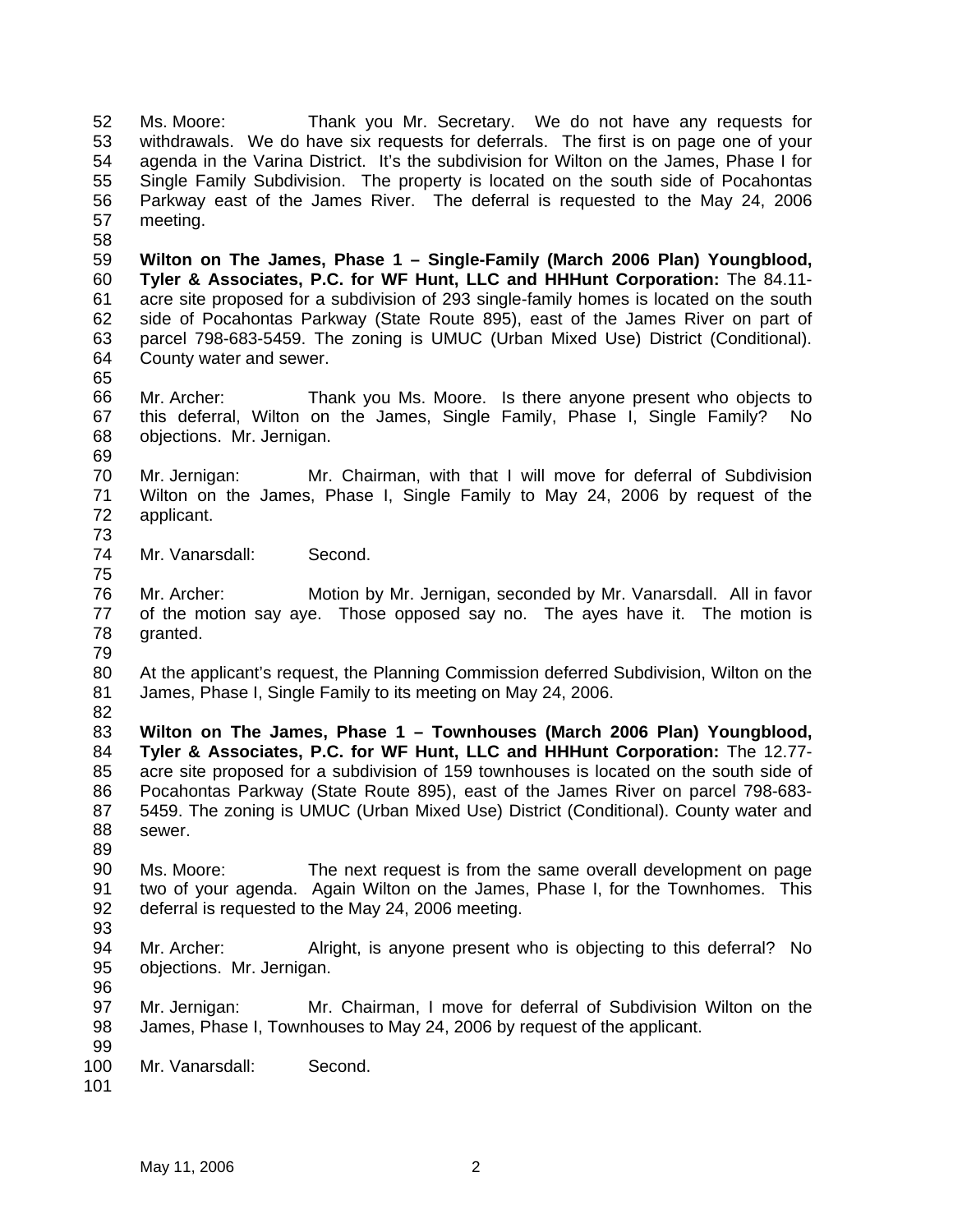Ms. Moore: Thank you Mr. Secretary. We do not have any requests for withdrawals. We do have six requests for deferrals. The first is on page one of your agenda in the Varina District. It's the subdivision for Wilton on the James, Phase I for Single Family Subdivision. The property is located on the south side of Pocahontas Parkway east of the James River. The deferral is requested to the May 24, 2006 meeting.

**Wilton on The James, Phase 1 – Single-Family (March 2006 Plan) Youngblood, Tyler & Associates, P.C. for WF Hunt, LLC and HHHunt Corporation:** The 84.11-acre site proposed for a subdivision of 293 single-family homes is located on the south side of Pocahontas Parkway (State Route 895), east of the James River on part of parcel 798-683-5459. The zoning is UMUC (Urban Mixed Use) District (Conditional). County water and sewer.

Mr. Archer: Thank you Ms. Moore. Is there anyone present who objects to this deferral, Wilton on the James, Single Family, Phase I, Single Family? No objections. Mr. Jernigan.

Mr. Jernigan: Mr. Chairman, with that I will move for deferral of Subdivision Wilton on the James, Phase I, Single Family to May 24, 2006 by request of the applicant.

Mr. Vanarsdall: Second.

Mr. Archer: Motion by Mr. Jernigan, seconded by Mr. Vanarsdall. All in favor of the motion say aye. Those opposed say no. The ayes have it. The motion is granted.

At the applicant's request, the Planning Commission deferred Subdivision, Wilton on the James, Phase I, Single Family to its meeting on May 24, 2006.

**Wilton on The James, Phase 1 – Townhouses (March 2006 Plan) Youngblood, Tyler & Associates, P.C. for WF Hunt, LLC and HHHunt Corporation:** The 12.77-acre site proposed for a subdivision of 159 townhouses is located on the south side of Pocahontas Parkway (State Route 895), east of the James River on parcel 798-683-5459. The zoning is UMUC (Urban Mixed Use) District (Conditional). County water and sewer.

Ms. Moore: The next request is from the same overall development on page two of your agenda. Again Wilton on the James, Phase I, for the Townhomes. This deferral is requested to the May 24, 2006 meeting.

Mr. Archer: Alright, is anyone present who is objecting to this deferral? No objections. Mr. Jernigan.

Mr. Jernigan: Mr. Chairman, I move for deferral of Subdivision Wilton on the James, Phase I, Townhouses to May 24, 2006 by request of the applicant.

Mr. Vanarsdall: Second.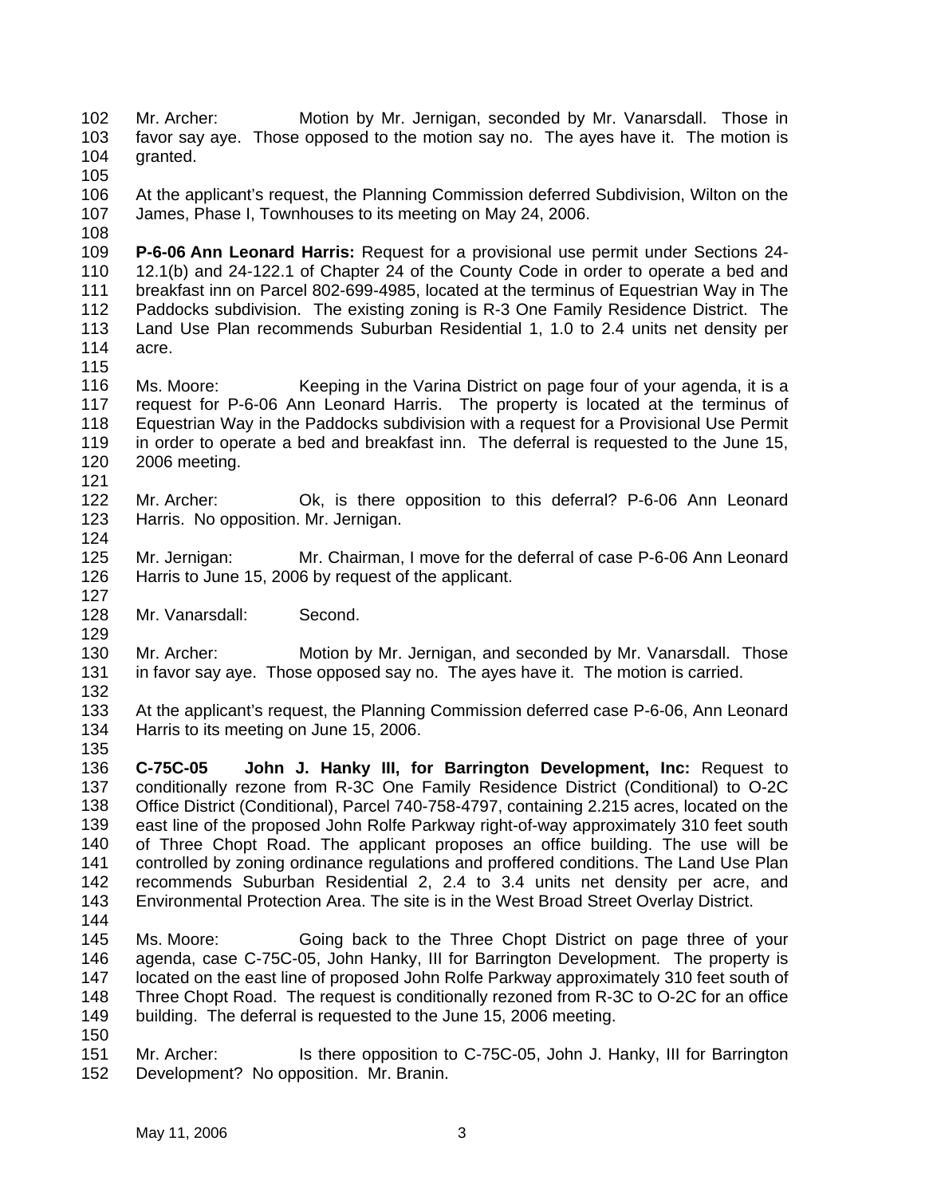Mr. Archer: Motion by Mr. Jernigan, seconded by Mr. Vanarsdall. Those in favor say aye. Those opposed to the motion say no. The ayes have it. The motion is granted.

At the applicant's request, the Planning Commission deferred Subdivision, Wilton on the James, Phase I, Townhouses to its meeting on May 24, 2006.

**P-6-06 Ann Leonard Harris:** Request for a provisional use permit under Sections 24-12.1(b) and 24-122.1 of Chapter 24 of the County Code in order to operate a bed and breakfast inn on Parcel 802-699-4985, located at the terminus of Equestrian Way in The Paddocks subdivision. The existing zoning is R-3 One Family Residence District. The Land Use Plan recommends Suburban Residential 1, 1.0 to 2.4 units net density per acre.

Ms. Moore: Keeping in the Varina District on page four of your agenda, it is a request for P-6-06 Ann Leonard Harris. The property is located at the terminus of Equestrian Way in the Paddocks subdivision with a request for a Provisional Use Permit in order to operate a bed and breakfast inn. The deferral is requested to the June 15, 2006 meeting.

Mr. Archer: Ok, is there opposition to this deferral? P-6-06 Ann Leonard Harris. No opposition. Mr. Jernigan.

Mr. Jernigan: Mr. Chairman, I move for the deferral of case P-6-06 Ann Leonard Harris to June 15, 2006 by request of the applicant.

Mr. Vanarsdall: Second.

Mr. Archer: Motion by Mr. Jernigan, and seconded by Mr. Vanarsdall. Those in favor say aye. Those opposed say no. The ayes have it. The motion is carried.

At the applicant's request, the Planning Commission deferred case P-6-06, Ann Leonard Harris to its meeting on June 15, 2006.

**C-75C-05 John J. Hanky III, for Barrington Development, Inc:** Request to conditionally rezone from R-3C One Family Residence District (Conditional) to O-2C Office District (Conditional), Parcel 740-758-4797, containing 2.215 acres, located on the east line of the proposed John Rolfe Parkway right-of-way approximately 310 feet south of Three Chopt Road. The applicant proposes an office building. The use will be controlled by zoning ordinance regulations and proffered conditions. The Land Use Plan recommends Suburban Residential 2, 2.4 to 3.4 units net density per acre, and Environmental Protection Area. The site is in the West Broad Street Overlay District.

Ms. Moore: Going back to the Three Chopt District on page three of your agenda, case C-75C-05, John Hanky, III for Barrington Development. The property is located on the east line of proposed John Rolfe Parkway approximately 310 feet south of Three Chopt Road. The request is conditionally rezoned from R-3C to O-2C for an office building. The deferral is requested to the June 15, 2006 meeting.

Mr. Archer: Is there opposition to C-75C-05, John J. Hanky, III for Barrington Development? No opposition. Mr. Branin.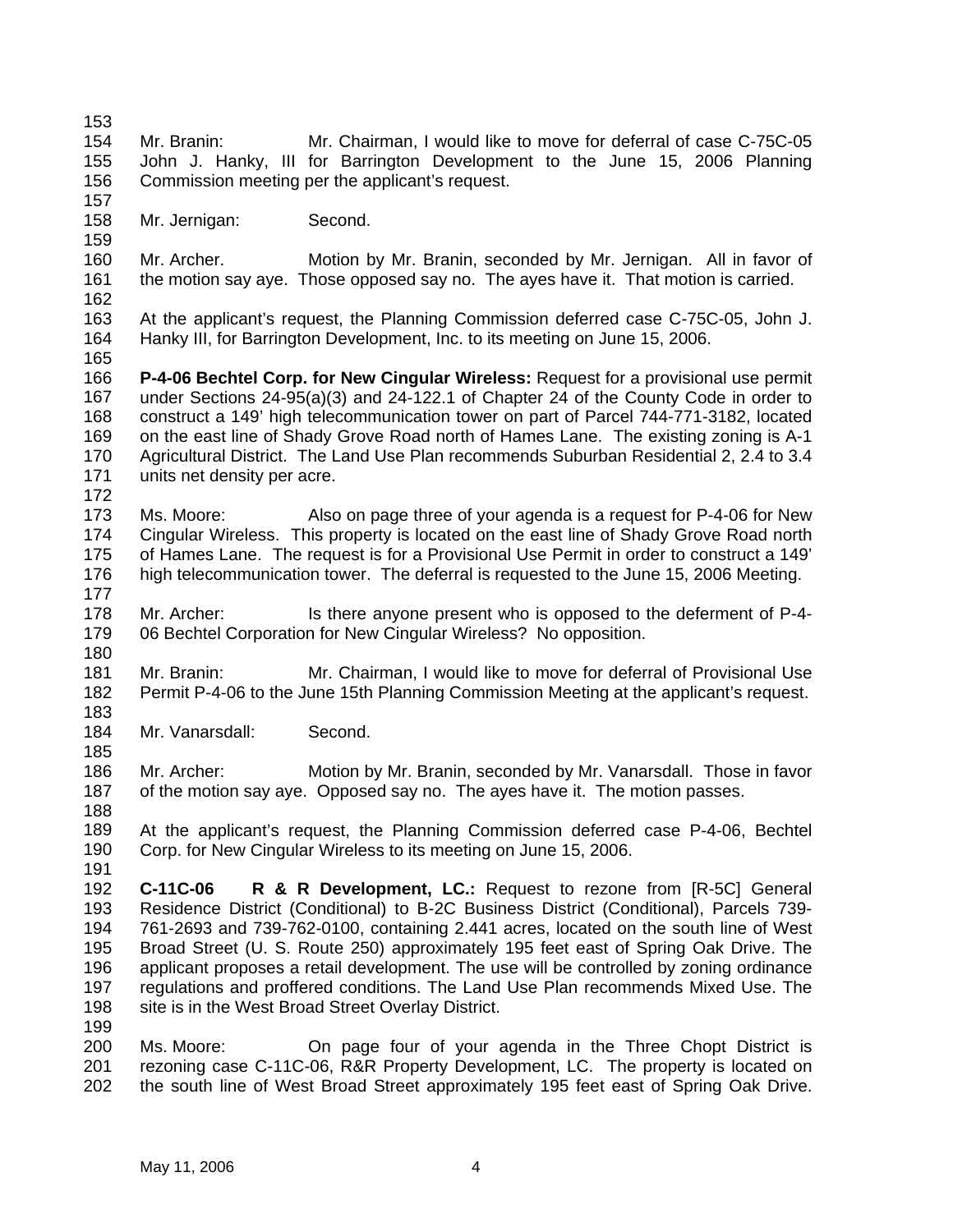Mr. Branin: Mr. Chairman, I would like to move for deferral of case C-75C-05 John J. Hanky, III for Barrington Development to the June 15, 2006 Planning Commission meeting per the applicant's request.

Mr. Jernigan: Second.

Mr. Archer. Motion by Mr. Branin, seconded by Mr. Jernigan. All in favor of the motion say aye. Those opposed say no. The ayes have it. That motion is carried.

At the applicant's request, the Planning Commission deferred case C-75C-05, John J. Hanky III, for Barrington Development, Inc. to its meeting on June 15, 2006.

**P-4-06 Bechtel Corp. for New Cingular Wireless:** Request for a provisional use permit under Sections 24-95(a)(3) and 24-122.1 of Chapter 24 of the County Code in order to construct a 149' high telecommunication tower on part of Parcel 744-771-3182, located on the east line of Shady Grove Road north of Hames Lane. The existing zoning is A-1 Agricultural District. The Land Use Plan recommends Suburban Residential 2, 2.4 to 3.4 units net density per acre.

Ms. Moore: Also on page three of your agenda is a request for P-4-06 for New Cingular Wireless. This property is located on the east line of Shady Grove Road north of Hames Lane. The request is for a Provisional Use Permit in order to construct a 149' high telecommunication tower. The deferral is requested to the June 15, 2006 Meeting.

Mr. Archer: Is there anyone present who is opposed to the deferment of P-4-06 Bechtel Corporation for New Cingular Wireless? No opposition.

Mr. Branin: Mr. Chairman, I would like to move for deferral of Provisional Use Permit P-4-06 to the June 15th Planning Commission Meeting at the applicant's request.

Mr. Vanarsdall: Second.

Mr. Archer: Motion by Mr. Branin, seconded by Mr. Vanarsdall. Those in favor of the motion say aye. Opposed say no. The ayes have it. The motion passes.

At the applicant's request, the Planning Commission deferred case P-4-06, Bechtel Corp. for New Cingular Wireless to its meeting on June 15, 2006.

**C-11C-06 R & R Development, LC.:** Request to rezone from [R-5C] General Residence District (Conditional) to B-2C Business District (Conditional), Parcels 739-761-2693 and 739-762-0100, containing 2.441 acres, located on the south line of West Broad Street (U. S. Route 250) approximately 195 feet east of Spring Oak Drive. The applicant proposes a retail development. The use will be controlled by zoning ordinance regulations and proffered conditions. The Land Use Plan recommends Mixed Use. The site is in the West Broad Street Overlay District.

Ms. Moore: On page four of your agenda in the Three Chopt District is rezoning case C-11C-06, R&R Property Development, LC. The property is located on the south line of West Broad Street approximately 195 feet east of Spring Oak Drive.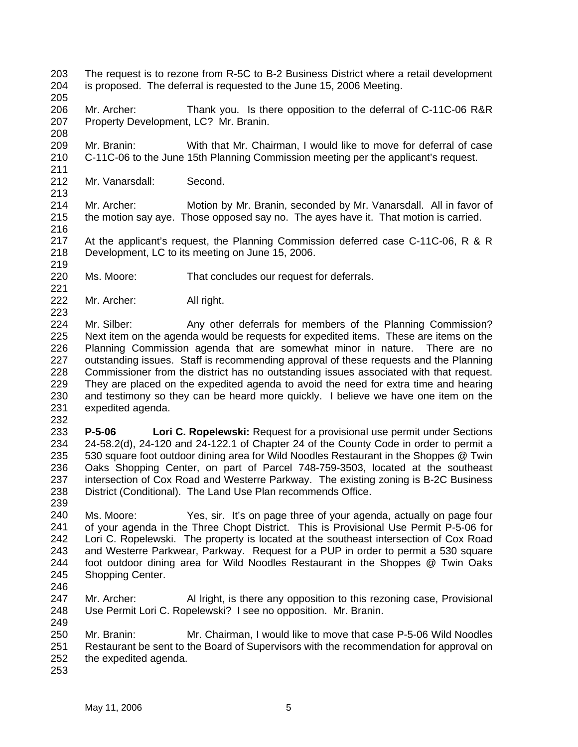The request is to rezone from R-5C to B-2 Business District where a retail development is proposed. The deferral is requested to the June 15, 2006 Meeting.

Mr. Archer: Thank you. Is there opposition to the deferral of C-11C-06 R&R Property Development, LC? Mr. Branin.

Mr. Branin: With that Mr. Chairman, I would like to move for deferral of case C-11C-06 to the June 15th Planning Commission meeting per the applicant's request.

Mr. Vanarsdall: Second.

Mr. Archer: Motion by Mr. Branin, seconded by Mr. Vanarsdall. All in favor of the motion say aye. Those opposed say no. The ayes have it. That motion is carried.

At the applicant's request, the Planning Commission deferred case C-11C-06, R & R Development, LC to its meeting on June 15, 2006.

Ms. Moore: That concludes our request for deferrals.

Mr. Archer: All right.

Mr. Silber: Any other deferrals for members of the Planning Commission? Next item on the agenda would be requests for expedited items. These are items on the Planning Commission agenda that are somewhat minor in nature. There are no outstanding issues. Staff is recommending approval of these requests and the Planning Commissioner from the district has no outstanding issues associated with that request. They are placed on the expedited agenda to avoid the need for extra time and hearing and testimony so they can be heard more quickly. I believe we have one item on the expedited agenda.

**P-5-06 Lori C. Ropelewski:** Request for a provisional use permit under Sections 24-58.2(d), 24-120 and 24-122.1 of Chapter 24 of the County Code in order to permit a 530 square foot outdoor dining area for Wild Noodles Restaurant in the Shoppes @ Twin Oaks Shopping Center, on part of Parcel 748-759-3503, located at the southeast intersection of Cox Road and Westerre Parkway. The existing zoning is B-2C Business District (Conditional). The Land Use Plan recommends Office.

Ms. Moore: Yes, sir. It's on page three of your agenda, actually on page four of your agenda in the Three Chopt District. This is Provisional Use Permit P-5-06 for Lori C. Ropelewski. The property is located at the southeast intersection of Cox Road and Westerre Parkwear, Parkway. Request for a PUP in order to permit a 530 square foot outdoor dining area for Wild Noodles Restaurant in the Shoppes @ Twin Oaks Shopping Center.

Mr. Archer: Al lright, is there any opposition to this rezoning case, Provisional Use Permit Lori C. Ropelewski? I see no opposition. Mr. Branin.

Mr. Branin: Mr. Chairman, I would like to move that case P-5-06 Wild Noodles Restaurant be sent to the Board of Supervisors with the recommendation for approval on the expedited agenda.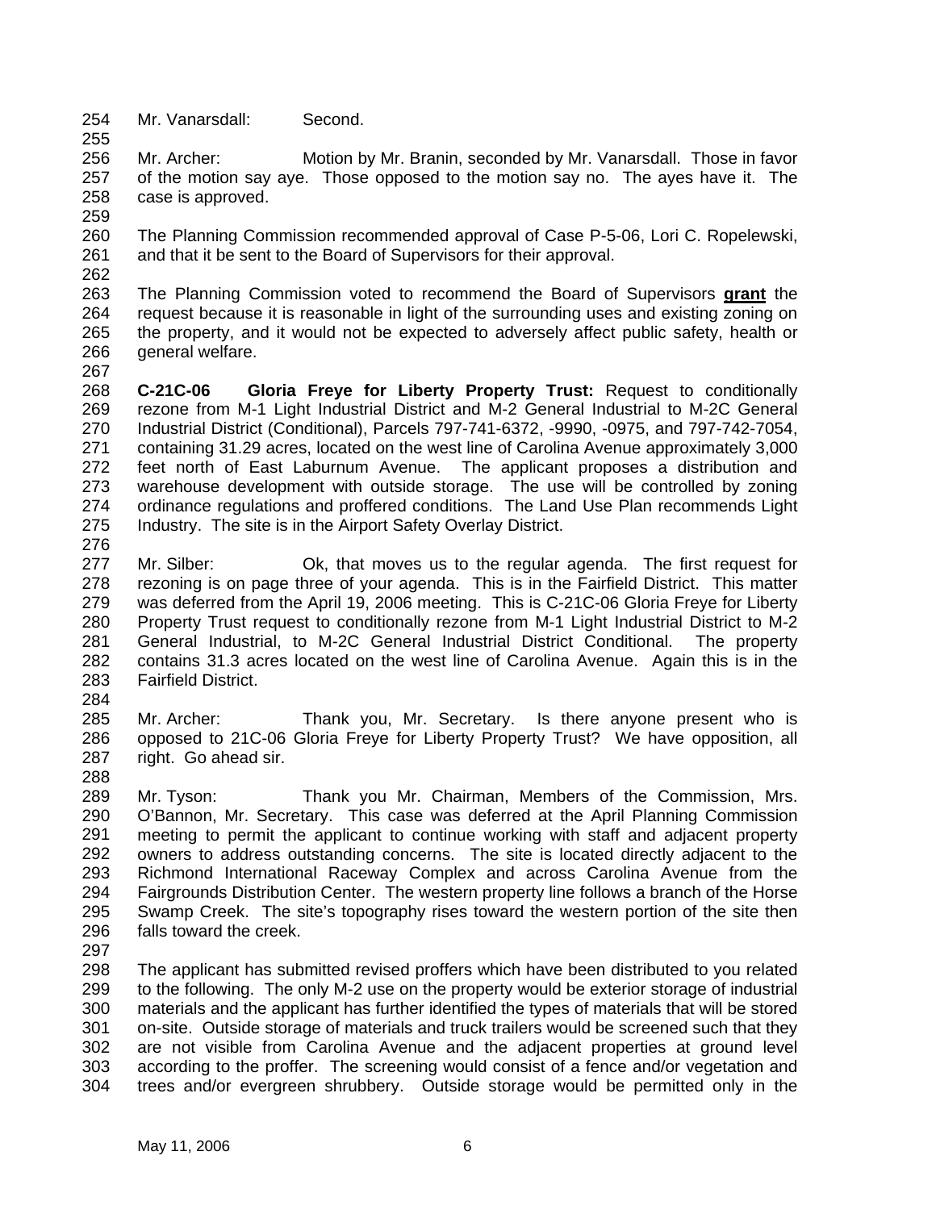Mr. Vanarsdall: Second.

Mr. Archer: Motion by Mr. Branin, seconded by Mr. Vanarsdall. Those in favor of the motion say aye. Those opposed to the motion say no. The ayes have it. The case is approved.

The Planning Commission recommended approval of Case P-5-06, Lori C. Ropelewski, and that it be sent to the Board of Supervisors for their approval.

The Planning Commission voted to recommend the Board of Supervisors **grant** the request because it is reasonable in light of the surrounding uses and existing zoning on the property, and it would not be expected to adversely affect public safety, health or general welfare.

**C-21C-06 Gloria Freye for Liberty Property Trust:** Request to conditionally rezone from M-1 Light Industrial District and M-2 General Industrial to M-2C General Industrial District (Conditional), Parcels 797-741-6372, -9990, -0975, and 797-742-7054, containing 31.29 acres, located on the west line of Carolina Avenue approximately 3,000 feet north of East Laburnum Avenue. The applicant proposes a distribution and warehouse development with outside storage. The use will be controlled by zoning ordinance regulations and proffered conditions. The Land Use Plan recommends Light Industry. The site is in the Airport Safety Overlay District.

Mr. Silber: Ok, that moves us to the regular agenda. The first request for rezoning is on page three of your agenda. This is in the Fairfield District. This matter was deferred from the April 19, 2006 meeting. This is C-21C-06 Gloria Freye for Liberty Property Trust request to conditionally rezone from M-1 Light Industrial District to M-2 General Industrial, to M-2C General Industrial District Conditional. The property contains 31.3 acres located on the west line of Carolina Avenue. Again this is in the Fairfield District.

Mr. Archer: Thank you, Mr. Secretary. Is there anyone present who is opposed to 21C-06 Gloria Freye for Liberty Property Trust? We have opposition, all right. Go ahead sir.

Mr. Tyson: Thank you Mr. Chairman, Members of the Commission, Mrs. O'Bannon, Mr. Secretary. This case was deferred at the April Planning Commission meeting to permit the applicant to continue working with staff and adjacent property owners to address outstanding concerns. The site is located directly adjacent to the Richmond International Raceway Complex and across Carolina Avenue from the Fairgrounds Distribution Center. The western property line follows a branch of the Horse Swamp Creek. The site's topography rises toward the western portion of the site then falls toward the creek.

The applicant has submitted revised proffers which have been distributed to you related to the following. The only M-2 use on the property would be exterior storage of industrial materials and the applicant has further identified the types of materials that will be stored on-site. Outside storage of materials and truck trailers would be screened such that they are not visible from Carolina Avenue and the adjacent properties at ground level according to the proffer. The screening would consist of a fence and/or vegetation and trees and/or evergreen shrubbery. Outside storage would be permitted only in the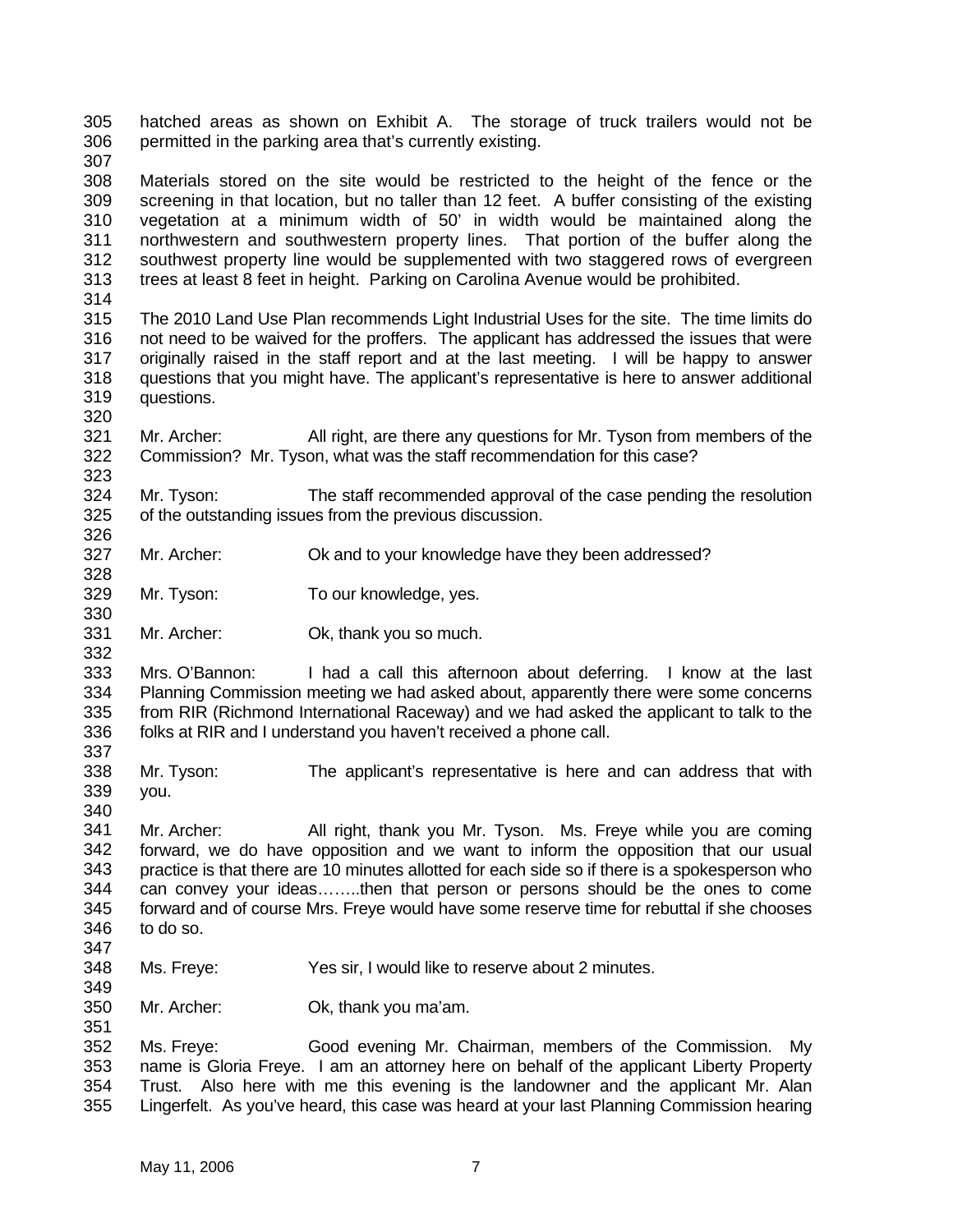hatched areas as shown on Exhibit A. The storage of truck trailers would not be permitted in the parking area that's currently existing.

Materials stored on the site would be restricted to the height of the fence or the screening in that location, but no taller than 12 feet. A buffer consisting of the existing vegetation at a minimum width of 50' in width would be maintained along the northwestern and southwestern property lines. That portion of the buffer along the southwest property line would be supplemented with two staggered rows of evergreen trees at least 8 feet in height. Parking on Carolina Avenue would be prohibited.

The 2010 Land Use Plan recommends Light Industrial Uses for the site. The time limits do not need to be waived for the proffers. The applicant has addressed the issues that were originally raised in the staff report and at the last meeting. I will be happy to answer questions that you might have. The applicant's representative is here to answer additional questions.

Mr. Archer: All right, are there any questions for Mr. Tyson from members of the Commission? Mr. Tyson, what was the staff recommendation for this case?

Mr. Tyson: The staff recommended approval of the case pending the resolution of the outstanding issues from the previous discussion.

Mr. Archer: Ok and to your knowledge have they been addressed?

Mr. Tyson: To our knowledge, yes.

Mr. Archer: Ok, thank you so much.

Mrs. O'Bannon: I had a call this afternoon about deferring. I know at the last Planning Commission meeting we had asked about, apparently there were some concerns from RIR (Richmond International Raceway) and we had asked the applicant to talk to the folks at RIR and I understand you haven't received a phone call.

Mr. Tyson: The applicant's representative is here and can address that with you.

Mr. Archer: All right, thank you Mr. Tyson. Ms. Freye while you are coming forward, we do have opposition and we want to inform the opposition that our usual practice is that there are 10 minutes allotted for each side so if there is a spokesperson who can convey your ideas……..then that person or persons should be the ones to come forward and of course Mrs. Freye would have some reserve time for rebuttal if she chooses to do so.

Ms. Freye: Yes sir, I would like to reserve about 2 minutes.

Mr. Archer: Ok, thank you ma'am.

Ms. Freye: Good evening Mr. Chairman, members of the Commission. My name is Gloria Freye. I am an attorney here on behalf of the applicant Liberty Property Trust. Also here with me this evening is the landowner and the applicant Mr. Alan Lingerfelt. As you've heard, this case was heard at your last Planning Commission hearing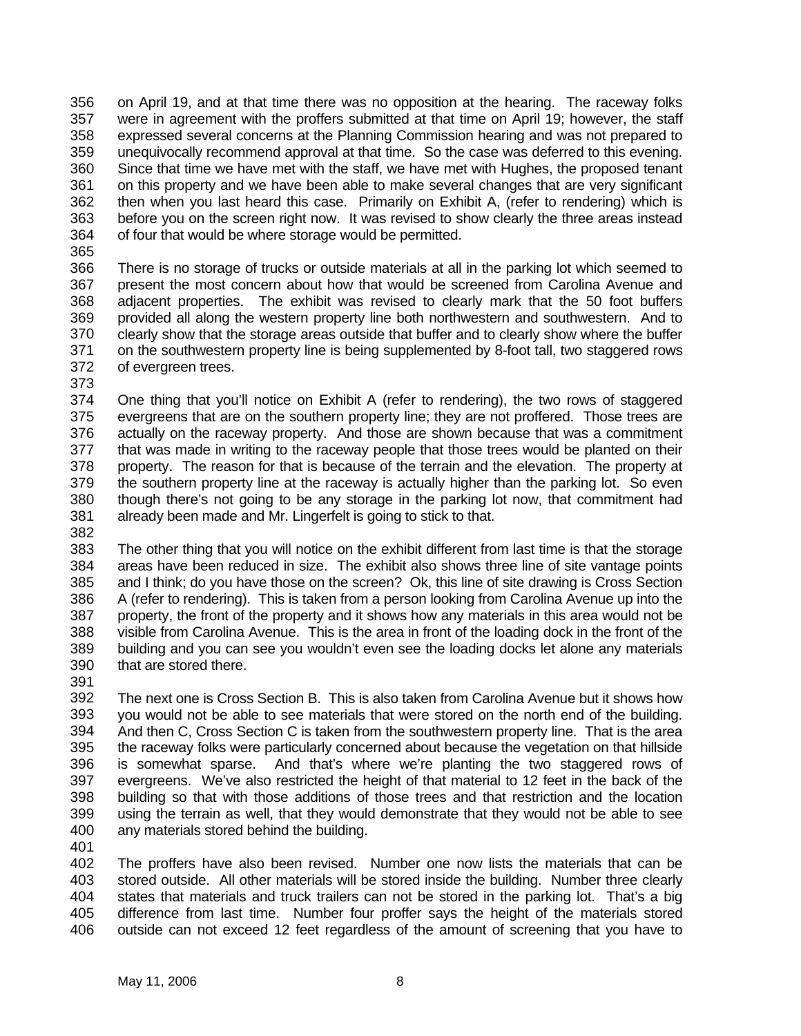356 on April 19, and at that time there was no opposition at the hearing. The raceway folks
357 were in agreement with the proffers submitted at that time on April 19; however, the staff
358 expressed several concerns at the Planning Commission hearing and was not prepared to
359 unequivocally recommend approval at that time. So the case was deferred to this evening.
360 Since that time we have met with the staff, we have met with Hughes, the proposed tenant
361 on this property and we have been able to make several changes that are very significant
362 then when you last heard this case. Primarily on Exhibit A, (refer to rendering) which is
363 before you on the screen right now. It was revised to show clearly the three areas instead
364 of four that would be where storage would be permitted.
365
366 There is no storage of trucks or outside materials at all in the parking lot which seemed to
367 present the most concern about how that would be screened from Carolina Avenue and
368 adjacent properties. The exhibit was revised to clearly mark that the 50 foot buffers
369 provided all along the western property line both northwestern and southwestern. And to
370 clearly show that the storage areas outside that buffer and to clearly show where the buffer
371 on the southwestern property line is being supplemented by 8-foot tall, two staggered rows
372 of evergreen trees.
373
374 One thing that you'll notice on Exhibit A (refer to rendering), the two rows of staggered
375 evergreens that are on the southern property line; they are not proffered. Those trees are
376 actually on the raceway property. And those are shown because that was a commitment
377 that was made in writing to the raceway people that those trees would be planted on their
378 property. The reason for that is because of the terrain and the elevation. The property at
379 the southern property line at the raceway is actually higher than the parking lot. So even
380 though there's not going to be any storage in the parking lot now, that commitment had
381 already been made and Mr. Lingerfelt is going to stick to that.
382
383 The other thing that you will notice on the exhibit different from last time is that the storage
384 areas have been reduced in size. The exhibit also shows three line of site vantage points
385 and I think; do you have those on the screen? Ok, this line of site drawing is Cross Section
386 A (refer to rendering). This is taken from a person looking from Carolina Avenue up into the
387 property, the front of the property and it shows how any materials in this area would not be
388 visible from Carolina Avenue. This is the area in front of the loading dock in the front of the
389 building and you can see you wouldn't even see the loading docks let alone any materials
390 that are stored there.
391
392 The next one is Cross Section B. This is also taken from Carolina Avenue but it shows how
393 you would not be able to see materials that were stored on the north end of the building.
394 And then C, Cross Section C is taken from the southwestern property line. That is the area
395 the raceway folks were particularly concerned about because the vegetation on that hillside
396 is somewhat sparse. And that's where we're planting the two staggered rows of
397 evergreens. We've also restricted the height of that material to 12 feet in the back of the
398 building so that with those additions of those trees and that restriction and the location
399 using the terrain as well, that they would demonstrate that they would not be able to see
400 any materials stored behind the building.
401
402 The proffers have also been revised. Number one now lists the materials that can be
403 stored outside. All other materials will be stored inside the building. Number three clearly
404 states that materials and truck trailers can not be stored in the parking lot. That's a big
405 difference from last time. Number four proffer says the height of the materials stored
406 outside can not exceed 12 feet regardless of the amount of screening that you have to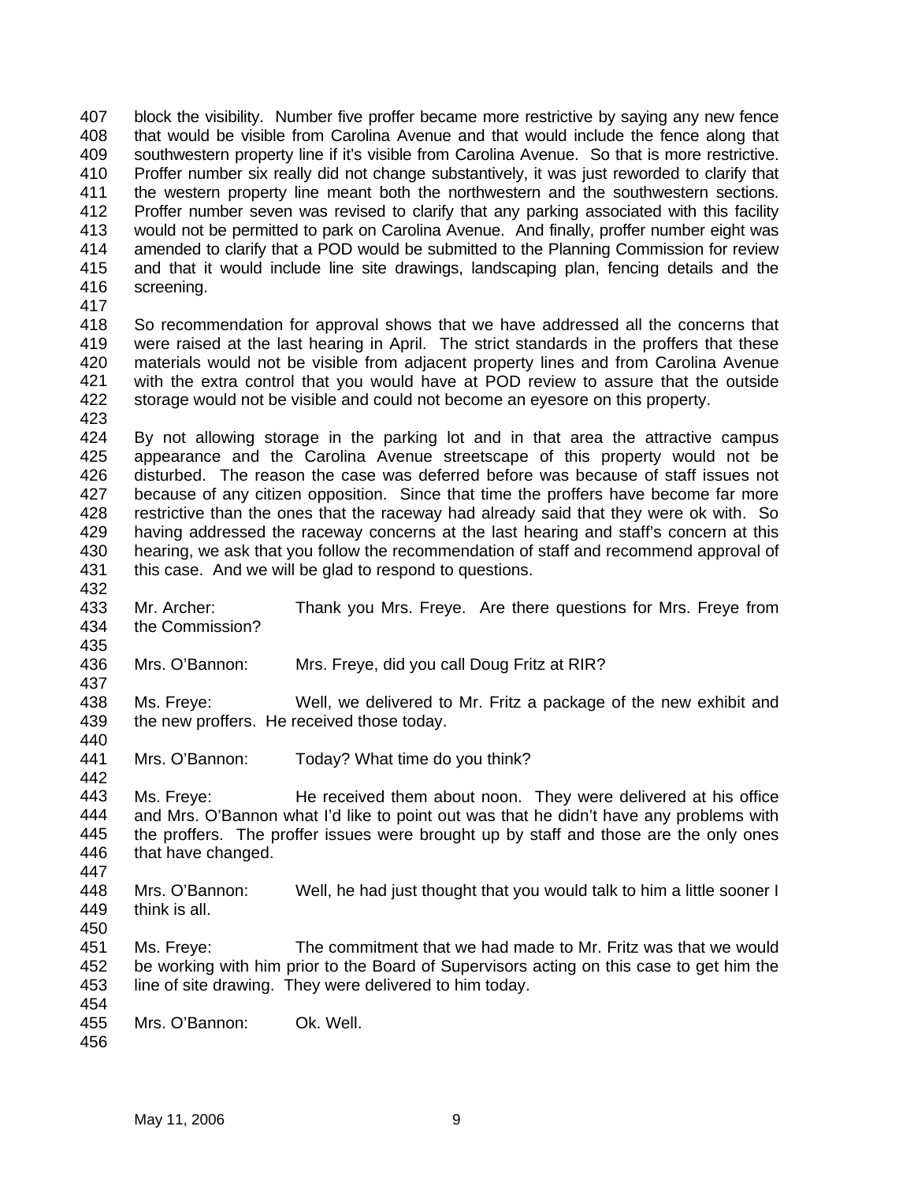block the visibility. Number five proffer became more restrictive by saying any new fence that would be visible from Carolina Avenue and that would include the fence along that southwestern property line if it's visible from Carolina Avenue. So that is more restrictive. Proffer number six really did not change substantively, it was just reworded to clarify that the western property line meant both the northwestern and the southwestern sections. Proffer number seven was revised to clarify that any parking associated with this facility would not be permitted to park on Carolina Avenue. And finally, proffer number eight was amended to clarify that a POD would be submitted to the Planning Commission for review and that it would include line site drawings, landscaping plan, fencing details and the screening.

So recommendation for approval shows that we have addressed all the concerns that were raised at the last hearing in April. The strict standards in the proffers that these materials would not be visible from adjacent property lines and from Carolina Avenue with the extra control that you would have at POD review to assure that the outside storage would not be visible and could not become an eyesore on this property.

By not allowing storage in the parking lot and in that area the attractive campus appearance and the Carolina Avenue streetscape of this property would not be disturbed. The reason the case was deferred before was because of staff issues not because of any citizen opposition. Since that time the proffers have become far more restrictive than the ones that the raceway had already said that they were ok with. So having addressed the raceway concerns at the last hearing and staff's concern at this hearing, we ask that you follow the recommendation of staff and recommend approval of this case. And we will be glad to respond to questions.

Mr. Archer: Thank you Mrs. Freye. Are there questions for Mrs. Freye from the Commission?

Mrs. O'Bannon: Mrs. Freye, did you call Doug Fritz at RIR?

Ms. Freye: Well, we delivered to Mr. Fritz a package of the new exhibit and the new proffers. He received those today.

Mrs. O'Bannon: Today? What time do you think?

Ms. Freye: He received them about noon. They were delivered at his office and Mrs. O'Bannon what I'd like to point out was that he didn't have any problems with the proffers. The proffer issues were brought up by staff and those are the only ones that have changed.

Mrs. O'Bannon: Well, he had just thought that you would talk to him a little sooner I think is all.

Ms. Freye: The commitment that we had made to Mr. Fritz was that we would be working with him prior to the Board of Supervisors acting on this case to get him the line of site drawing. They were delivered to him today.

Mrs. O'Bannon: Ok. Well.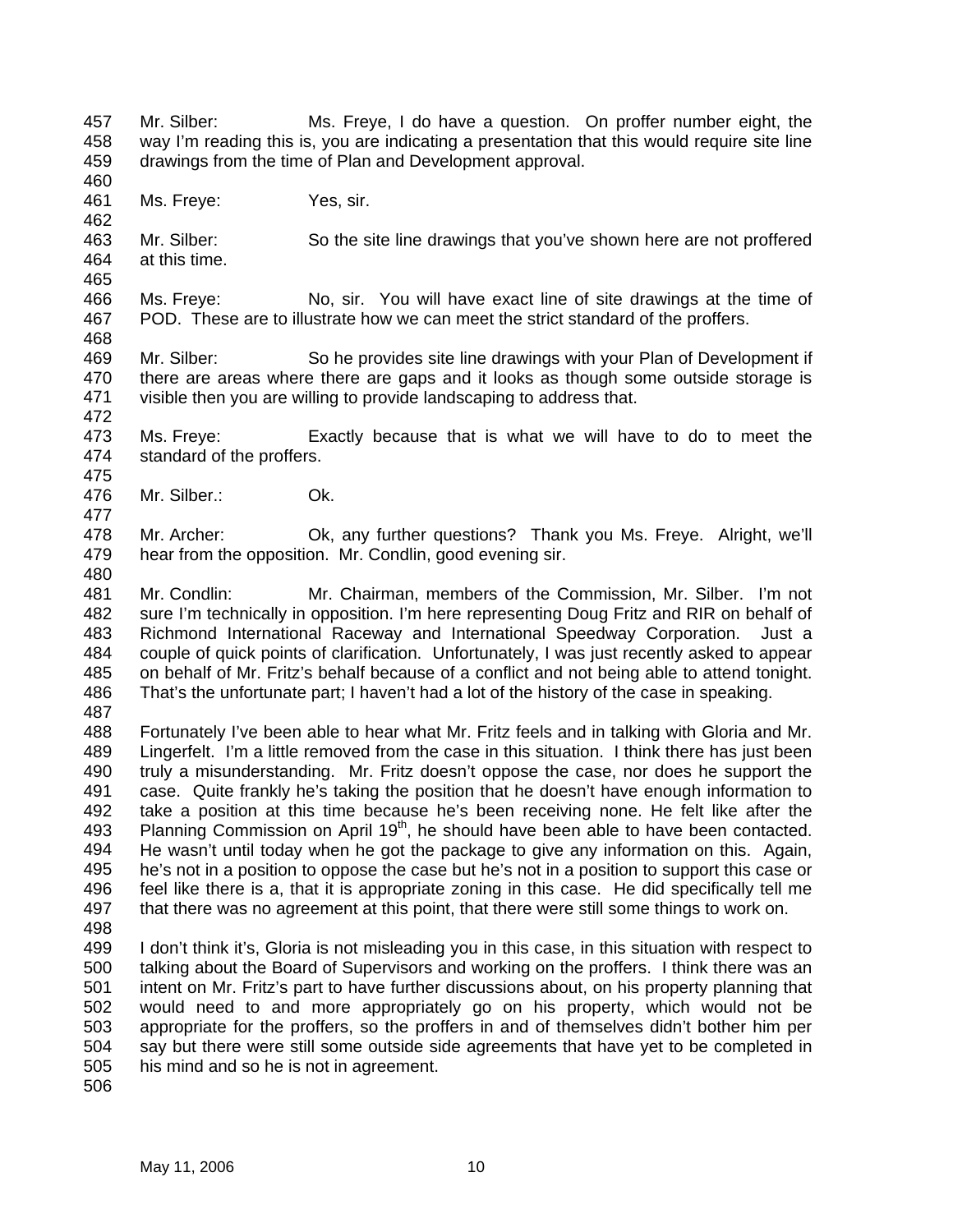Mr. Silber: Ms. Freye, I do have a question. On proffer number eight, the way I'm reading this is, you are indicating a presentation that this would require site line drawings from the time of Plan and Development approval.

Ms. Freye: Yes, sir.

Mr. Silber: So the site line drawings that you've shown here are not proffered at this time.

Ms. Freye: No, sir. You will have exact line of site drawings at the time of POD. These are to illustrate how we can meet the strict standard of the proffers.

Mr. Silber: So he provides site line drawings with your Plan of Development if there are areas where there are gaps and it looks as though some outside storage is visible then you are willing to provide landscaping to address that.

Ms. Freye: Exactly because that is what we will have to do to meet the standard of the proffers.

Mr. Silber.: Ok.

Mr. Archer: Ok, any further questions? Thank you Ms. Freye. Alright, we'll hear from the opposition. Mr. Condlin, good evening sir.

Mr. Condlin: Mr. Chairman, members of the Commission, Mr. Silber. I'm not sure I'm technically in opposition. I'm here representing Doug Fritz and RIR on behalf of Richmond International Raceway and International Speedway Corporation. Just a couple of quick points of clarification. Unfortunately, I was just recently asked to appear on behalf of Mr. Fritz's behalf because of a conflict and not being able to attend tonight. That's the unfortunate part; I haven't had a lot of the history of the case in speaking.

Fortunately I've been able to hear what Mr. Fritz feels and in talking with Gloria and Mr. Lingerfelt. I'm a little removed from the case in this situation. I think there has just been truly a misunderstanding. Mr. Fritz doesn't oppose the case, nor does he support the case. Quite frankly he's taking the position that he doesn't have enough information to take a position at this time because he's been receiving none. He felt like after the Planning Commission on April 19th, he should have been able to have been contacted. He wasn't until today when he got the package to give any information on this. Again, he's not in a position to oppose the case but he's not in a position to support this case or feel like there is a, that it is appropriate zoning in this case. He did specifically tell me that there was no agreement at this point, that there were still some things to work on.

I don't think it's, Gloria is not misleading you in this case, in this situation with respect to talking about the Board of Supervisors and working on the proffers. I think there was an intent on Mr. Fritz's part to have further discussions about, on his property planning that would need to and more appropriately go on his property, which would not be appropriate for the proffers, so the proffers in and of themselves didn't bother him per say but there were still some outside side agreements that have yet to be completed in his mind and so he is not in agreement.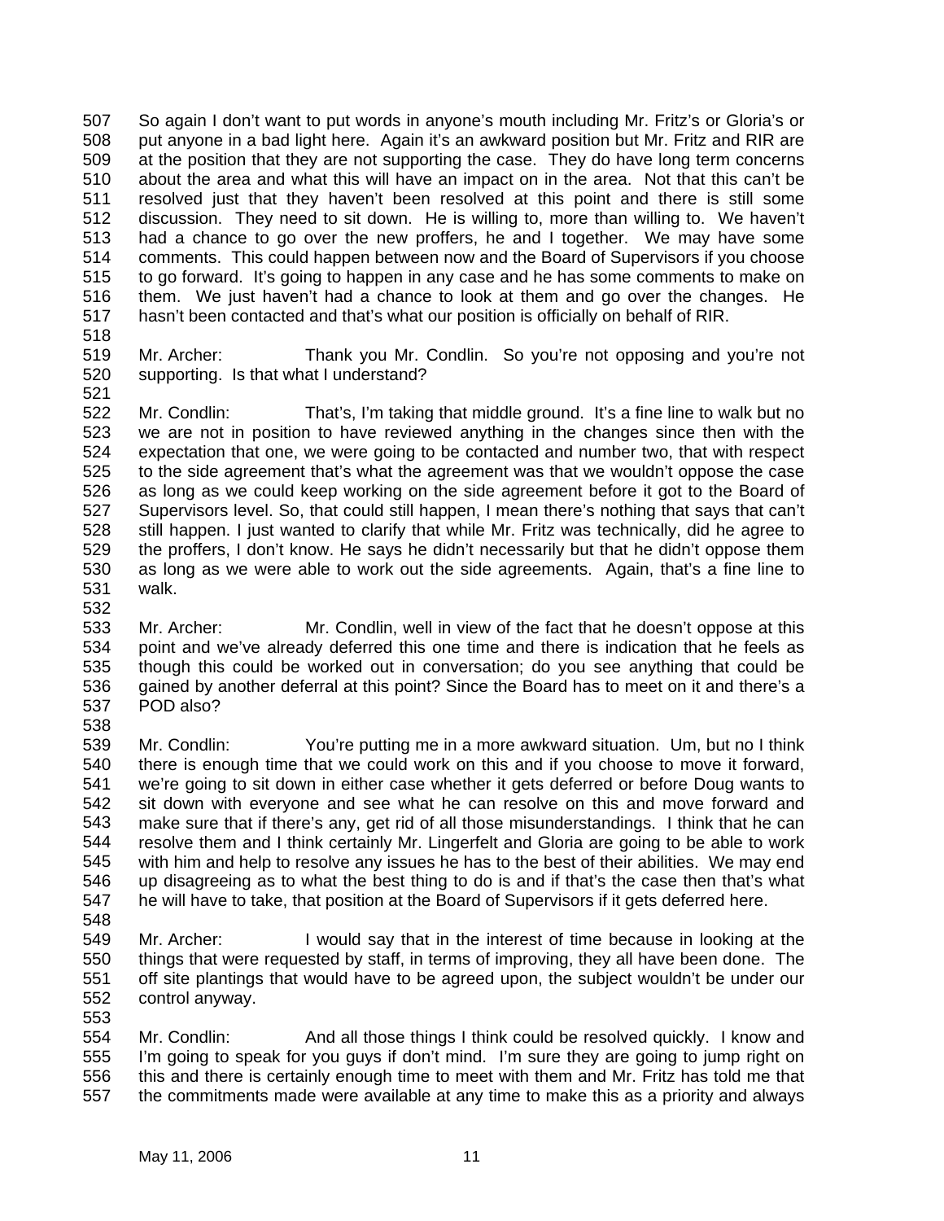So again I don't want to put words in anyone's mouth including Mr. Fritz's or Gloria's or put anyone in a bad light here. Again it's an awkward position but Mr. Fritz and RIR are at the position that they are not supporting the case. They do have long term concerns about the area and what this will have an impact on in the area. Not that this can't be resolved just that they haven't been resolved at this point and there is still some discussion. They need to sit down. He is willing to, more than willing to. We haven't had a chance to go over the new proffers, he and I together. We may have some comments. This could happen between now and the Board of Supervisors if you choose to go forward. It's going to happen in any case and he has some comments to make on them. We just haven't had a chance to look at them and go over the changes. He hasn't been contacted and that's what our position is officially on behalf of RIR.

Mr. Archer: Thank you Mr. Condlin. So you're not opposing and you're not supporting. Is that what I understand?

Mr. Condlin: That's, I'm taking that middle ground. It's a fine line to walk but no we are not in position to have reviewed anything in the changes since then with the expectation that one, we were going to be contacted and number two, that with respect to the side agreement that's what the agreement was that we wouldn't oppose the case as long as we could keep working on the side agreement before it got to the Board of Supervisors level. So, that could still happen, I mean there's nothing that says that can't still happen. I just wanted to clarify that while Mr. Fritz was technically, did he agree to the proffers, I don't know. He says he didn't necessarily but that he didn't oppose them as long as we were able to work out the side agreements. Again, that's a fine line to walk.

Mr. Archer: Mr. Condlin, well in view of the fact that he doesn't oppose at this point and we've already deferred this one time and there is indication that he feels as though this could be worked out in conversation; do you see anything that could be gained by another deferral at this point? Since the Board has to meet on it and there's a POD also?

Mr. Condlin: You're putting me in a more awkward situation. Um, but no I think there is enough time that we could work on this and if you choose to move it forward, we're going to sit down in either case whether it gets deferred or before Doug wants to sit down with everyone and see what he can resolve on this and move forward and make sure that if there's any, get rid of all those misunderstandings. I think that he can resolve them and I think certainly Mr. Lingerfelt and Gloria are going to be able to work with him and help to resolve any issues he has to the best of their abilities. We may end up disagreeing as to what the best thing to do is and if that's the case then that's what he will have to take, that position at the Board of Supervisors if it gets deferred here.

Mr. Archer: I would say that in the interest of time because in looking at the things that were requested by staff, in terms of improving, they all have been done. The off site plantings that would have to be agreed upon, the subject wouldn't be under our control anyway.

Mr. Condlin: And all those things I think could be resolved quickly. I know and I'm going to speak for you guys if don't mind. I'm sure they are going to jump right on this and there is certainly enough time to meet with them and Mr. Fritz has told me that the commitments made were available at any time to make this as a priority and always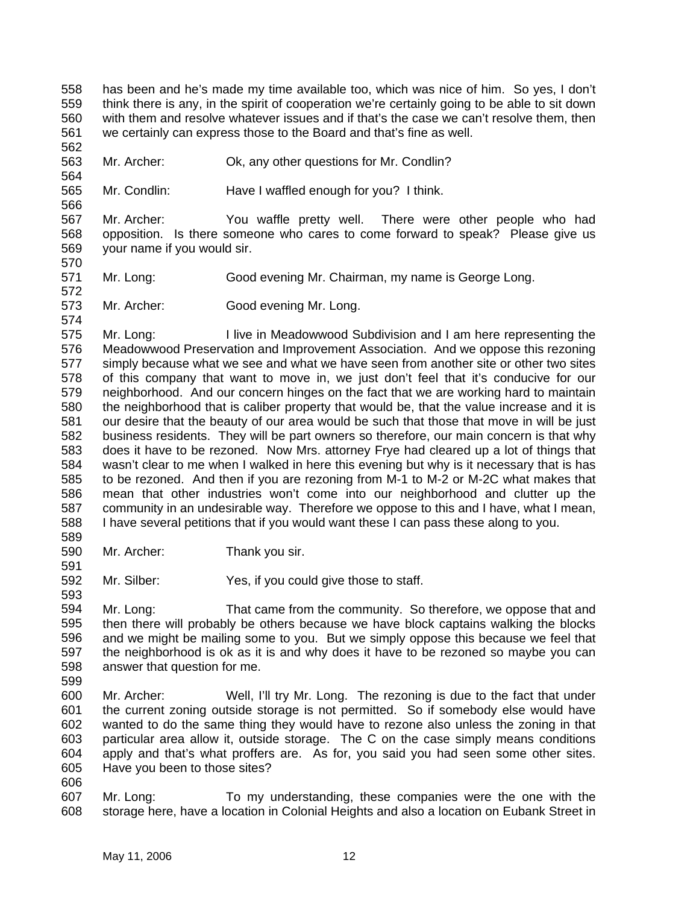has been and he's made my time available too, which was nice of him. So yes, I don't think there is any, in the spirit of cooperation we're certainly going to be able to sit down with them and resolve whatever issues and if that's the case we can't resolve them, then we certainly can express those to the Board and that's fine as well.

Mr. Archer: Ok, any other questions for Mr. Condlin?

Mr. Condlin: Have I waffled enough for you? I think.

Mr. Archer: You waffle pretty well. There were other people who had opposition. Is there someone who cares to come forward to speak? Please give us your name if you would sir.

Mr. Long: Good evening Mr. Chairman, my name is George Long.

Mr. Archer: Good evening Mr. Long.

Mr. Long: I live in Meadowwood Subdivision and I am here representing the Meadowwood Preservation and Improvement Association. And we oppose this rezoning simply because what we see and what we have seen from another site or other two sites of this company that want to move in, we just don't feel that it's conducive for our neighborhood. And our concern hinges on the fact that we are working hard to maintain the neighborhood that is caliber property that would be, that the value increase and it is our desire that the beauty of our area would be such that those that move in will be just business residents. They will be part owners so therefore, our main concern is that why does it have to be rezoned. Now Mrs. attorney Frye had cleared up a lot of things that wasn't clear to me when I walked in here this evening but why is it necessary that is has to be rezoned. And then if you are rezoning from M-1 to M-2 or M-2C what makes that mean that other industries won't come into our neighborhood and clutter up the community in an undesirable way. Therefore we oppose to this and I have, what I mean, I have several petitions that if you would want these I can pass these along to you.

Mr. Archer: Thank you sir.

Mr. Silber: Yes, if you could give those to staff.

Mr. Long: That came from the community. So therefore, we oppose that and then there will probably be others because we have block captains walking the blocks and we might be mailing some to you. But we simply oppose this because we feel that the neighborhood is ok as it is and why does it have to be rezoned so maybe you can answer that question for me.

Mr. Archer: Well, I'll try Mr. Long. The rezoning is due to the fact that under the current zoning outside storage is not permitted. So if somebody else would have wanted to do the same thing they would have to rezone also unless the zoning in that particular area allow it, outside storage. The C on the case simply means conditions apply and that's what proffers are. As for, you said you had seen some other sites. Have you been to those sites?

Mr. Long: To my understanding, these companies were the one with the storage here, have a location in Colonial Heights and also a location on Eubank Street in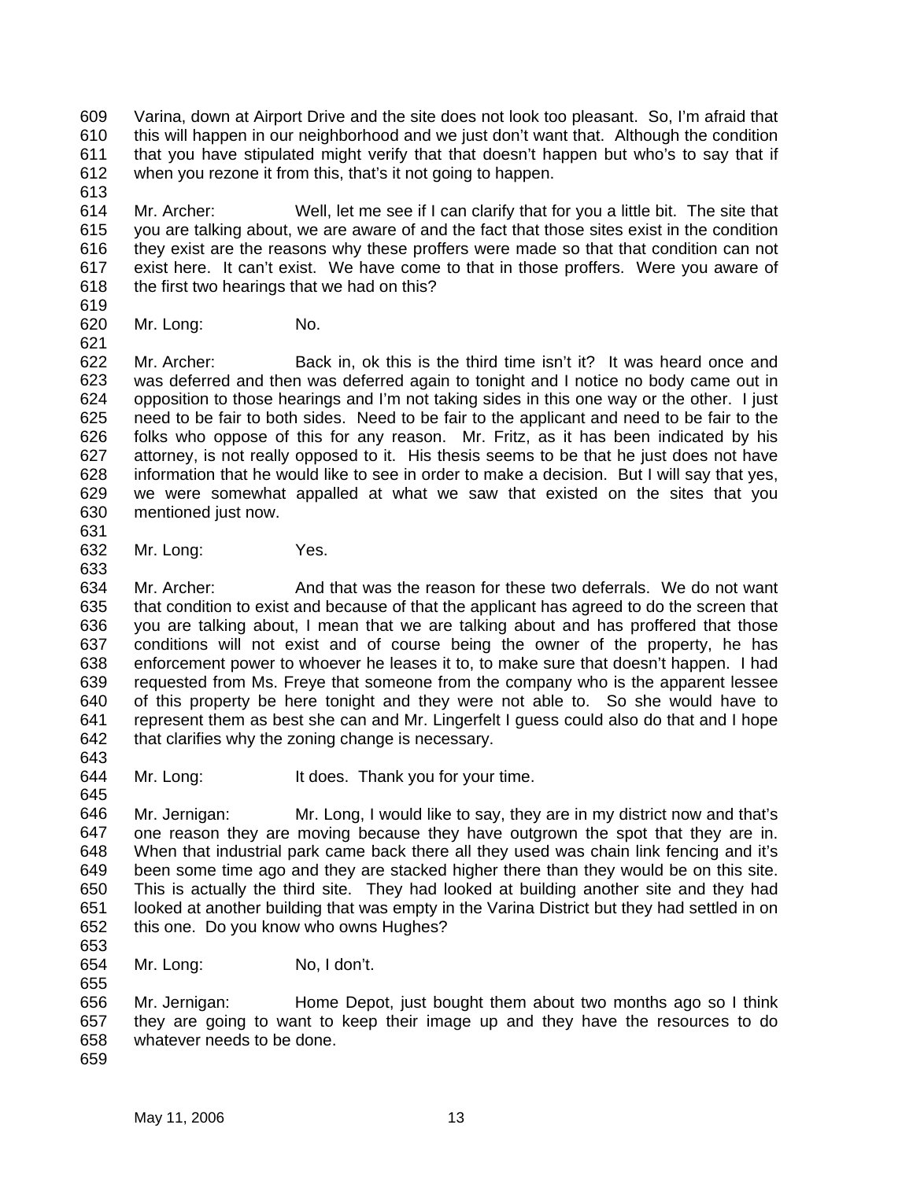Varina, down at Airport Drive and the site does not look too pleasant. So, I'm afraid that this will happen in our neighborhood and we just don't want that. Although the condition that you have stipulated might verify that that doesn't happen but who's to say that if when you rezone it from this, that's it not going to happen.

Mr. Archer: Well, let me see if I can clarify that for you a little bit. The site that you are talking about, we are aware of and the fact that those sites exist in the condition they exist are the reasons why these proffers were made so that that condition can not exist here. It can't exist. We have come to that in those proffers. Were you aware of the first two hearings that we had on this?

Mr. Long: No.

Mr. Archer: Back in, ok this is the third time isn't it? It was heard once and was deferred and then was deferred again to tonight and I notice no body came out in opposition to those hearings and I'm not taking sides in this one way or the other. I just need to be fair to both sides. Need to be fair to the applicant and need to be fair to the folks who oppose of this for any reason. Mr. Fritz, as it has been indicated by his attorney, is not really opposed to it. His thesis seems to be that he just does not have information that he would like to see in order to make a decision. But I will say that yes, we were somewhat appalled at what we saw that existed on the sites that you mentioned just now.

Mr. Long: Yes.

Mr. Archer: And that was the reason for these two deferrals. We do not want that condition to exist and because of that the applicant has agreed to do the screen that you are talking about, I mean that we are talking about and has proffered that those conditions will not exist and of course being the owner of the property, he has enforcement power to whoever he leases it to, to make sure that doesn't happen. I had requested from Ms. Freye that someone from the company who is the apparent lessee of this property be here tonight and they were not able to. So she would have to represent them as best she can and Mr. Lingerfelt I guess could also do that and I hope that clarifies why the zoning change is necessary.

Mr. Long: It does. Thank you for your time.

Mr. Jernigan: Mr. Long, I would like to say, they are in my district now and that's one reason they are moving because they have outgrown the spot that they are in. When that industrial park came back there all they used was chain link fencing and it's been some time ago and they are stacked higher there than they would be on this site. This is actually the third site. They had looked at building another site and they had looked at another building that was empty in the Varina District but they had settled in on this one. Do you know who owns Hughes?

Mr. Long: No, I don't.

Mr. Jernigan: Home Depot, just bought them about two months ago so I think they are going to want to keep their image up and they have the resources to do whatever needs to be done.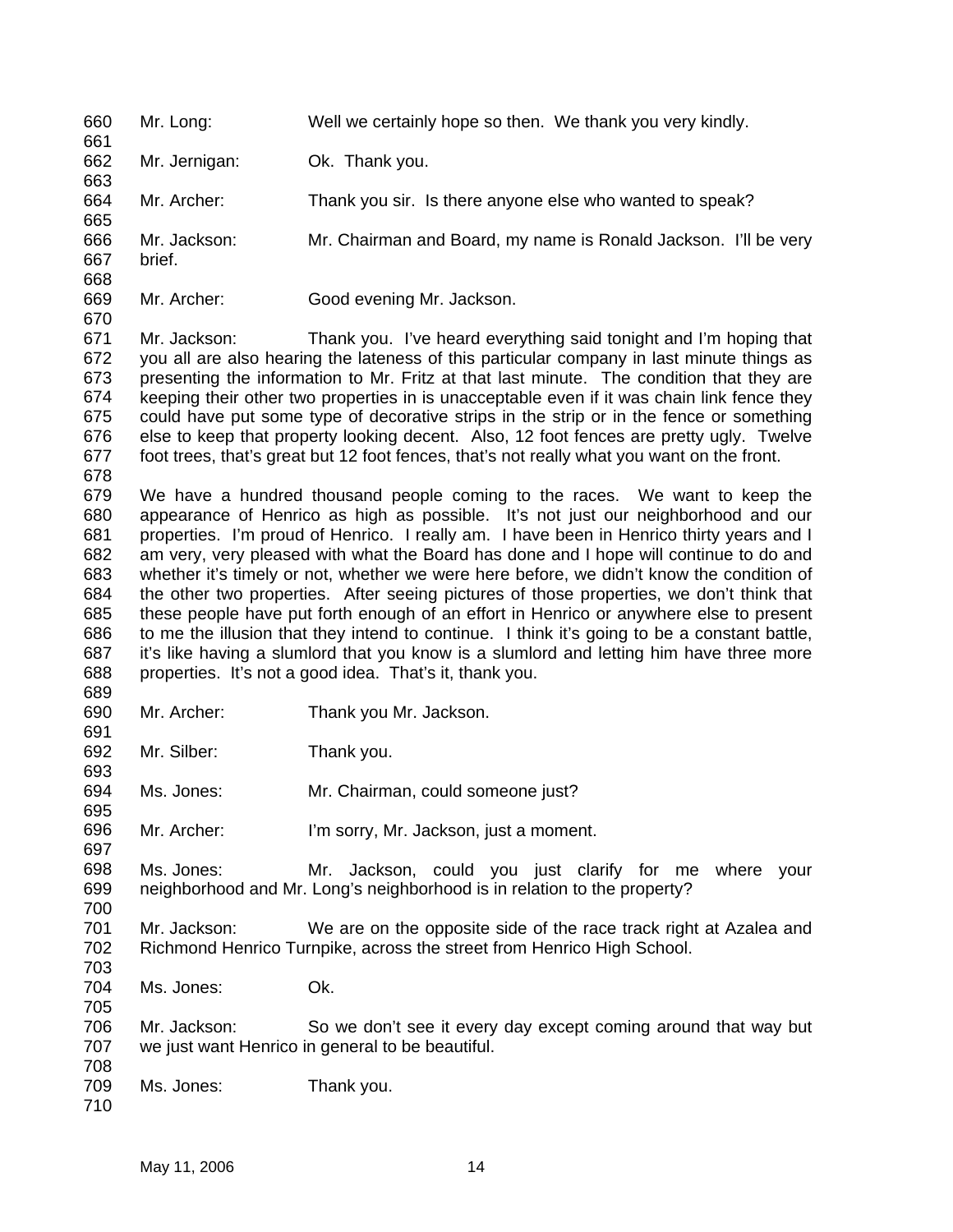Mr. Long: Well we certainly hope so then. We thank you very kindly.

Mr. Jernigan: Ok. Thank you.

Mr. Archer: Thank you sir. Is there anyone else who wanted to speak?

Mr. Jackson: Mr. Chairman and Board, my name is Ronald Jackson. I'll be very brief.

Mr. Archer: Good evening Mr. Jackson.

Mr. Jackson: Thank you. I've heard everything said tonight and I'm hoping that you all are also hearing the lateness of this particular company in last minute things as presenting the information to Mr. Fritz at that last minute. The condition that they are keeping their other two properties in is unacceptable even if it was chain link fence they could have put some type of decorative strips in the strip or in the fence or something else to keep that property looking decent. Also, 12 foot fences are pretty ugly. Twelve foot trees, that's great but 12 foot fences, that's not really what you want on the front.

We have a hundred thousand people coming to the races. We want to keep the appearance of Henrico as high as possible. It's not just our neighborhood and our properties. I'm proud of Henrico. I really am. I have been in Henrico thirty years and I am very, very pleased with what the Board has done and I hope will continue to do and whether it's timely or not, whether we were here before, we didn't know the condition of the other two properties. After seeing pictures of those properties, we don't think that these people have put forth enough of an effort in Henrico or anywhere else to present to me the illusion that they intend to continue. I think it's going to be a constant battle, it's like having a slumlord that you know is a slumlord and letting him have three more properties. It's not a good idea. That's it, thank you.

Mr. Archer: Thank you Mr. Jackson.

Mr. Silber: Thank you.

Ms. Jones: Mr. Chairman, could someone just?

Mr. Archer: I'm sorry, Mr. Jackson, just a moment.

Ms. Jones: Mr. Jackson, could you just clarify for me where your neighborhood and Mr. Long's neighborhood is in relation to the property?

Mr. Jackson: We are on the opposite side of the race track right at Azalea and Richmond Henrico Turnpike, across the street from Henrico High School.

Ms. Jones: Ok.

Mr. Jackson: So we don't see it every day except coming around that way but we just want Henrico in general to be beautiful.

Ms. Jones: Thank you.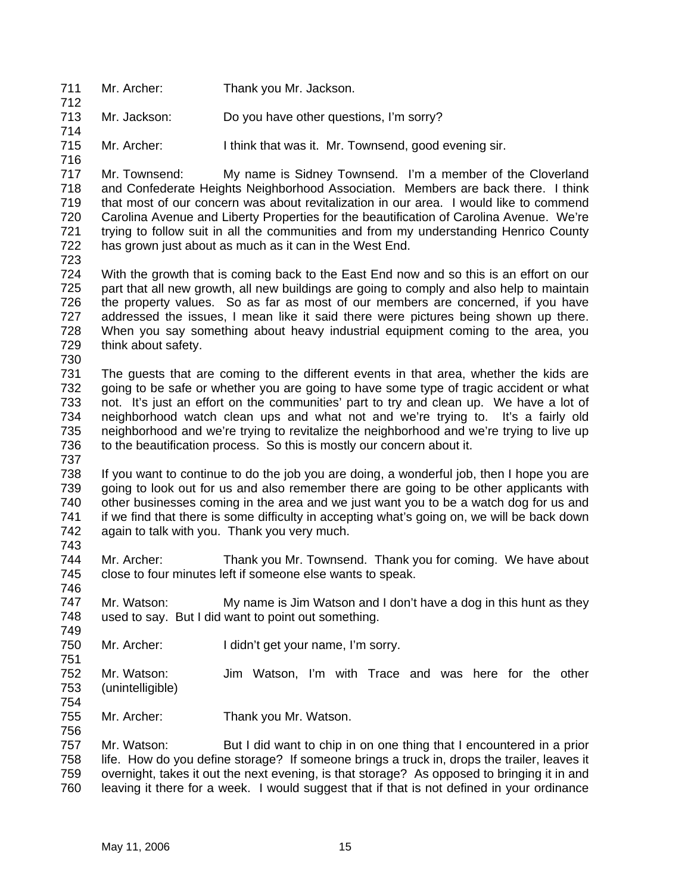711 Mr. Archer: Thank you Mr. Jackson.
712
713 Mr. Jackson: Do you have other questions, I'm sorry?
714
715 Mr. Archer: I think that was it. Mr. Townsend, good evening sir.
716
717 Mr. Townsend: My name is Sidney Townsend. I'm a member of the Cloverland
718 and Confederate Heights Neighborhood Association. Members are back there. I think
719 that most of our concern was about revitalization in our area. I would like to commend
720 Carolina Avenue and Liberty Properties for the beautification of Carolina Avenue. We're
721 trying to follow suit in all the communities and from my understanding Henrico County
722 has grown just about as much as it can in the West End.
723
724 With the growth that is coming back to the East End now and so this is an effort on our
725 part that all new growth, all new buildings are going to comply and also help to maintain
726 the property values. So as far as most of our members are concerned, if you have
727 addressed the issues, I mean like it said there were pictures being shown up there.
728 When you say something about heavy industrial equipment coming to the area, you
729 think about safety.
730
731 The guests that are coming to the different events in that area, whether the kids are
732 going to be safe or whether you are going to have some type of tragic accident or what
733 not. It's just an effort on the communities' part to try and clean up. We have a lot of
734 neighborhood watch clean ups and what not and we're trying to. It's a fairly old
735 neighborhood and we're trying to revitalize the neighborhood and we're trying to live up
736 to the beautification process. So this is mostly our concern about it.
737
738 If you want to continue to do the job you are doing, a wonderful job, then I hope you are
739 going to look out for us and also remember there are going to be other applicants with
740 other businesses coming in the area and we just want you to be a watch dog for us and
741 if we find that there is some difficulty in accepting what's going on, we will be back down
742 again to talk with you. Thank you very much.
743
744 Mr. Archer: Thank you Mr. Townsend. Thank you for coming. We have about
745 close to four minutes left if someone else wants to speak.
746
747 Mr. Watson: My name is Jim Watson and I don't have a dog in this hunt as they
748 used to say. But I did want to point out something.
749
750 Mr. Archer: I didn't get your name, I'm sorry.
751
752 Mr. Watson: Jim Watson, I'm with Trace and was here for the other
753 (unintelligible)
754
755 Mr. Archer: Thank you Mr. Watson.
756
757 Mr. Watson: But I did want to chip in on one thing that I encountered in a prior
758 life. How do you define storage? If someone brings a truck in, drops the trailer, leaves it
759 overnight, takes it out the next evening, is that storage? As opposed to bringing it in and
760 leaving it there for a week. I would suggest that if that is not defined in your ordinance

May 11, 2006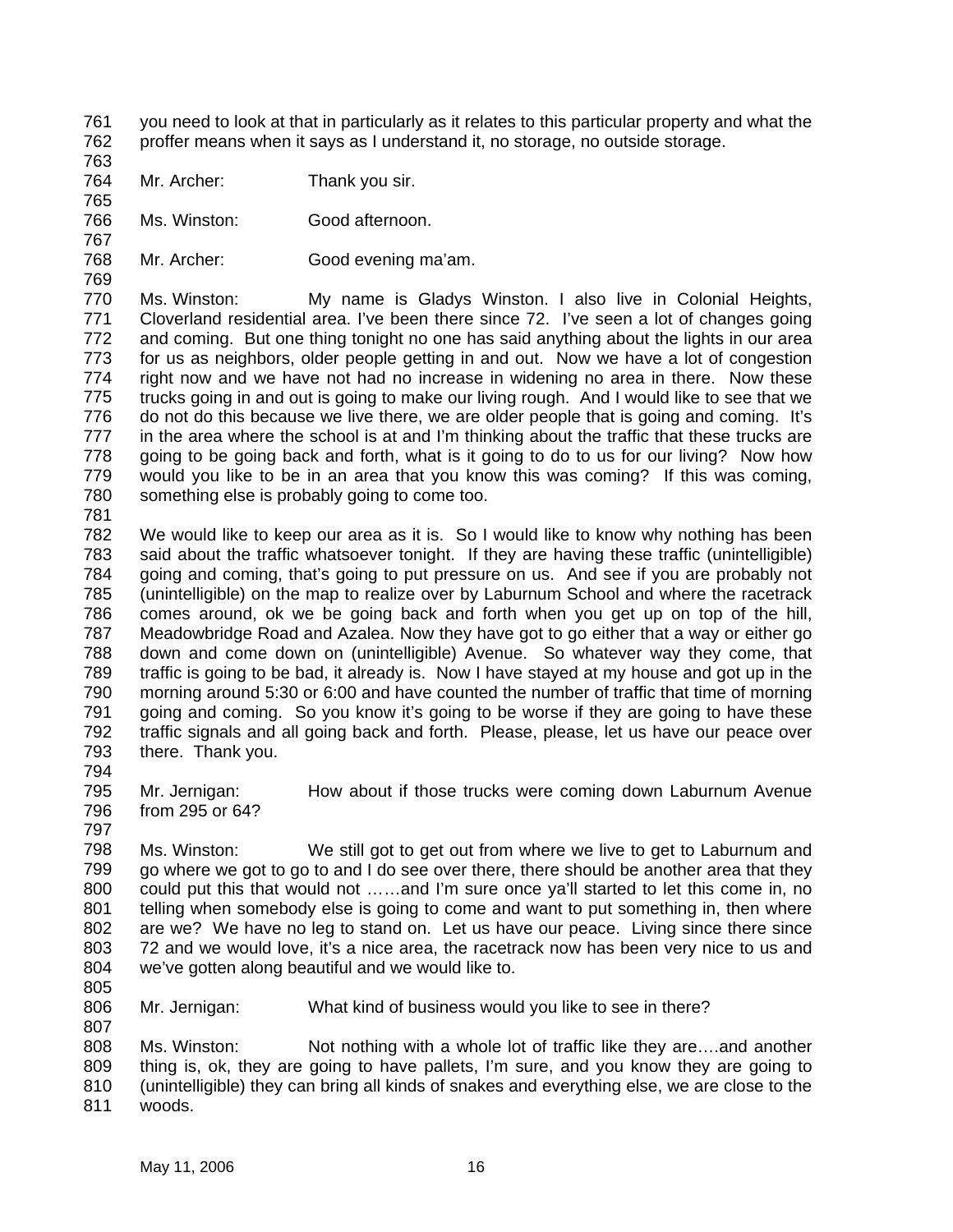you need to look at that in particularly as it relates to this particular property and what the proffer means when it says as I understand it, no storage, no outside storage.

Mr. Archer: Thank you sir.

Ms. Winston: Good afternoon.

Mr. Archer: Good evening ma'am.

Ms. Winston: My name is Gladys Winston. I also live in Colonial Heights, Cloverland residential area. I've been there since 72. I've seen a lot of changes going and coming. But one thing tonight no one has said anything about the lights in our area for us as neighbors, older people getting in and out. Now we have a lot of congestion right now and we have not had no increase in widening no area in there. Now these trucks going in and out is going to make our living rough. And I would like to see that we do not do this because we live there, we are older people that is going and coming. It's in the area where the school is at and I'm thinking about the traffic that these trucks are going to be going back and forth, what is it going to do to us for our living? Now how would you like to be in an area that you know this was coming? If this was coming, something else is probably going to come too.

We would like to keep our area as it is. So I would like to know why nothing has been said about the traffic whatsoever tonight. If they are having these traffic (unintelligible) going and coming, that's going to put pressure on us. And see if you are probably not (unintelligible) on the map to realize over by Laburnum School and where the racetrack comes around, ok we be going back and forth when you get up on top of the hill, Meadowbridge Road and Azalea. Now they have got to go either that a way or either go down and come down on (unintelligible) Avenue. So whatever way they come, that traffic is going to be bad, it already is. Now I have stayed at my house and got up in the morning around 5:30 or 6:00 and have counted the number of traffic that time of morning going and coming. So you know it's going to be worse if they are going to have these traffic signals and all going back and forth. Please, please, let us have our peace over there. Thank you.

Mr. Jernigan: How about if those trucks were coming down Laburnum Avenue from 295 or 64?

Ms. Winston: We still got to get out from where we live to get to Laburnum and go where we got to go to and I do see over there, there should be another area that they could put this that would not ……and I'm sure once ya'll started to let this come in, no telling when somebody else is going to come and want to put something in, then where are we? We have no leg to stand on. Let us have our peace. Living since there since 72 and we would love, it's a nice area, the racetrack now has been very nice to us and we've gotten along beautiful and we would like to.

Mr. Jernigan: What kind of business would you like to see in there?

Ms. Winston: Not nothing with a whole lot of traffic like they are….and another thing is, ok, they are going to have pallets, I'm sure, and you know they are going to (unintelligible) they can bring all kinds of snakes and everything else, we are close to the woods.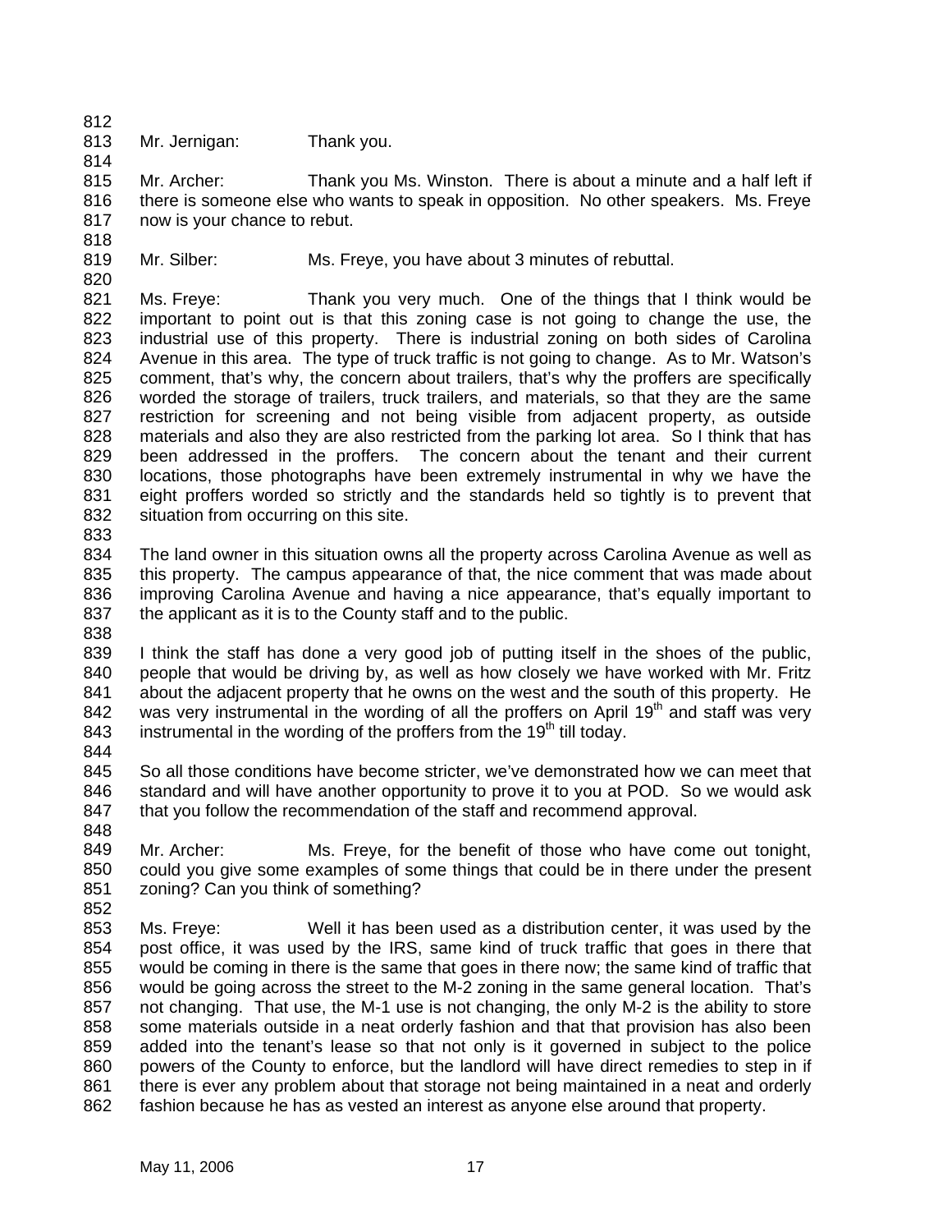Mr. Jernigan: Thank you.

Mr. Archer: Thank you Ms. Winston. There is about a minute and a half left if there is someone else who wants to speak in opposition. No other speakers. Ms. Freye now is your chance to rebut.

Mr. Silber: Ms. Freye, you have about 3 minutes of rebuttal.

Ms. Freye: Thank you very much. One of the things that I think would be important to point out is that this zoning case is not going to change the use, the industrial use of this property. There is industrial zoning on both sides of Carolina Avenue in this area. The type of truck traffic is not going to change. As to Mr. Watson's comment, that's why, the concern about trailers, that's why the proffers are specifically worded the storage of trailers, truck trailers, and materials, so that they are the same restriction for screening and not being visible from adjacent property, as outside materials and also they are also restricted from the parking lot area. So I think that has been addressed in the proffers. The concern about the tenant and their current locations, those photographs have been extremely instrumental in why we have the eight proffers worded so strictly and the standards held so tightly is to prevent that situation from occurring on this site.

The land owner in this situation owns all the property across Carolina Avenue as well as this property. The campus appearance of that, the nice comment that was made about improving Carolina Avenue and having a nice appearance, that's equally important to the applicant as it is to the County staff and to the public.

I think the staff has done a very good job of putting itself in the shoes of the public, people that would be driving by, as well as how closely we have worked with Mr. Fritz about the adjacent property that he owns on the west and the south of this property. He was very instrumental in the wording of all the proffers on April 19th and staff was very instrumental in the wording of the proffers from the 19th till today.

So all those conditions have become stricter, we've demonstrated how we can meet that standard and will have another opportunity to prove it to you at POD. So we would ask that you follow the recommendation of the staff and recommend approval.

Mr. Archer: Ms. Freye, for the benefit of those who have come out tonight, could you give some examples of some things that could be in there under the present zoning? Can you think of something?

Ms. Freye: Well it has been used as a distribution center, it was used by the post office, it was used by the IRS, same kind of truck traffic that goes in there that would be coming in there is the same that goes in there now; the same kind of traffic that would be going across the street to the M-2 zoning in the same general location. That's not changing. That use, the M-1 use is not changing, the only M-2 is the ability to store some materials outside in a neat orderly fashion and that that provision has also been added into the tenant's lease so that not only is it governed in subject to the police powers of the County to enforce, but the landlord will have direct remedies to step in if there is ever any problem about that storage not being maintained in a neat and orderly fashion because he has as vested an interest as anyone else around that property.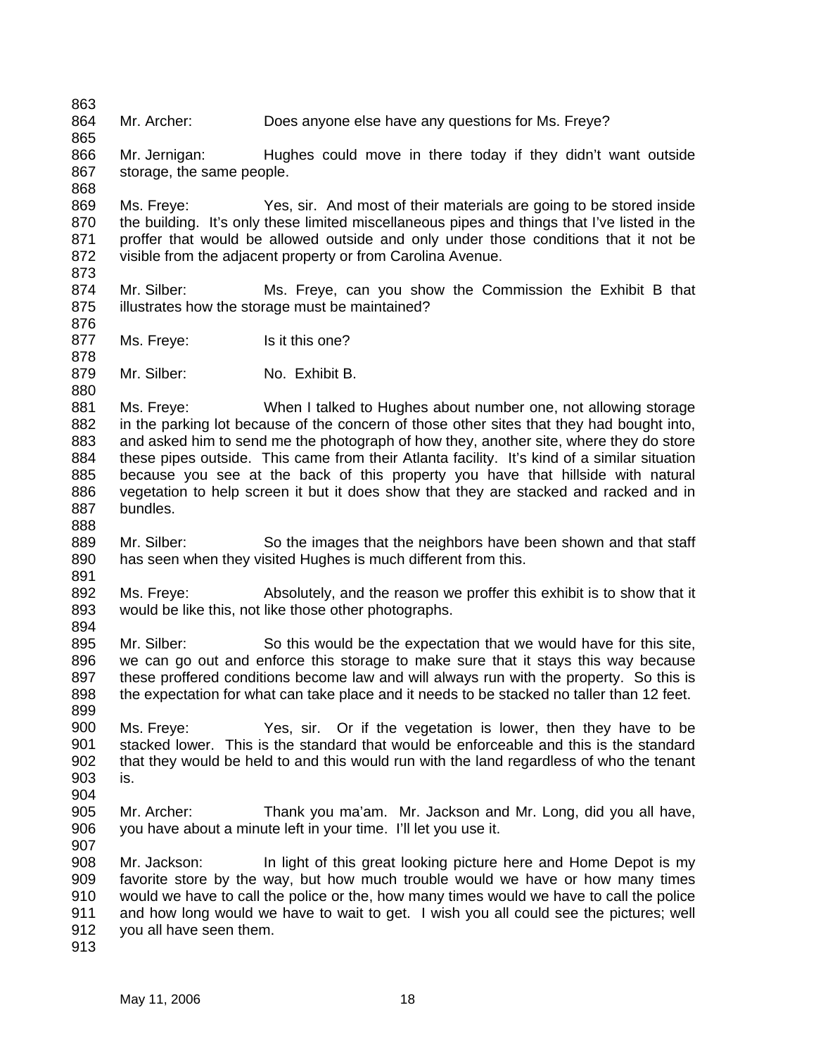Mr. Archer: Does anyone else have any questions for Ms. Freye?

Mr. Jernigan: Hughes could move in there today if they didn't want outside storage, the same people.

Ms. Freye: Yes, sir. And most of their materials are going to be stored inside the building. It's only these limited miscellaneous pipes and things that I've listed in the proffer that would be allowed outside and only under those conditions that it not be visible from the adjacent property or from Carolina Avenue.

Mr. Silber: Ms. Freye, can you show the Commission the Exhibit B that illustrates how the storage must be maintained?

Ms. Freye: Is it this one?

Mr. Silber: No. Exhibit B.

Ms. Freye: When I talked to Hughes about number one, not allowing storage in the parking lot because of the concern of those other sites that they had bought into, and asked him to send me the photograph of how they, another site, where they do store these pipes outside. This came from their Atlanta facility. It's kind of a similar situation because you see at the back of this property you have that hillside with natural vegetation to help screen it but it does show that they are stacked and racked and in bundles.

Mr. Silber: So the images that the neighbors have been shown and that staff has seen when they visited Hughes is much different from this.

Ms. Freye: Absolutely, and the reason we proffer this exhibit is to show that it would be like this, not like those other photographs.

Mr. Silber: So this would be the expectation that we would have for this site, we can go out and enforce this storage to make sure that it stays this way because these proffered conditions become law and will always run with the property. So this is the expectation for what can take place and it needs to be stacked no taller than 12 feet.

Ms. Freye: Yes, sir. Or if the vegetation is lower, then they have to be stacked lower. This is the standard that would be enforceable and this is the standard that they would be held to and this would run with the land regardless of who the tenant is.

Mr. Archer: Thank you ma'am. Mr. Jackson and Mr. Long, did you all have, you have about a minute left in your time. I'll let you use it.

Mr. Jackson: In light of this great looking picture here and Home Depot is my favorite store by the way, but how much trouble would we have or how many times would we have to call the police or the, how many times would we have to call the police and how long would we have to wait to get. I wish you all could see the pictures; well you all have seen them.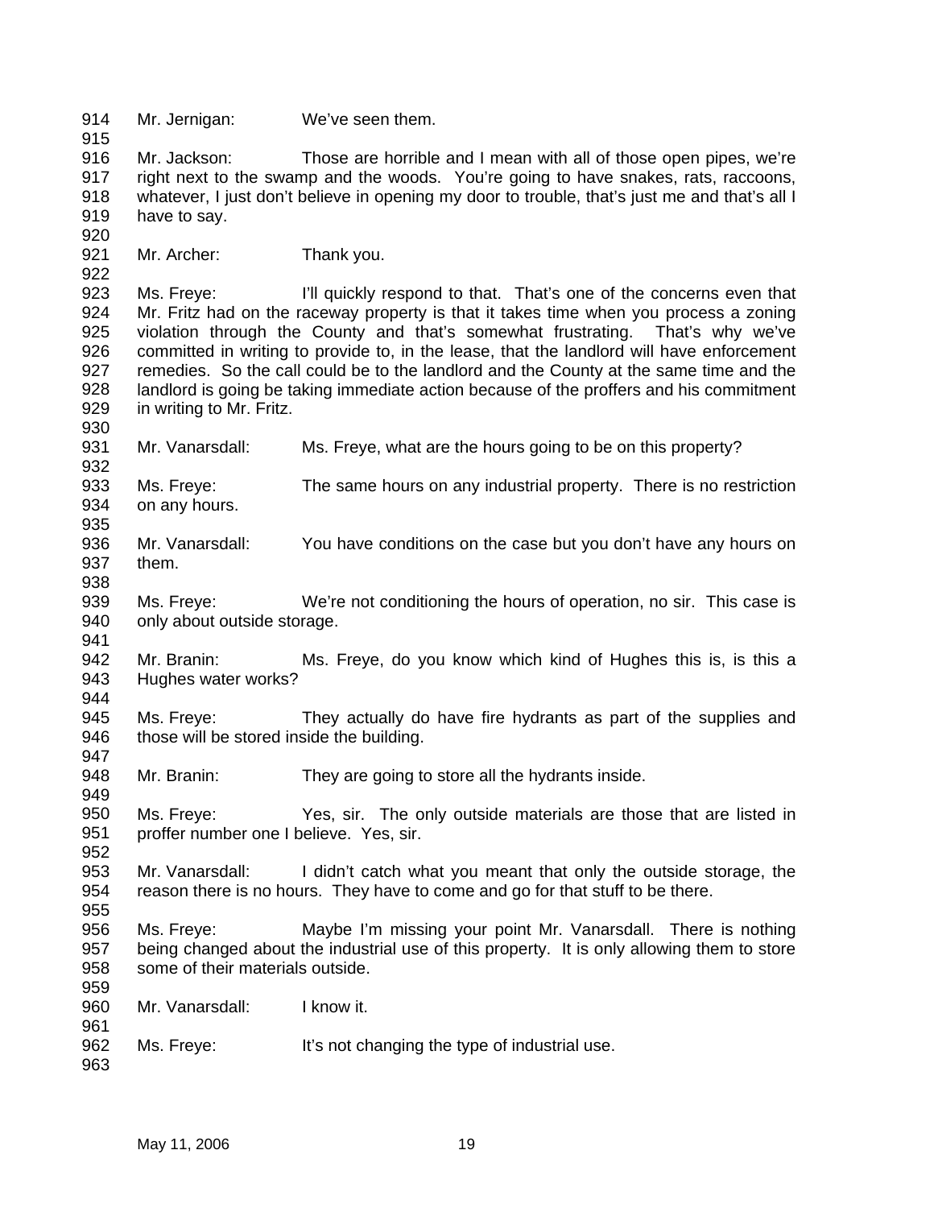Mr. Jernigan: We've seen them.

Mr. Jackson: Those are horrible and I mean with all of those open pipes, we're right next to the swamp and the woods. You're going to have snakes, rats, raccoons, whatever, I just don't believe in opening my door to trouble, that's just me and that's all I have to say.

Mr. Archer: Thank you.

Ms. Freye: I'll quickly respond to that. That's one of the concerns even that Mr. Fritz had on the raceway property is that it takes time when you process a zoning violation through the County and that's somewhat frustrating. That's why we've committed in writing to provide to, in the lease, that the landlord will have enforcement remedies. So the call could be to the landlord and the County at the same time and the landlord is going be taking immediate action because of the proffers and his commitment in writing to Mr. Fritz.

Mr. Vanarsdall: Ms. Freye, what are the hours going to be on this property?

Ms. Freye: The same hours on any industrial property. There is no restriction on any hours.

Mr. Vanarsdall: You have conditions on the case but you don't have any hours on them.

Ms. Freye: We're not conditioning the hours of operation, no sir. This case is only about outside storage.

Mr. Branin: Ms. Freye, do you know which kind of Hughes this is, is this a Hughes water works?

Ms. Freye: They actually do have fire hydrants as part of the supplies and those will be stored inside the building.

Mr. Branin: They are going to store all the hydrants inside.

Ms. Freye: Yes, sir. The only outside materials are those that are listed in proffer number one I believe. Yes, sir.

Mr. Vanarsdall: I didn't catch what you meant that only the outside storage, the reason there is no hours. They have to come and go for that stuff to be there.

Ms. Freye: Maybe I'm missing your point Mr. Vanarsdall. There is nothing being changed about the industrial use of this property. It is only allowing them to store some of their materials outside.

Mr. Vanarsdall: I know it.

Ms. Freye: It's not changing the type of industrial use.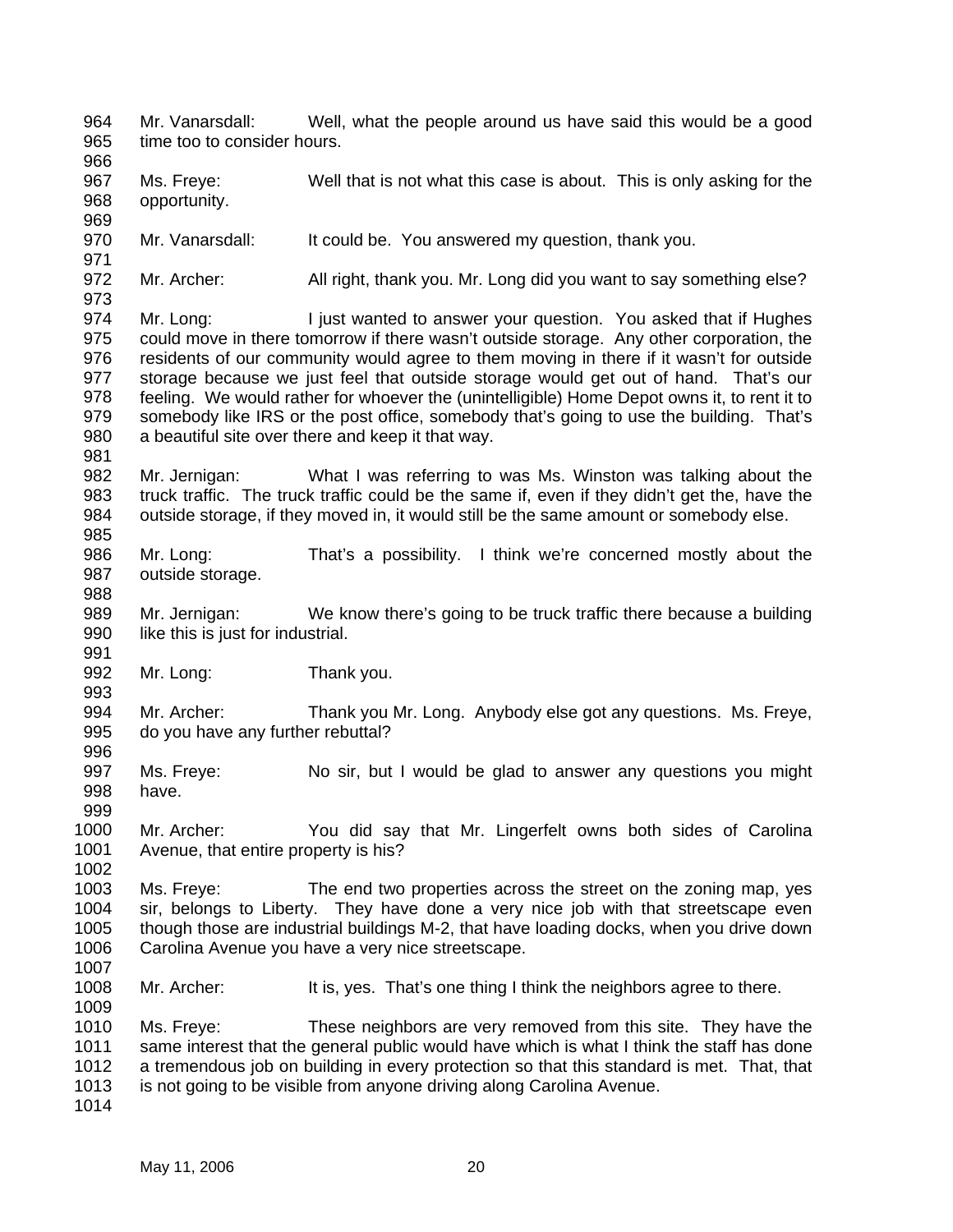Mr. Vanarsdall: Well, what the people around us have said this would be a good time too to consider hours.

Ms. Freye: Well that is not what this case is about. This is only asking for the opportunity.

Mr. Vanarsdall: It could be. You answered my question, thank you.

Mr. Archer: All right, thank you. Mr. Long did you want to say something else?

Mr. Long: I just wanted to answer your question. You asked that if Hughes could move in there tomorrow if there wasn't outside storage. Any other corporation, the residents of our community would agree to them moving in there if it wasn't for outside storage because we just feel that outside storage would get out of hand. That's our feeling. We would rather for whoever the (unintelligible) Home Depot owns it, to rent it to somebody like IRS or the post office, somebody that's going to use the building. That's a beautiful site over there and keep it that way.

Mr. Jernigan: What I was referring to was Ms. Winston was talking about the truck traffic. The truck traffic could be the same if, even if they didn't get the, have the outside storage, if they moved in, it would still be the same amount or somebody else.

Mr. Long: That's a possibility. I think we're concerned mostly about the outside storage.

Mr. Jernigan: We know there's going to be truck traffic there because a building like this is just for industrial.

Mr. Long: Thank you.

Mr. Archer: Thank you Mr. Long. Anybody else got any questions. Ms. Freye, do you have any further rebuttal?

Ms. Freye: No sir, but I would be glad to answer any questions you might have.

Mr. Archer: You did say that Mr. Lingerfelt owns both sides of Carolina Avenue, that entire property is his?

Ms. Freye: The end two properties across the street on the zoning map, yes sir, belongs to Liberty. They have done a very nice job with that streetscape even though those are industrial buildings M-2, that have loading docks, when you drive down Carolina Avenue you have a very nice streetscape.

Mr. Archer: It is, yes. That's one thing I think the neighbors agree to there.

Ms. Freye: These neighbors are very removed from this site. They have the same interest that the general public would have which is what I think the staff has done a tremendous job on building in every protection so that this standard is met. That, that is not going to be visible from anyone driving along Carolina Avenue.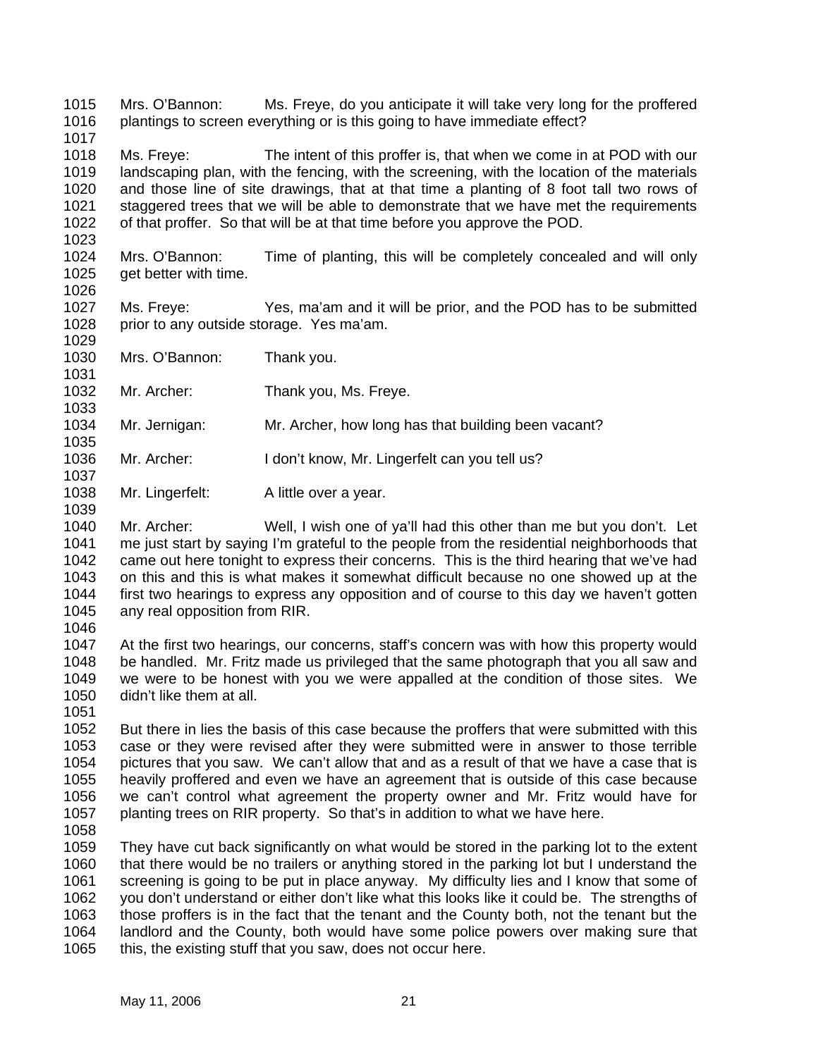Mrs. O'Bannon: Ms. Freye, do you anticipate it will take very long for the proffered plantings to screen everything or is this going to have immediate effect?

Ms. Freye: The intent of this proffer is, that when we come in at POD with our landscaping plan, with the fencing, with the screening, with the location of the materials and those line of site drawings, that at that time a planting of 8 foot tall two rows of staggered trees that we will be able to demonstrate that we have met the requirements of that proffer. So that will be at that time before you approve the POD.

Mrs. O'Bannon: Time of planting, this will be completely concealed and will only get better with time.

Ms. Freye: Yes, ma'am and it will be prior, and the POD has to be submitted prior to any outside storage. Yes ma'am.

Mrs. O'Bannon: Thank you.

Mr. Archer: Thank you, Ms. Freye.

Mr. Jernigan: Mr. Archer, how long has that building been vacant?

Mr. Archer: I don't know, Mr. Lingerfelt can you tell us?

Mr. Lingerfelt: A little over a year.

Mr. Archer: Well, I wish one of ya'll had this other than me but you don't. Let me just start by saying I'm grateful to the people from the residential neighborhoods that came out here tonight to express their concerns. This is the third hearing that we've had on this and this is what makes it somewhat difficult because no one showed up at the first two hearings to express any opposition and of course to this day we haven't gotten any real opposition from RIR.

At the first two hearings, our concerns, staff's concern was with how this property would be handled. Mr. Fritz made us privileged that the same photograph that you all saw and we were to be honest with you we were appalled at the condition of those sites. We didn't like them at all.

But there in lies the basis of this case because the proffers that were submitted with this case or they were revised after they were submitted were in answer to those terrible pictures that you saw. We can't allow that and as a result of that we have a case that is heavily proffered and even we have an agreement that is outside of this case because we can't control what agreement the property owner and Mr. Fritz would have for planting trees on RIR property. So that's in addition to what we have here.

They have cut back significantly on what would be stored in the parking lot to the extent that there would be no trailers or anything stored in the parking lot but I understand the screening is going to be put in place anyway. My difficulty lies and I know that some of you don't understand or either don't like what this looks like it could be. The strengths of those proffers is in the fact that the tenant and the County both, not the tenant but the landlord and the County, both would have some police powers over making sure that this, the existing stuff that you saw, does not occur here.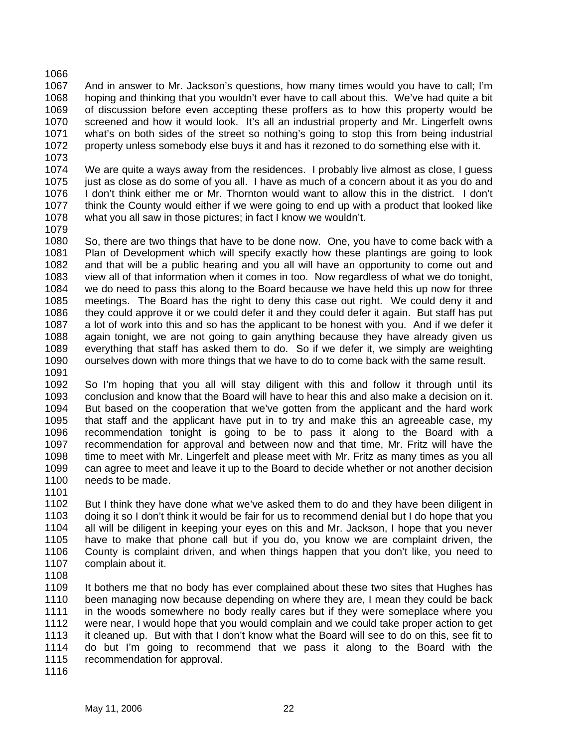And in answer to Mr. Jackson's questions, how many times would you have to call; I'm hoping and thinking that you wouldn't ever have to call about this. We've had quite a bit of discussion before even accepting these proffers as to how this property would be screened and how it would look. It's all an industrial property and Mr. Lingerfelt owns what's on both sides of the street so nothing's going to stop this from being industrial property unless somebody else buys it and has it rezoned to do something else with it.

We are quite a ways away from the residences. I probably live almost as close, I guess just as close as do some of you all. I have as much of a concern about it as you do and I don't think either me or Mr. Thornton would want to allow this in the district. I don't think the County would either if we were going to end up with a product that looked like what you all saw in those pictures; in fact I know we wouldn't.

So, there are two things that have to be done now. One, you have to come back with a Plan of Development which will specify exactly how these plantings are going to look and that will be a public hearing and you all will have an opportunity to come out and view all of that information when it comes in too. Now regardless of what we do tonight, we do need to pass this along to the Board because we have held this up now for three meetings. The Board has the right to deny this case out right. We could deny it and they could approve it or we could defer it and they could defer it again. But staff has put a lot of work into this and so has the applicant to be honest with you. And if we defer it again tonight, we are not going to gain anything because they have already given us everything that staff has asked them to do. So if we defer it, we simply are weighting ourselves down with more things that we have to do to come back with the same result.

So I'm hoping that you all will stay diligent with this and follow it through until its conclusion and know that the Board will have to hear this and also make a decision on it. But based on the cooperation that we've gotten from the applicant and the hard work that staff and the applicant have put in to try and make this an agreeable case, my recommendation tonight is going to be to pass it along to the Board with a recommendation for approval and between now and that time, Mr. Fritz will have the time to meet with Mr. Lingerfelt and please meet with Mr. Fritz as many times as you all can agree to meet and leave it up to the Board to decide whether or not another decision needs to be made.

But I think they have done what we've asked them to do and they have been diligent in doing it so I don't think it would be fair for us to recommend denial but I do hope that you all will be diligent in keeping your eyes on this and Mr. Jackson, I hope that you never have to make that phone call but if you do, you know we are complaint driven, the County is complaint driven, and when things happen that you don't like, you need to complain about it.

It bothers me that no body has ever complained about these two sites that Hughes has been managing now because depending on where they are, I mean they could be back in the woods somewhere no body really cares but if they were someplace where you were near, I would hope that you would complain and we could take proper action to get it cleaned up. But with that I don't know what the Board will see to do on this, see fit to do but I'm going to recommend that we pass it along to the Board with the recommendation for approval.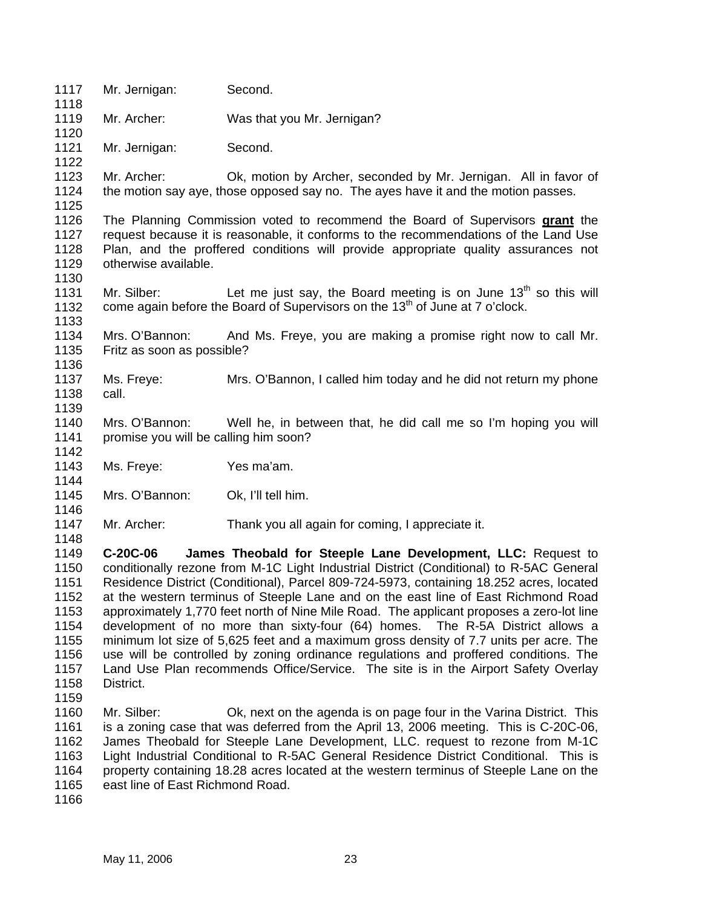Mr. Jernigan: Second.

Mr. Archer: Was that you Mr. Jernigan?

Mr. Jernigan: Second.

Mr. Archer: Ok, motion by Archer, seconded by Mr. Jernigan. All in favor of the motion say aye, those opposed say no. The ayes have it and the motion passes.

The Planning Commission voted to recommend the Board of Supervisors **grant** the request because it is reasonable, it conforms to the recommendations of the Land Use Plan, and the proffered conditions will provide appropriate quality assurances not otherwise available.

Mr. Silber: Let me just say, the Board meeting is on June 13th so this will come again before the Board of Supervisors on the 13th of June at 7 o'clock.

Mrs. O'Bannon: And Ms. Freye, you are making a promise right now to call Mr. Fritz as soon as possible?

Ms. Freye: Mrs. O'Bannon, I called him today and he did not return my phone call.

Mrs. O'Bannon: Well he, in between that, he did call me so I'm hoping you will promise you will be calling him soon?

Ms. Freye: Yes ma'am.

Mrs. O'Bannon: Ok, I'll tell him.

Mr. Archer: Thank you all again for coming, I appreciate it.

**C-20C-06 James Theobald for Steeple Lane Development, LLC:** Request to conditionally rezone from M-1C Light Industrial District (Conditional) to R-5AC General Residence District (Conditional), Parcel 809-724-5973, containing 18.252 acres, located at the western terminus of Steeple Lane and on the east line of East Richmond Road approximately 1,770 feet north of Nine Mile Road. The applicant proposes a zero-lot line development of no more than sixty-four (64) homes. The R-5A District allows a minimum lot size of 5,625 feet and a maximum gross density of 7.7 units per acre. The use will be controlled by zoning ordinance regulations and proffered conditions. The Land Use Plan recommends Office/Service. The site is in the Airport Safety Overlay District.

Mr. Silber: Ok, next on the agenda is on page four in the Varina District. This is a zoning case that was deferred from the April 13, 2006 meeting. This is C-20C-06, James Theobald for Steeple Lane Development, LLC. request to rezone from M-1C Light Industrial Conditional to R-5AC General Residence District Conditional. This is property containing 18.28 acres located at the western terminus of Steeple Lane on the east line of East Richmond Road.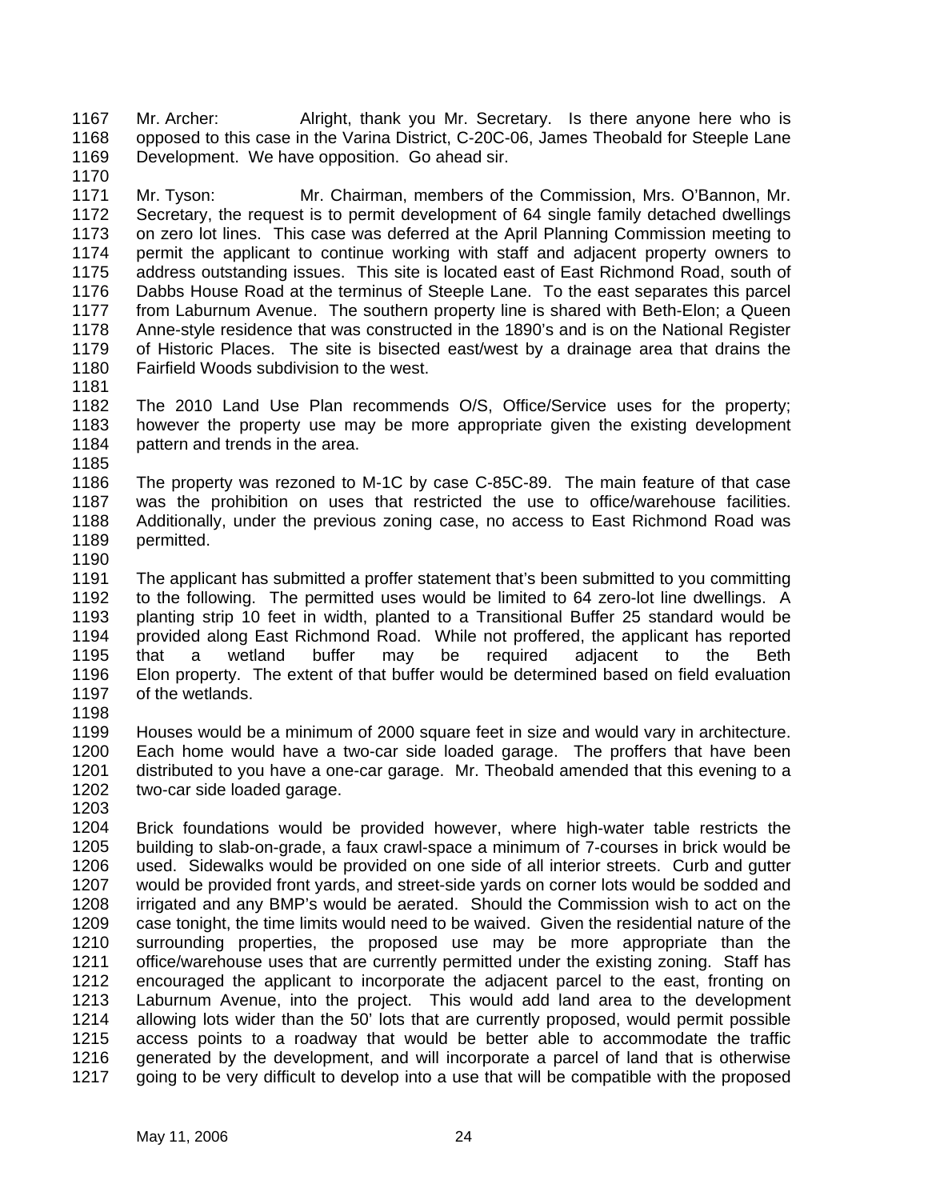Mr. Archer: Alright, thank you Mr. Secretary. Is there anyone here who is opposed to this case in the Varina District, C-20C-06, James Theobald for Steeple Lane Development. We have opposition. Go ahead sir.

Mr. Tyson: Mr. Chairman, members of the Commission, Mrs. O'Bannon, Mr. Secretary, the request is to permit development of 64 single family detached dwellings on zero lot lines. This case was deferred at the April Planning Commission meeting to permit the applicant to continue working with staff and adjacent property owners to address outstanding issues. This site is located east of East Richmond Road, south of Dabbs House Road at the terminus of Steeple Lane. To the east separates this parcel from Laburnum Avenue. The southern property line is shared with Beth-Elon; a Queen Anne-style residence that was constructed in the 1890's and is on the National Register of Historic Places. The site is bisected east/west by a drainage area that drains the Fairfield Woods subdivision to the west.

The 2010 Land Use Plan recommends O/S, Office/Service uses for the property; however the property use may be more appropriate given the existing development pattern and trends in the area.

The property was rezoned to M-1C by case C-85C-89. The main feature of that case was the prohibition on uses that restricted the use to office/warehouse facilities. Additionally, under the previous zoning case, no access to East Richmond Road was permitted.

The applicant has submitted a proffer statement that's been submitted to you committing to the following. The permitted uses would be limited to 64 zero-lot line dwellings. A planting strip 10 feet in width, planted to a Transitional Buffer 25 standard would be provided along East Richmond Road. While not proffered, the applicant has reported that a wetland buffer may be required adjacent to the Beth Elon property. The extent of that buffer would be determined based on field evaluation of the wetlands.

Houses would be a minimum of 2000 square feet in size and would vary in architecture. Each home would have a two-car side loaded garage. The proffers that have been distributed to you have a one-car garage. Mr. Theobald amended that this evening to a two-car side loaded garage.

Brick foundations would be provided however, where high-water table restricts the building to slab-on-grade, a faux crawl-space a minimum of 7-courses in brick would be used. Sidewalks would be provided on one side of all interior streets. Curb and gutter would be provided front yards, and street-side yards on corner lots would be sodded and irrigated and any BMP's would be aerated. Should the Commission wish to act on the case tonight, the time limits would need to be waived. Given the residential nature of the surrounding properties, the proposed use may be more appropriate than the office/warehouse uses that are currently permitted under the existing zoning. Staff has encouraged the applicant to incorporate the adjacent parcel to the east, fronting on Laburnum Avenue, into the project. This would add land area to the development allowing lots wider than the 50' lots that are currently proposed, would permit possible access points to a roadway that would be better able to accommodate the traffic generated by the development, and will incorporate a parcel of land that is otherwise going to be very difficult to develop into a use that will be compatible with the proposed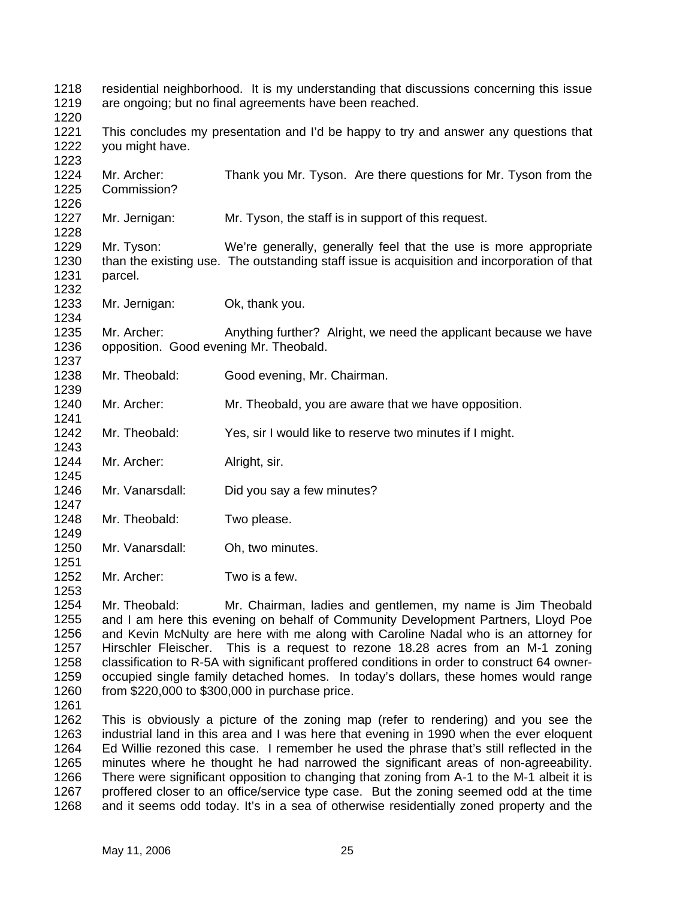residential neighborhood. It is my understanding that discussions concerning this issue are ongoing; but no final agreements have been reached.

This concludes my presentation and I'd be happy to try and answer any questions that you might have.

Mr. Archer: Thank you Mr. Tyson. Are there questions for Mr. Tyson from the Commission?

Mr. Jernigan: Mr. Tyson, the staff is in support of this request.

Mr. Tyson: We're generally, generally feel that the use is more appropriate than the existing use. The outstanding staff issue is acquisition and incorporation of that parcel.

Mr. Jernigan: Ok, thank you.

Mr. Archer: Anything further? Alright, we need the applicant because we have opposition. Good evening Mr. Theobald.

Mr. Theobald: Good evening, Mr. Chairman.

Mr. Archer: Mr. Theobald, you are aware that we have opposition.

Mr. Theobald: Yes, sir I would like to reserve two minutes if I might.

Mr. Archer: Alright, sir.

Mr. Vanarsdall: Did you say a few minutes?

Mr. Theobald: Two please.

Mr. Vanarsdall: Oh, two minutes.

Mr. Archer: Two is a few.

Mr. Theobald: Mr. Chairman, ladies and gentlemen, my name is Jim Theobald and I am here this evening on behalf of Community Development Partners, Lloyd Poe and Kevin McNulty are here with me along with Caroline Nadal who is an attorney for Hirschler Fleischer. This is a request to rezone 18.28 acres from an M-1 zoning classification to R-5A with significant proffered conditions in order to construct 64 owner-occupied single family detached homes. In today's dollars, these homes would range from $220,000 to $300,000 in purchase price.

This is obviously a picture of the zoning map (refer to rendering) and you see the industrial land in this area and I was here that evening in 1990 when the ever eloquent Ed Willie rezoned this case. I remember he used the phrase that's still reflected in the minutes where he thought he had narrowed the significant areas of non-agreeability. There were significant opposition to changing that zoning from A-1 to the M-1 albeit it is proffered closer to an office/service type case. But the zoning seemed odd at the time and it seems odd today. It's in a sea of otherwise residentially zoned property and the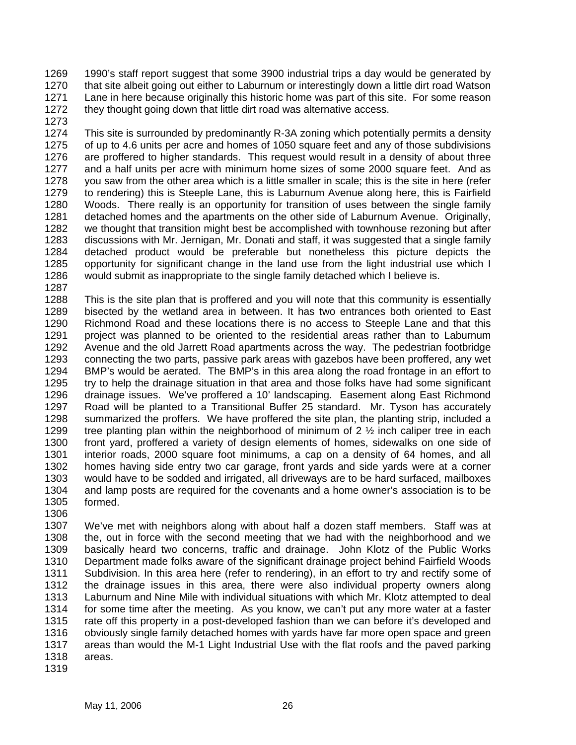1990's staff report suggest that some 3900 industrial trips a day would be generated by that site albeit going out either to Laburnum or interestingly down a little dirt road Watson Lane in here because originally this historic home was part of this site. For some reason they thought going down that little dirt road was alternative access.

This site is surrounded by predominantly R-3A zoning which potentially permits a density of up to 4.6 units per acre and homes of 1050 square feet and any of those subdivisions are proffered to higher standards. This request would result in a density of about three and a half units per acre with minimum home sizes of some 2000 square feet. And as you saw from the other area which is a little smaller in scale; this is the site in here (refer to rendering) this is Steeple Lane, this is Laburnum Avenue along here, this is Fairfield Woods. There really is an opportunity for transition of uses between the single family detached homes and the apartments on the other side of Laburnum Avenue. Originally, we thought that transition might best be accomplished with townhouse rezoning but after discussions with Mr. Jernigan, Mr. Donati and staff, it was suggested that a single family detached product would be preferable but nonetheless this picture depicts the opportunity for significant change in the land use from the light industrial use which I would submit as inappropriate to the single family detached which I believe is.

This is the site plan that is proffered and you will note that this community is essentially bisected by the wetland area in between. It has two entrances both oriented to East Richmond Road and these locations there is no access to Steeple Lane and that this project was planned to be oriented to the residential areas rather than to Laburnum Avenue and the old Jarrett Road apartments across the way. The pedestrian footbridge connecting the two parts, passive park areas with gazebos have been proffered, any wet BMP's would be aerated. The BMP's in this area along the road frontage in an effort to try to help the drainage situation in that area and those folks have had some significant drainage issues. We've proffered a 10' landscaping. Easement along East Richmond Road will be planted to a Transitional Buffer 25 standard. Mr. Tyson has accurately summarized the proffers. We have proffered the site plan, the planting strip, included a tree planting plan within the neighborhood of minimum of 2 ½ inch caliper tree in each front yard, proffered a variety of design elements of homes, sidewalks on one side of interior roads, 2000 square foot minimums, a cap on a density of 64 homes, and all homes having side entry two car garage, front yards and side yards were at a corner would have to be sodded and irrigated, all driveways are to be hard surfaced, mailboxes and lamp posts are required for the covenants and a home owner's association is to be formed.

We've met with neighbors along with about half a dozen staff members. Staff was at the, out in force with the second meeting that we had with the neighborhood and we basically heard two concerns, traffic and drainage. John Klotz of the Public Works Department made folks aware of the significant drainage project behind Fairfield Woods Subdivision. In this area here (refer to rendering), in an effort to try and rectify some of the drainage issues in this area, there were also individual property owners along Laburnum and Nine Mile with individual situations with which Mr. Klotz attempted to deal for some time after the meeting. As you know, we can't put any more water at a faster rate off this property in a post-developed fashion than we can before it's developed and obviously single family detached homes with yards have far more open space and green areas than would the M-1 Light Industrial Use with the flat roofs and the paved parking areas.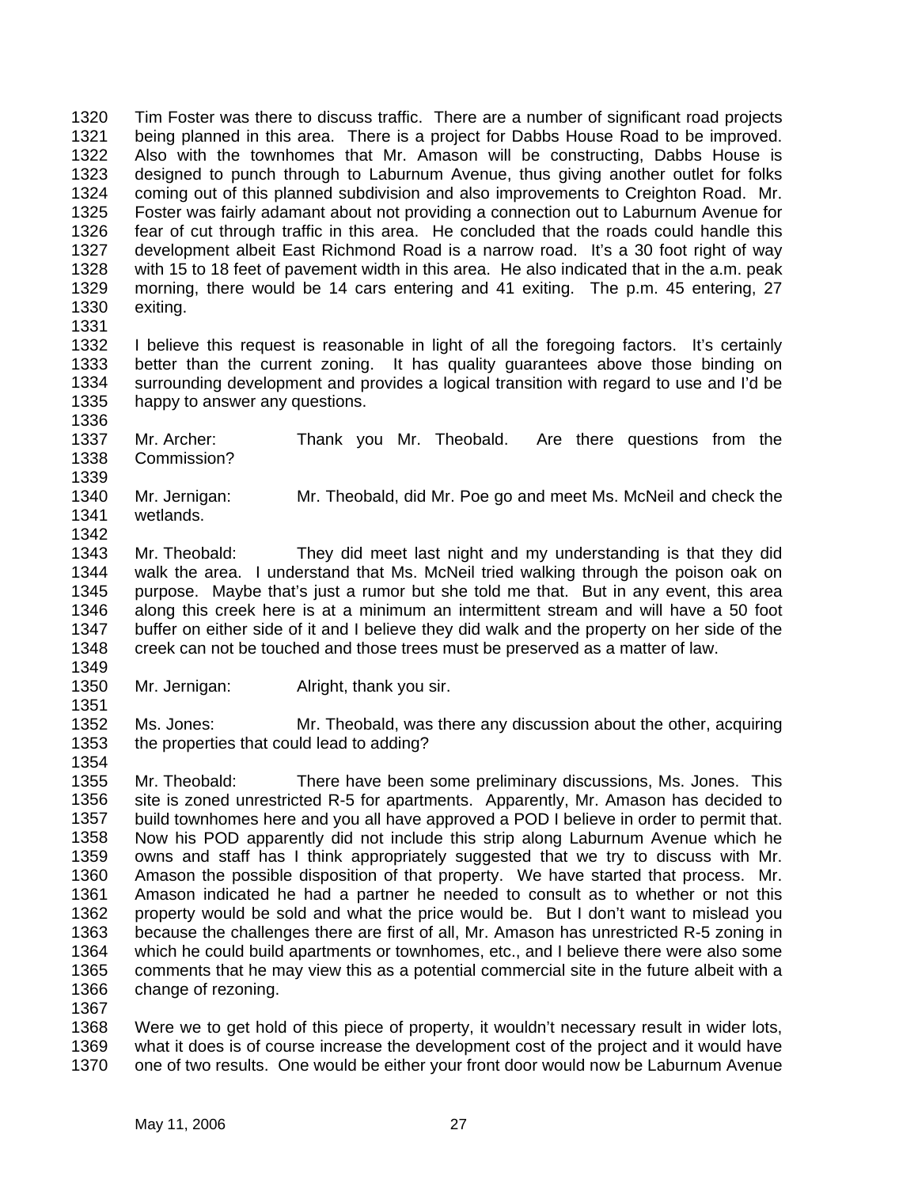Tim Foster was there to discuss traffic. There are a number of significant road projects being planned in this area. There is a project for Dabbs House Road to be improved. Also with the townhomes that Mr. Amason will be constructing, Dabbs House is designed to punch through to Laburnum Avenue, thus giving another outlet for folks coming out of this planned subdivision and also improvements to Creighton Road. Mr. Foster was fairly adamant about not providing a connection out to Laburnum Avenue for fear of cut through traffic in this area. He concluded that the roads could handle this development albeit East Richmond Road is a narrow road. It's a 30 foot right of way with 15 to 18 feet of pavement width in this area. He also indicated that in the a.m. peak morning, there would be 14 cars entering and 41 exiting. The p.m. 45 entering, 27 exiting.

I believe this request is reasonable in light of all the foregoing factors. It's certainly better than the current zoning. It has quality guarantees above those binding on surrounding development and provides a logical transition with regard to use and I'd be happy to answer any questions.

Mr. Archer: Thank you Mr. Theobald. Are there questions from the Commission?

Mr. Jernigan: Mr. Theobald, did Mr. Poe go and meet Ms. McNeil and check the wetlands.

Mr. Theobald: They did meet last night and my understanding is that they did walk the area. I understand that Ms. McNeil tried walking through the poison oak on purpose. Maybe that's just a rumor but she told me that. But in any event, this area along this creek here is at a minimum an intermittent stream and will have a 50 foot buffer on either side of it and I believe they did walk and the property on her side of the creek can not be touched and those trees must be preserved as a matter of law.

Mr. Jernigan: Alright, thank you sir.

Ms. Jones: Mr. Theobald, was there any discussion about the other, acquiring the properties that could lead to adding?

Mr. Theobald: There have been some preliminary discussions, Ms. Jones. This site is zoned unrestricted R-5 for apartments. Apparently, Mr. Amason has decided to build townhomes here and you all have approved a POD I believe in order to permit that. Now his POD apparently did not include this strip along Laburnum Avenue which he owns and staff has I think appropriately suggested that we try to discuss with Mr. Amason the possible disposition of that property. We have started that process. Mr. Amason indicated he had a partner he needed to consult as to whether or not this property would be sold and what the price would be. But I don't want to mislead you because the challenges there are first of all, Mr. Amason has unrestricted R-5 zoning in which he could build apartments or townhomes, etc., and I believe there were also some comments that he may view this as a potential commercial site in the future albeit with a change of rezoning.

Were we to get hold of this piece of property, it wouldn't necessary result in wider lots, what it does is of course increase the development cost of the project and it would have one of two results. One would be either your front door would now be Laburnum Avenue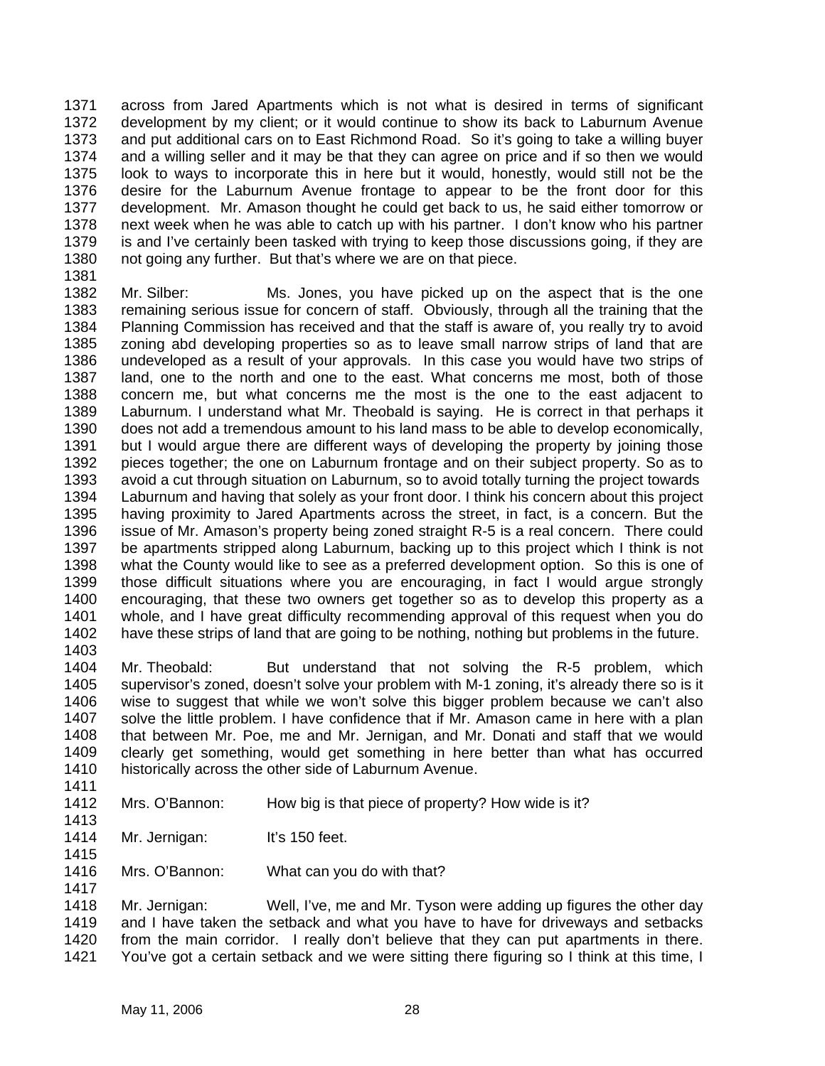1371 across from Jared Apartments which is not what is desired in terms of significant
1372 development by my client; or it would continue to show its back to Laburnum Avenue
1373 and put additional cars on to East Richmond Road. So it's going to take a willing buyer
1374 and a willing seller and it may be that they can agree on price and if so then we would
1375 look to ways to incorporate this in here but it would, honestly, would still not be the
1376 desire for the Laburnum Avenue frontage to appear to be the front door for this
1377 development. Mr. Amason thought he could get back to us, he said either tomorrow or
1378 next week when he was able to catch up with his partner. I don't know who his partner
1379 is and I've certainly been tasked with trying to keep those discussions going, if they are
1380 not going any further. But that's where we are on that piece.
1381
1382 Mr. Silber: Ms. Jones, you have picked up on the aspect that is the one
1383 remaining serious issue for concern of staff. Obviously, through all the training that the
1384 Planning Commission has received and that the staff is aware of, you really try to avoid
1385 zoning abd developing properties so as to leave small narrow strips of land that are
1386 undeveloped as a result of your approvals. In this case you would have two strips of
1387 land, one to the north and one to the east. What concerns me most, both of those
1388 concern me, but what concerns me the most is the one to the east adjacent to
1389 Laburnum. I understand what Mr. Theobald is saying. He is correct in that perhaps it
1390 does not add a tremendous amount to his land mass to be able to develop economically,
1391 but I would argue there are different ways of developing the property by joining those
1392 pieces together; the one on Laburnum frontage and on their subject property. So as to
1393 avoid a cut through situation on Laburnum, so to avoid totally turning the project towards
1394 Laburnum and having that solely as your front door. I think his concern about this project
1395 having proximity to Jared Apartments across the street, in fact, is a concern. But the
1396 issue of Mr. Amason's property being zoned straight R-5 is a real concern. There could
1397 be apartments stripped along Laburnum, backing up to this project which I think is not
1398 what the County would like to see as a preferred development option. So this is one of
1399 those difficult situations where you are encouraging, in fact I would argue strongly
1400 encouraging, that these two owners get together so as to develop this property as a
1401 whole, and I have great difficulty recommending approval of this request when you do
1402 have these strips of land that are going to be nothing, nothing but problems in the future.
1403
1404 Mr. Theobald: But understand that not solving the R-5 problem, which
1405 supervisor's zoned, doesn't solve your problem with M-1 zoning, it's already there so is it
1406 wise to suggest that while we won't solve this bigger problem because we can't also
1407 solve the little problem. I have confidence that if Mr. Amason came in here with a plan
1408 that between Mr. Poe, me and Mr. Jernigan, and Mr. Donati and staff that we would
1409 clearly get something, would get something in here better than what has occurred
1410 historically across the other side of Laburnum Avenue.
1411
1412 Mrs. O'Bannon: How big is that piece of property? How wide is it?
1413
1414 Mr. Jernigan: It's 150 feet.
1415
1416 Mrs. O'Bannon: What can you do with that?
1417
1418 Mr. Jernigan: Well, I've, me and Mr. Tyson were adding up figures the other day
1419 and I have taken the setback and what you have to have for driveways and setbacks
1420 from the main corridor. I really don't believe that they can put apartments in there.
1421 You've got a certain setback and we were sitting there figuring so I think at this time, I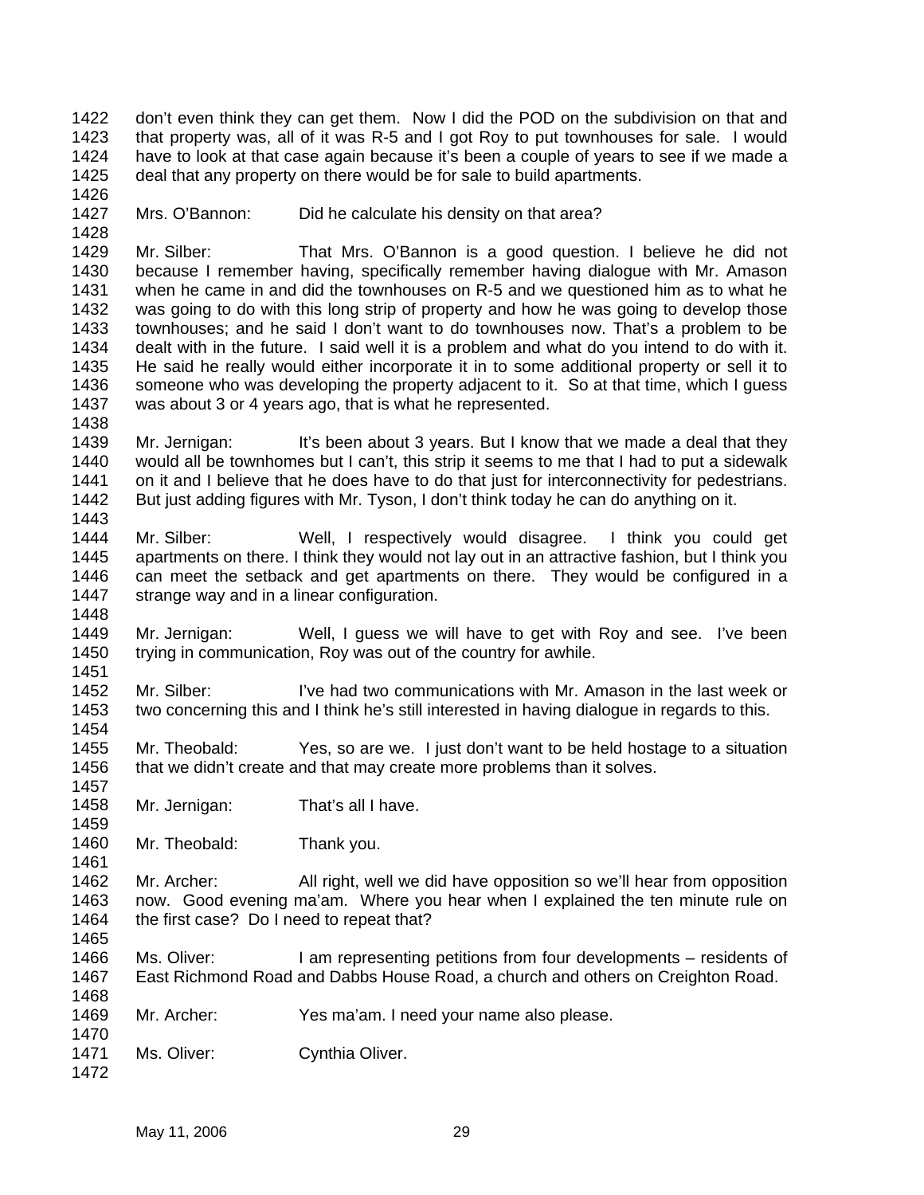don't even think they can get them. Now I did the POD on the subdivision on that and that property was, all of it was R-5 and I got Roy to put townhouses for sale. I would have to look at that case again because it's been a couple of years to see if we made a deal that any property on there would be for sale to build apartments.

Mrs. O'Bannon: Did he calculate his density on that area?

Mr. Silber: That Mrs. O'Bannon is a good question. I believe he did not because I remember having, specifically remember having dialogue with Mr. Amason when he came in and did the townhouses on R-5 and we questioned him as to what he was going to do with this long strip of property and how he was going to develop those townhouses; and he said I don't want to do townhouses now. That's a problem to be dealt with in the future. I said well it is a problem and what do you intend to do with it. He said he really would either incorporate it in to some additional property or sell it to someone who was developing the property adjacent to it. So at that time, which I guess was about 3 or 4 years ago, that is what he represented.

Mr. Jernigan: It's been about 3 years. But I know that we made a deal that they would all be townhomes but I can't, this strip it seems to me that I had to put a sidewalk on it and I believe that he does have to do that just for interconnectivity for pedestrians. But just adding figures with Mr. Tyson, I don't think today he can do anything on it.

Mr. Silber: Well, I respectively would disagree. I think you could get apartments on there. I think they would not lay out in an attractive fashion, but I think you can meet the setback and get apartments on there. They would be configured in a strange way and in a linear configuration.

Mr. Jernigan: Well, I guess we will have to get with Roy and see. I've been trying in communication, Roy was out of the country for awhile.

Mr. Silber: I've had two communications with Mr. Amason in the last week or two concerning this and I think he's still interested in having dialogue in regards to this.

Mr. Theobald: Yes, so are we. I just don't want to be held hostage to a situation that we didn't create and that may create more problems than it solves.

Mr. Jernigan: That's all I have.

Mr. Theobald: Thank you.

Mr. Archer: All right, well we did have opposition so we'll hear from opposition now. Good evening ma'am. Where you hear when I explained the ten minute rule on the first case? Do I need to repeat that?

Ms. Oliver: I am representing petitions from four developments – residents of East Richmond Road and Dabbs House Road, a church and others on Creighton Road.

Mr. Archer: Yes ma'am. I need your name also please.

Ms. Oliver: Cynthia Oliver.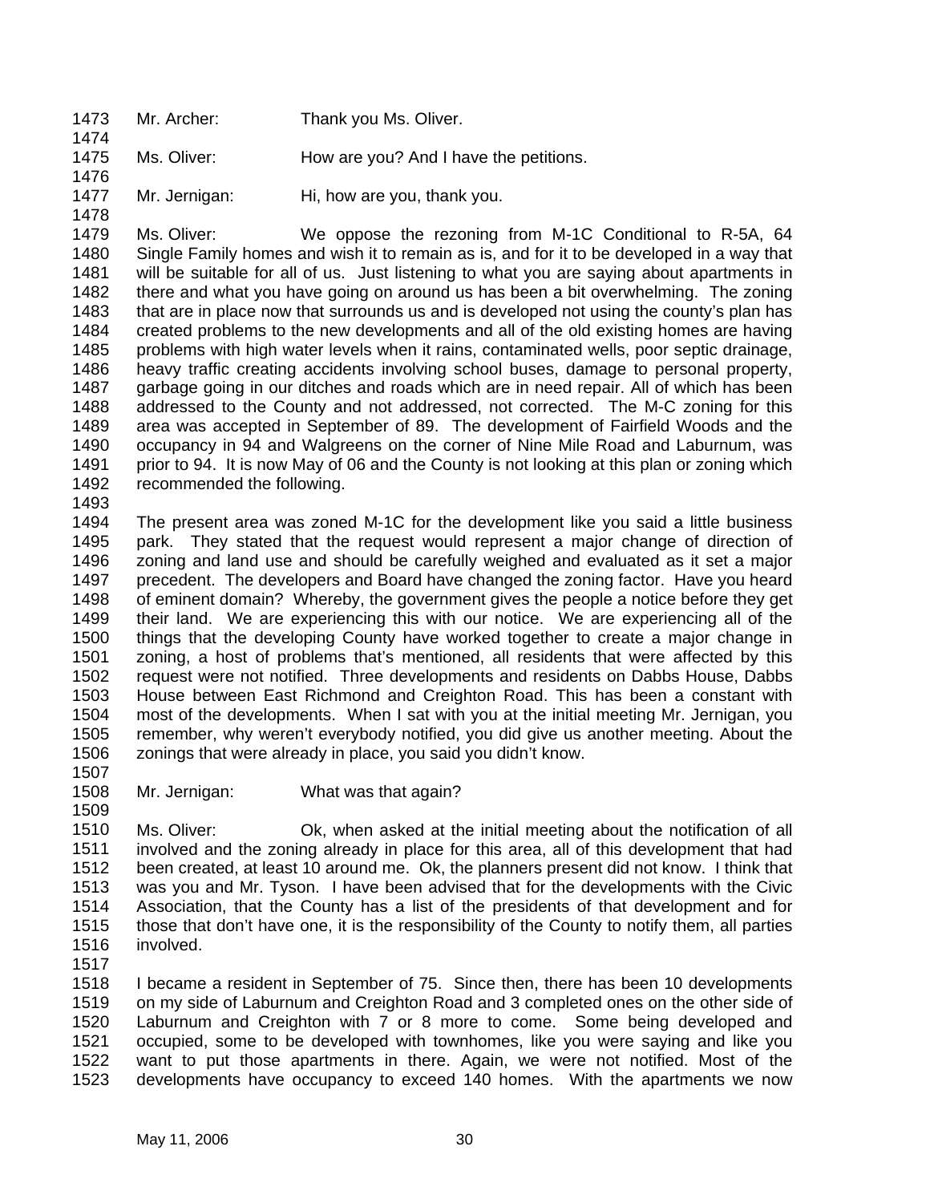1473 Mr. Archer: Thank you Ms. Oliver.

1474

1475 Ms. Oliver: How are you? And I have the petitions.

1476

1477 Mr. Jernigan: Hi, how are you, thank you.

1478

1479 Ms. Oliver: We oppose the rezoning from M-1C Conditional to R-5A, 64
1480 Single Family homes and wish it to remain as is, and for it to be developed in a way that
1481 will be suitable for all of us. Just listening to what you are saying about apartments in
1482 there and what you have going on around us has been a bit overwhelming. The zoning
1483 that are in place now that surrounds us and is developed not using the county's plan has
1484 created problems to the new developments and all of the old existing homes are having
1485 problems with high water levels when it rains, contaminated wells, poor septic drainage,
1486 heavy traffic creating accidents involving school buses, damage to personal property,
1487 garbage going in our ditches and roads which are in need repair. All of which has been
1488 addressed to the County and not addressed, not corrected. The M-C zoning for this
1489 area was accepted in September of 89. The development of Fairfield Woods and the
1490 occupancy in 94 and Walgreens on the corner of Nine Mile Road and Laburnum, was
1491 prior to 94. It is now May of 06 and the County is not looking at this plan or zoning which
1492 recommended the following.

1493

1494 The present area was zoned M-1C for the development like you said a little business
1495 park. They stated that the request would represent a major change of direction of
1496 zoning and land use and should be carefully weighed and evaluated as it set a major
1497 precedent. The developers and Board have changed the zoning factor. Have you heard
1498 of eminent domain? Whereby, the government gives the people a notice before they get
1499 their land. We are experiencing this with our notice. We are experiencing all of the
1500 things that the developing County have worked together to create a major change in
1501 zoning, a host of problems that's mentioned, all residents that were affected by this
1502 request were not notified. Three developments and residents on Dabbs House, Dabbs
1503 House between East Richmond and Creighton Road. This has been a constant with
1504 most of the developments. When I sat with you at the initial meeting Mr. Jernigan, you
1505 remember, why weren't everybody notified, you did give us another meeting. About the
1506 zonings that were already in place, you said you didn't know.

1507

1508 Mr. Jernigan: What was that again?

1509

1510 Ms. Oliver: Ok, when asked at the initial meeting about the notification of all
1511 involved and the zoning already in place for this area, all of this development that had
1512 been created, at least 10 around me. Ok, the planners present did not know. I think that
1513 was you and Mr. Tyson. I have been advised that for the developments with the Civic
1514 Association, that the County has a list of the presidents of that development and for
1515 those that don't have one, it is the responsibility of the County to notify them, all parties
1516 involved.

1517

1518 I became a resident in September of 75. Since then, there has been 10 developments
1519 on my side of Laburnum and Creighton Road and 3 completed ones on the other side of
1520 Laburnum and Creighton with 7 or 8 more to come. Some being developed and
1521 occupied, some to be developed with townhomes, like you were saying and like you
1522 want to put those apartments in there. Again, we were not notified. Most of the
1523 developments have occupancy to exceed 140 homes. With the apartments we now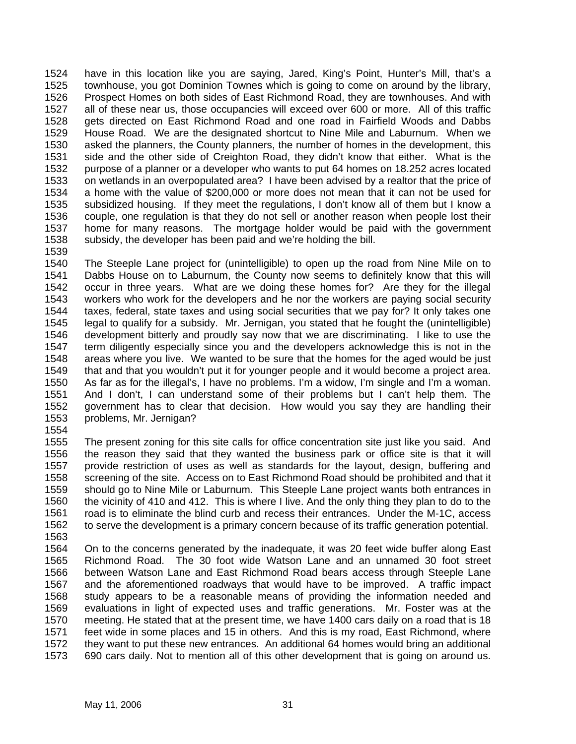have in this location like you are saying, Jared, King's Point, Hunter's Mill, that's a townhouse, you got Dominion Townes which is going to come on around by the library, Prospect Homes on both sides of East Richmond Road, they are townhouses. And with all of these near us, those occupancies will exceed over 600 or more. All of this traffic gets directed on East Richmond Road and one road in Fairfield Woods and Dabbs House Road. We are the designated shortcut to Nine Mile and Laburnum. When we asked the planners, the County planners, the number of homes in the development, this side and the other side of Creighton Road, they didn't know that either. What is the purpose of a planner or a developer who wants to put 64 homes on 18.252 acres located on wetlands in an overpopulated area? I have been advised by a realtor that the price of a home with the value of $200,000 or more does not mean that it can not be used for subsidized housing. If they meet the regulations, I don't know all of them but I know a couple, one regulation is that they do not sell or another reason when people lost their home for many reasons. The mortgage holder would be paid with the government subsidy, the developer has been paid and we're holding the bill.

The Steeple Lane project for (unintelligible) to open up the road from Nine Mile on to Dabbs House on to Laburnum, the County now seems to definitely know that this will occur in three years. What are we doing these homes for? Are they for the illegal workers who work for the developers and he nor the workers are paying social security taxes, federal, state taxes and using social securities that we pay for? It only takes one legal to qualify for a subsidy. Mr. Jernigan, you stated that he fought the (unintelligible) development bitterly and proudly say now that we are discriminating. I like to use the term diligently especially since you and the developers acknowledge this is not in the areas where you live. We wanted to be sure that the homes for the aged would be just that and that you wouldn't put it for younger people and it would become a project area. As far as for the illegal's, I have no problems. I'm a widow, I'm single and I'm a woman. And I don't, I can understand some of their problems but I can't help them. The government has to clear that decision. How would you say they are handling their problems, Mr. Jernigan?

The present zoning for this site calls for office concentration site just like you said. And the reason they said that they wanted the business park or office site is that it will provide restriction of uses as well as standards for the layout, design, buffering and screening of the site. Access on to East Richmond Road should be prohibited and that it should go to Nine Mile or Laburnum. This Steeple Lane project wants both entrances in the vicinity of 410 and 412. This is where I live. And the only thing they plan to do to the road is to eliminate the blind curb and recess their entrances. Under the M-1C, access to serve the development is a primary concern because of its traffic generation potential.

On to the concerns generated by the inadequate, it was 20 feet wide buffer along East Richmond Road. The 30 foot wide Watson Lane and an unnamed 30 foot street between Watson Lane and East Richmond Road bears access through Steeple Lane and the aforementioned roadways that would have to be improved. A traffic impact study appears to be a reasonable means of providing the information needed and evaluations in light of expected uses and traffic generations. Mr. Foster was at the meeting. He stated that at the present time, we have 1400 cars daily on a road that is 18 feet wide in some places and 15 in others. And this is my road, East Richmond, where they want to put these new entrances. An additional 64 homes would bring an additional 690 cars daily. Not to mention all of this other development that is going on around us.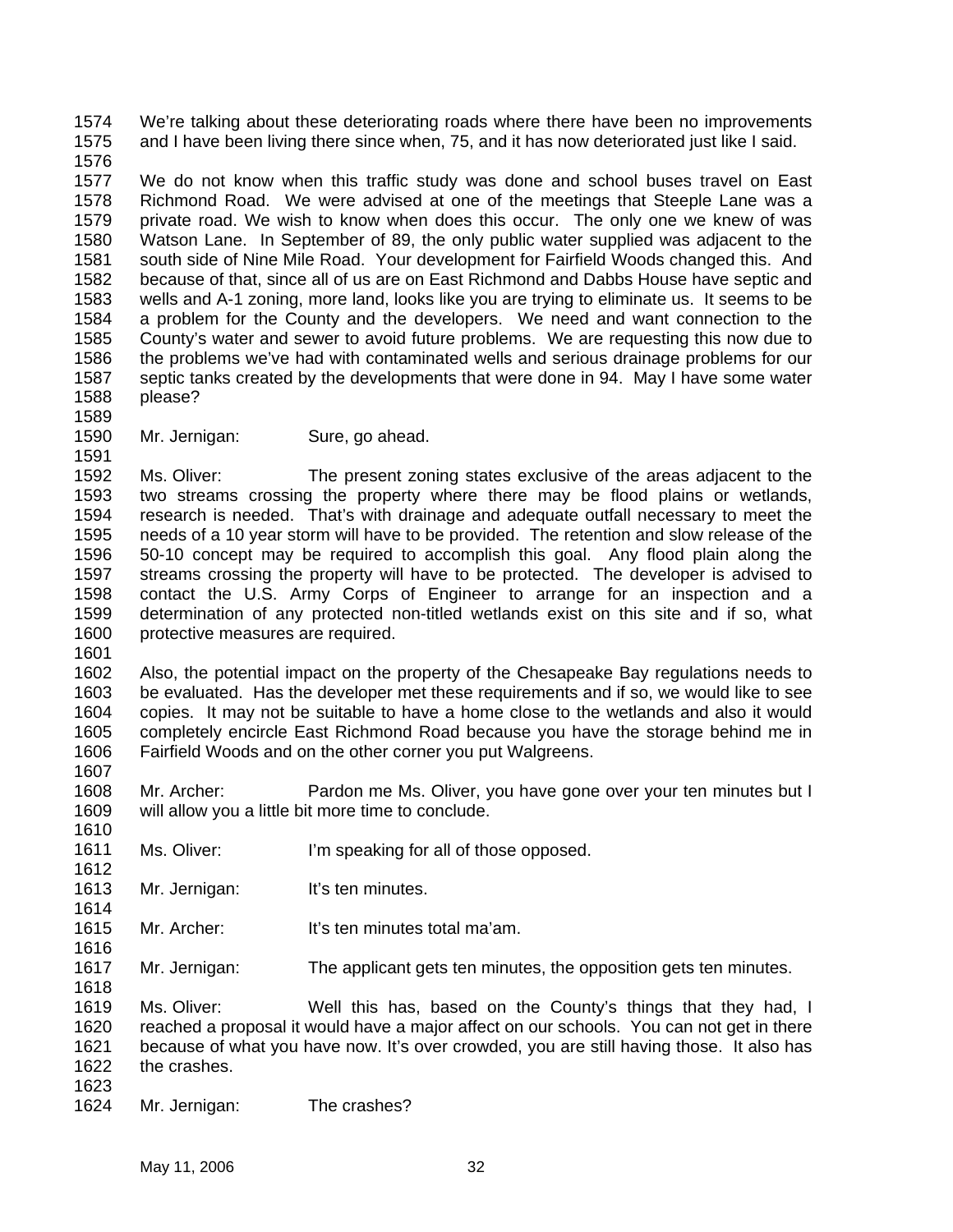We're talking about these deteriorating roads where there have been no improvements and I have been living there since when, 75, and it has now deteriorated just like I said.

We do not know when this traffic study was done and school buses travel on East Richmond Road. We were advised at one of the meetings that Steeple Lane was a private road. We wish to know when does this occur. The only one we knew of was Watson Lane. In September of 89, the only public water supplied was adjacent to the south side of Nine Mile Road. Your development for Fairfield Woods changed this. And because of that, since all of us are on East Richmond and Dabbs House have septic and wells and A-1 zoning, more land, looks like you are trying to eliminate us. It seems to be a problem for the County and the developers. We need and want connection to the County's water and sewer to avoid future problems. We are requesting this now due to the problems we've had with contaminated wells and serious drainage problems for our septic tanks created by the developments that were done in 94. May I have some water please?

Mr. Jernigan: Sure, go ahead.

Ms. Oliver: The present zoning states exclusive of the areas adjacent to the two streams crossing the property where there may be flood plains or wetlands, research is needed. That's with drainage and adequate outfall necessary to meet the needs of a 10 year storm will have to be provided. The retention and slow release of the 50-10 concept may be required to accomplish this goal. Any flood plain along the streams crossing the property will have to be protected. The developer is advised to contact the U.S. Army Corps of Engineer to arrange for an inspection and a determination of any protected non-titled wetlands exist on this site and if so, what protective measures are required.

Also, the potential impact on the property of the Chesapeake Bay regulations needs to be evaluated. Has the developer met these requirements and if so, we would like to see copies. It may not be suitable to have a home close to the wetlands and also it would completely encircle East Richmond Road because you have the storage behind me in Fairfield Woods and on the other corner you put Walgreens.

Mr. Archer: Pardon me Ms. Oliver, you have gone over your ten minutes but I will allow you a little bit more time to conclude.

Ms. Oliver: I'm speaking for all of those opposed.

Mr. Jernigan: It's ten minutes.

Mr. Archer: It's ten minutes total ma'am.

Mr. Jernigan: The applicant gets ten minutes, the opposition gets ten minutes.

Ms. Oliver: Well this has, based on the County's things that they had, I reached a proposal it would have a major affect on our schools. You can not get in there because of what you have now. It's over crowded, you are still having those. It also has the crashes.

Mr. Jernigan: The crashes?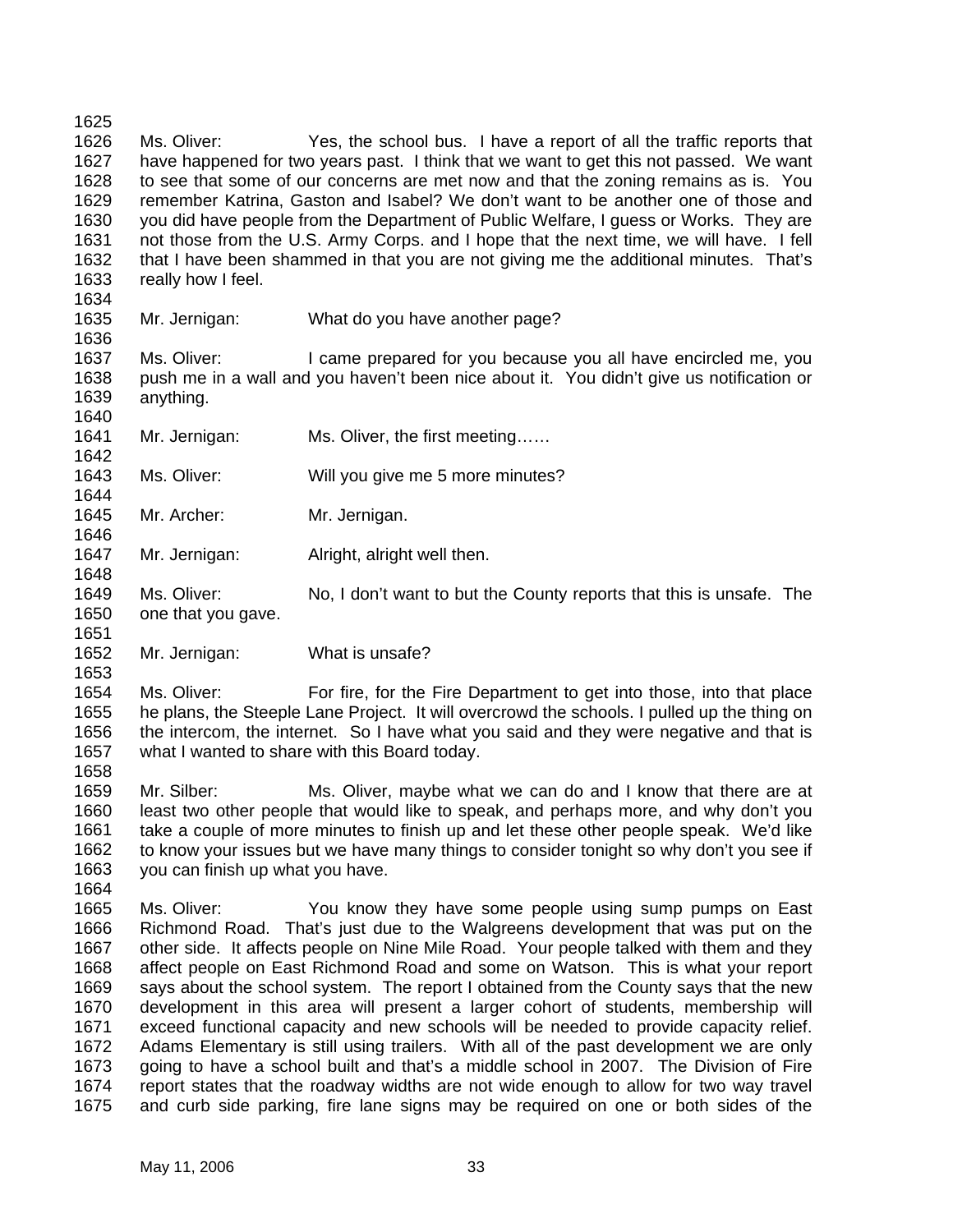Ms. Oliver: Yes, the school bus. I have a report of all the traffic reports that have happened for two years past. I think that we want to get this not passed. We want to see that some of our concerns are met now and that the zoning remains as is. You remember Katrina, Gaston and Isabel? We don't want to be another one of those and you did have people from the Department of Public Welfare, I guess or Works. They are not those from the U.S. Army Corps. and I hope that the next time, we will have. I fell that I have been shammed in that you are not giving me the additional minutes. That's really how I feel.

Mr. Jernigan: What do you have another page?

Ms. Oliver: I came prepared for you because you all have encircled me, you push me in a wall and you haven't been nice about it. You didn't give us notification or anything.

Mr. Jernigan: Ms. Oliver, the first meeting……

Ms. Oliver: Will you give me 5 more minutes?

Mr. Archer: Mr. Jernigan.

Mr. Jernigan: Alright, alright well then.

Ms. Oliver: No, I don't want to but the County reports that this is unsafe. The one that you gave.

Mr. Jernigan: What is unsafe?

Ms. Oliver: For fire, for the Fire Department to get into those, into that place he plans, the Steeple Lane Project. It will overcrowd the schools. I pulled up the thing on the intercom, the internet. So I have what you said and they were negative and that is what I wanted to share with this Board today.

Mr. Silber: Ms. Oliver, maybe what we can do and I know that there are at least two other people that would like to speak, and perhaps more, and why don't you take a couple of more minutes to finish up and let these other people speak. We'd like to know your issues but we have many things to consider tonight so why don't you see if you can finish up what you have.

Ms. Oliver: You know they have some people using sump pumps on East Richmond Road. That's just due to the Walgreens development that was put on the other side. It affects people on Nine Mile Road. Your people talked with them and they affect people on East Richmond Road and some on Watson. This is what your report says about the school system. The report I obtained from the County says that the new development in this area will present a larger cohort of students, membership will exceed functional capacity and new schools will be needed to provide capacity relief. Adams Elementary is still using trailers. With all of the past development we are only going to have a school built and that's a middle school in 2007. The Division of Fire report states that the roadway widths are not wide enough to allow for two way travel and curb side parking, fire lane signs may be required on one or both sides of the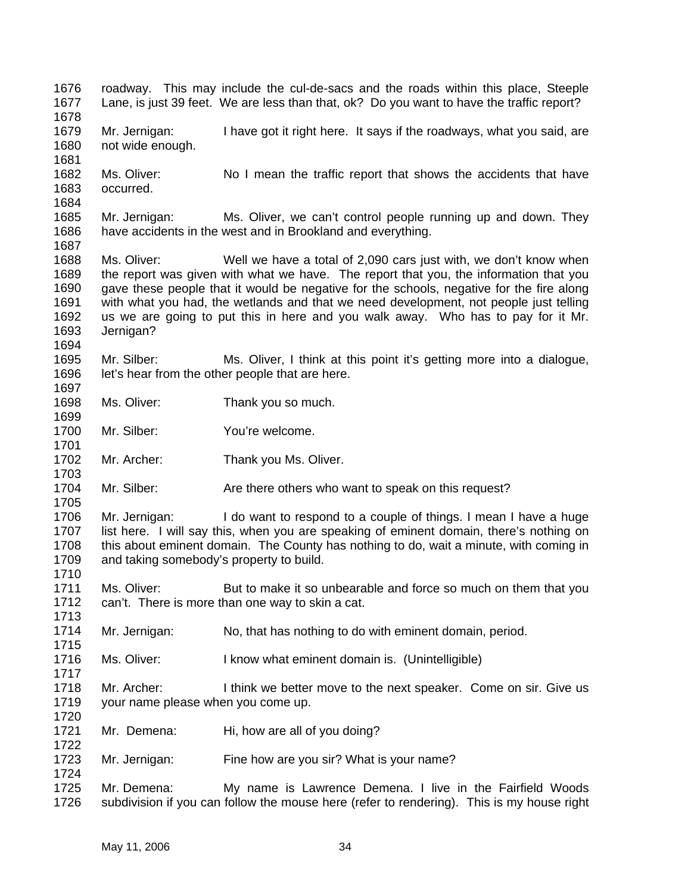roadway. This may include the cul-de-sacs and the roads within this place, Steeple Lane, is just 39 feet. We are less than that, ok? Do you want to have the traffic report?

Mr. Jernigan: I have got it right here. It says if the roadways, what you said, are not wide enough.

Ms. Oliver: No I mean the traffic report that shows the accidents that have occurred.

Mr. Jernigan: Ms. Oliver, we can't control people running up and down. They have accidents in the west and in Brookland and everything.

Ms. Oliver: Well we have a total of 2,090 cars just with, we don't know when the report was given with what we have. The report that you, the information that you gave these people that it would be negative for the schools, negative for the fire along with what you had, the wetlands and that we need development, not people just telling us we are going to put this in here and you walk away. Who has to pay for it Mr. Jernigan?

Mr. Silber: Ms. Oliver, I think at this point it's getting more into a dialogue, let's hear from the other people that are here.

Ms. Oliver: Thank you so much.

Mr. Silber: You're welcome.

Mr. Archer: Thank you Ms. Oliver.

Mr. Silber: Are there others who want to speak on this request?

Mr. Jernigan: I do want to respond to a couple of things. I mean I have a huge list here. I will say this, when you are speaking of eminent domain, there's nothing on this about eminent domain. The County has nothing to do, wait a minute, with coming in and taking somebody's property to build.

Ms. Oliver: But to make it so unbearable and force so much on them that you can't. There is more than one way to skin a cat.

Mr. Jernigan: No, that has nothing to do with eminent domain, period.

Ms. Oliver: I know what eminent domain is. (Unintelligible)

Mr. Archer: I think we better move to the next speaker. Come on sir. Give us your name please when you come up.

Mr. Demena: Hi, how are all of you doing?

Mr. Jernigan: Fine how are you sir? What is your name?

Mr. Demena: My name is Lawrence Demena. I live in the Fairfield Woods subdivision if you can follow the mouse here (refer to rendering). This is my house right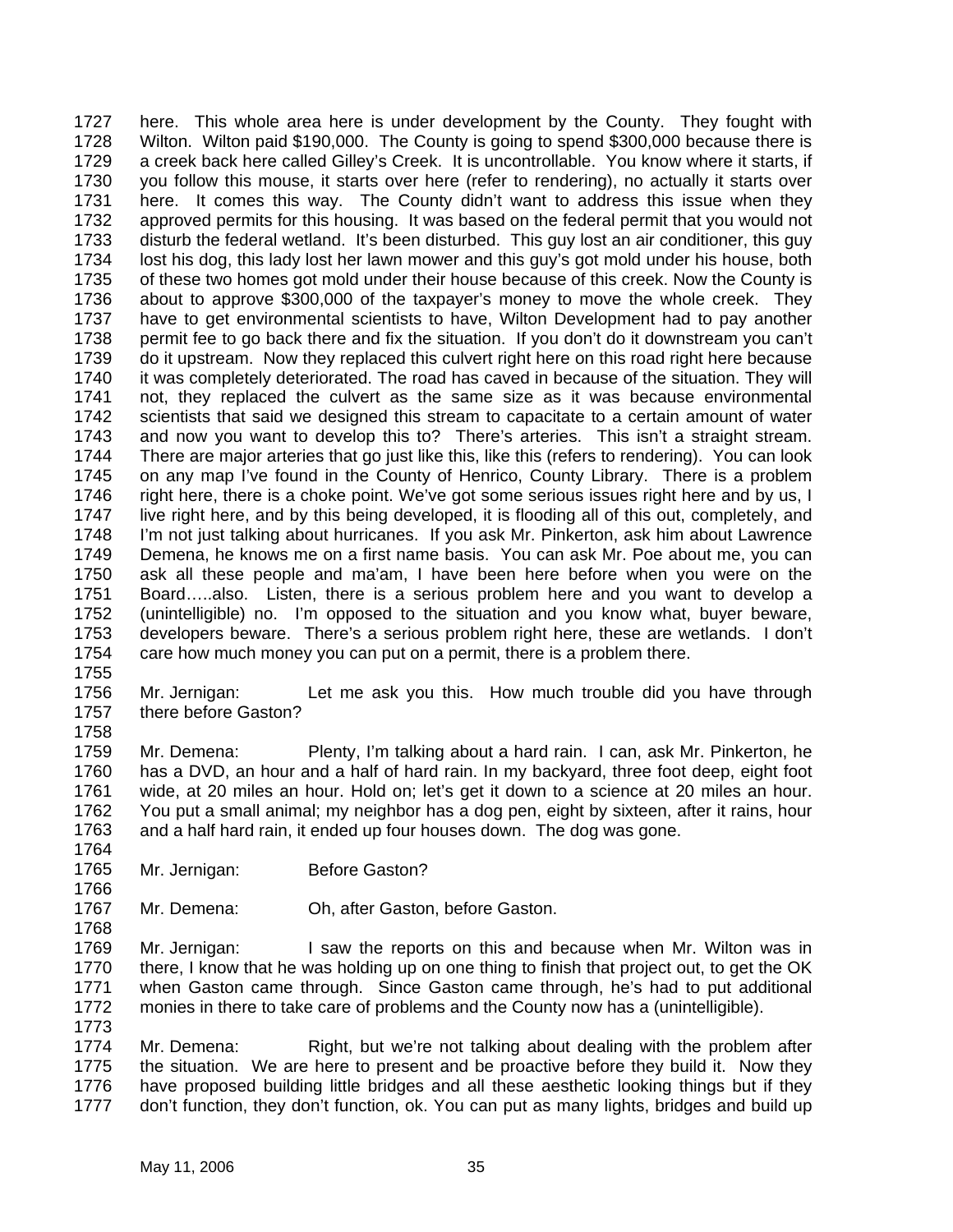here. This whole area here is under development by the County. They fought with Wilton. Wilton paid $190,000. The County is going to spend $300,000 because there is a creek back here called Gilley's Creek. It is uncontrollable. You know where it starts, if you follow this mouse, it starts over here (refer to rendering), no actually it starts over here. It comes this way. The County didn't want to address this issue when they approved permits for this housing. It was based on the federal permit that you would not disturb the federal wetland. It's been disturbed. This guy lost an air conditioner, this guy lost his dog, this lady lost her lawn mower and this guy's got mold under his house, both of these two homes got mold under their house because of this creek. Now the County is about to approve $300,000 of the taxpayer's money to move the whole creek. They have to get environmental scientists to have, Wilton Development had to pay another permit fee to go back there and fix the situation. If you don't do it downstream you can't do it upstream. Now they replaced this culvert right here on this road right here because it was completely deteriorated. The road has caved in because of the situation. They will not, they replaced the culvert as the same size as it was because environmental scientists that said we designed this stream to capacitate to a certain amount of water and now you want to develop this to? There's arteries. This isn't a straight stream. There are major arteries that go just like this, like this (refers to rendering). You can look on any map I've found in the County of Henrico, County Library. There is a problem right here, there is a choke point. We've got some serious issues right here and by us, I live right here, and by this being developed, it is flooding all of this out, completely, and I'm not just talking about hurricanes. If you ask Mr. Pinkerton, ask him about Lawrence Demena, he knows me on a first name basis. You can ask Mr. Poe about me, you can ask all these people and ma'am, I have been here before when you were on the Board…..also. Listen, there is a serious problem here and you want to develop a (unintelligible) no. I'm opposed to the situation and you know what, buyer beware, developers beware. There's a serious problem right here, these are wetlands. I don't care how much money you can put on a permit, there is a problem there.

Mr. Jernigan: Let me ask you this. How much trouble did you have through there before Gaston?

Mr. Demena: Plenty, I'm talking about a hard rain. I can, ask Mr. Pinkerton, he has a DVD, an hour and a half of hard rain. In my backyard, three foot deep, eight foot wide, at 20 miles an hour. Hold on; let's get it down to a science at 20 miles an hour. You put a small animal; my neighbor has a dog pen, eight by sixteen, after it rains, hour and a half hard rain, it ended up four houses down. The dog was gone.

Mr. Jernigan: Before Gaston?

Mr. Demena: Oh, after Gaston, before Gaston.

Mr. Jernigan: I saw the reports on this and because when Mr. Wilton was in there, I know that he was holding up on one thing to finish that project out, to get the OK when Gaston came through. Since Gaston came through, he's had to put additional monies in there to take care of problems and the County now has a (unintelligible).

Mr. Demena: Right, but we're not talking about dealing with the problem after the situation. We are here to present and be proactive before they build it. Now they have proposed building little bridges and all these aesthetic looking things but if they don't function, they don't function, ok. You can put as many lights, bridges and build up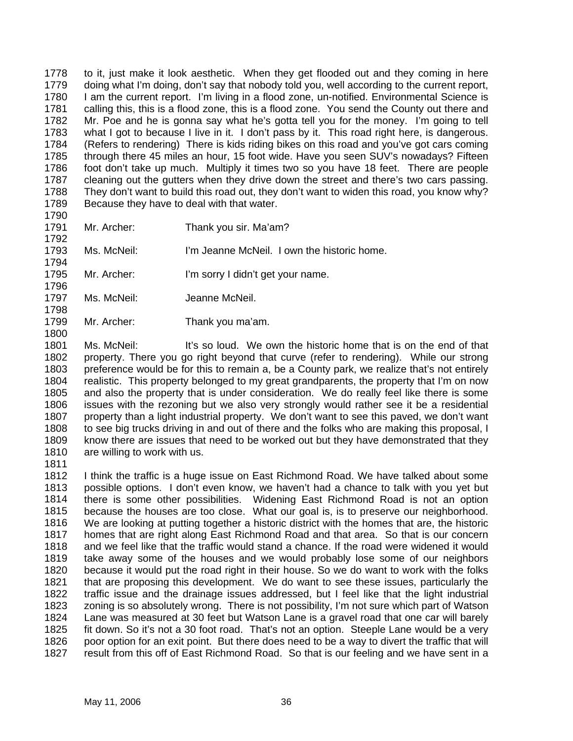1778 to it, just make it look aesthetic. When they get flooded out and they coming in here
1779 doing what I'm doing, don't say that nobody told you, well according to the current report,
1780 I am the current report. I'm living in a flood zone, un-notified. Environmental Science is
1781 calling this, this is a flood zone, this is a flood zone. You send the County out there and
1782 Mr. Poe and he is gonna say what he's gotta tell you for the money. I'm going to tell
1783 what I got to because I live in it. I don't pass by it. This road right here, is dangerous.
1784 (Refers to rendering) There is kids riding bikes on this road and you've got cars coming
1785 through there 45 miles an hour, 15 foot wide. Have you seen SUV's nowadays? Fifteen
1786 foot don't take up much. Multiply it times two so you have 18 feet. There are people
1787 cleaning out the gutters when they drive down the street and there's two cars passing.
1788 They don't want to build this road out, they don't want to widen this road, you know why?
1789 Because they have to deal with that water.
1790
1791 Mr. Archer: Thank you sir. Ma'am?
1792
1793 Ms. McNeil: I'm Jeanne McNeil. I own the historic home.
1794
1795 Mr. Archer: I'm sorry I didn't get your name.
1796
1797 Ms. McNeil: Jeanne McNeil.
1798
1799 Mr. Archer: Thank you ma'am.
1800
1801 Ms. McNeil: It's so loud. We own the historic home that is on the end of that
1802 property. There you go right beyond that curve (refer to rendering). While our strong
1803 preference would be for this to remain a, be a County park, we realize that's not entirely
1804 realistic. This property belonged to my great grandparents, the property that I'm on now
1805 and also the property that is under consideration. We do really feel like there is some
1806 issues with the rezoning but we also very strongly would rather see it be a residential
1807 property than a light industrial property. We don't want to see this paved, we don't want
1808 to see big trucks driving in and out of there and the folks who are making this proposal, I
1809 know there are issues that need to be worked out but they have demonstrated that they
1810 are willing to work with us.
1811
1812 I think the traffic is a huge issue on East Richmond Road. We have talked about some
1813 possible options. I don't even know, we haven't had a chance to talk with you yet but
1814 there is some other possibilities. Widening East Richmond Road is not an option
1815 because the houses are too close. What our goal is, is to preserve our neighborhood.
1816 We are looking at putting together a historic district with the homes that are, the historic
1817 homes that are right along East Richmond Road and that area. So that is our concern
1818 and we feel like that the traffic would stand a chance. If the road were widened it would
1819 take away some of the houses and we would probably lose some of our neighbors
1820 because it would put the road right in their house. So we do want to work with the folks
1821 that are proposing this development. We do want to see these issues, particularly the
1822 traffic issue and the drainage issues addressed, but I feel like that the light industrial
1823 zoning is so absolutely wrong. There is not possibility, I'm not sure which part of Watson
1824 Lane was measured at 30 feet but Watson Lane is a gravel road that one car will barely
1825 fit down. So it's not a 30 foot road. That's not an option. Steeple Lane would be a very
1826 poor option for an exit point. But there does need to be a way to divert the traffic that will
1827 result from this off of East Richmond Road. So that is our feeling and we have sent in a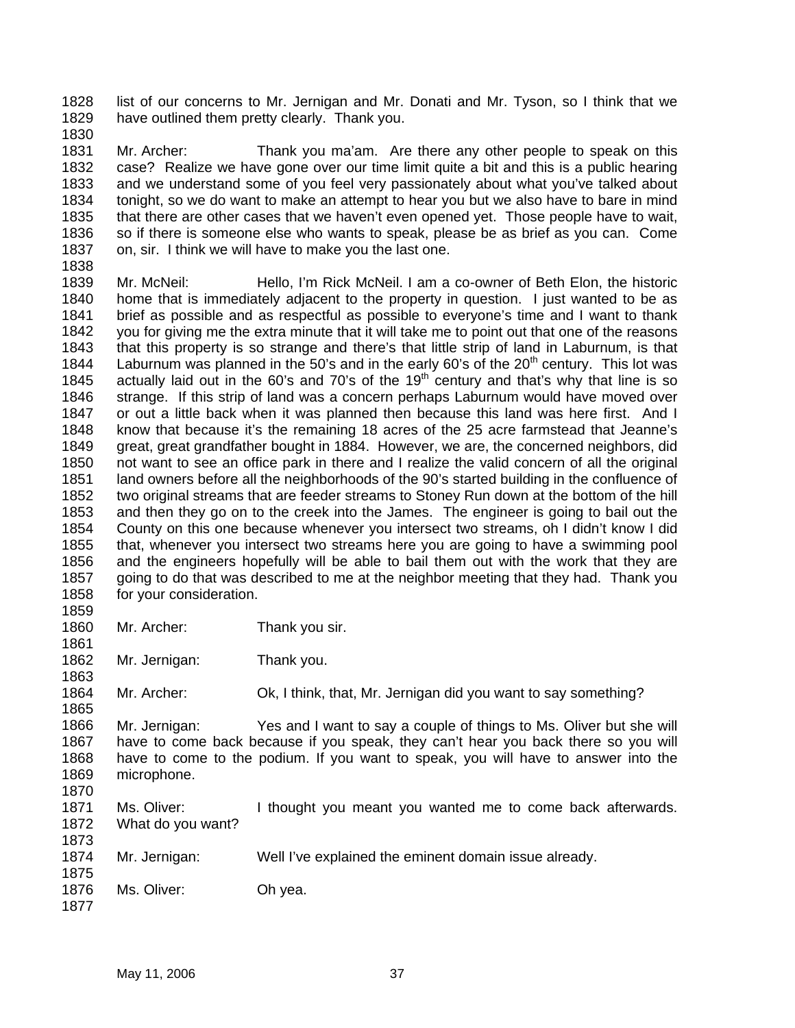list of our concerns to Mr. Jernigan and Mr. Donati and Mr. Tyson, so I think that we have outlined them pretty clearly. Thank you.

Mr. Archer: Thank you ma'am. Are there any other people to speak on this case? Realize we have gone over our time limit quite a bit and this is a public hearing and we understand some of you feel very passionately about what you've talked about tonight, so we do want to make an attempt to hear you but we also have to bare in mind that there are other cases that we haven't even opened yet. Those people have to wait, so if there is someone else who wants to speak, please be as brief as you can. Come on, sir. I think we will have to make you the last one.

Mr. McNeil: Hello, I'm Rick McNeil. I am a co-owner of Beth Elon, the historic home that is immediately adjacent to the property in question. I just wanted to be as brief as possible and as respectful as possible to everyone's time and I want to thank you for giving me the extra minute that it will take me to point out that one of the reasons that this property is so strange and there's that little strip of land in Laburnum, is that Laburnum was planned in the 50's and in the early 60's of the 20th century. This lot was actually laid out in the 60's and 70's of the 19th century and that's why that line is so strange. If this strip of land was a concern perhaps Laburnum would have moved over or out a little back when it was planned then because this land was here first. And I know that because it's the remaining 18 acres of the 25 acre farmstead that Jeanne's great, great grandfather bought in 1884. However, we are, the concerned neighbors, did not want to see an office park in there and I realize the valid concern of all the original land owners before all the neighborhoods of the 90's started building in the confluence of two original streams that are feeder streams to Stoney Run down at the bottom of the hill and then they go on to the creek into the James. The engineer is going to bail out the County on this one because whenever you intersect two streams, oh I didn't know I did that, whenever you intersect two streams here you are going to have a swimming pool and the engineers hopefully will be able to bail them out with the work that they are going to do that was described to me at the neighbor meeting that they had. Thank you for your consideration.

Mr. Archer: Thank you sir.

Mr. Jernigan: Thank you.

Mr. Archer: Ok, I think, that, Mr. Jernigan did you want to say something?

Mr. Jernigan: Yes and I want to say a couple of things to Ms. Oliver but she will have to come back because if you speak, they can't hear you back there so you will have to come to the podium. If you want to speak, you will have to answer into the microphone.

Ms. Oliver: I thought you meant you wanted me to come back afterwards. What do you want?

Mr. Jernigan: Well I've explained the eminent domain issue already.

Ms. Oliver: Oh yea.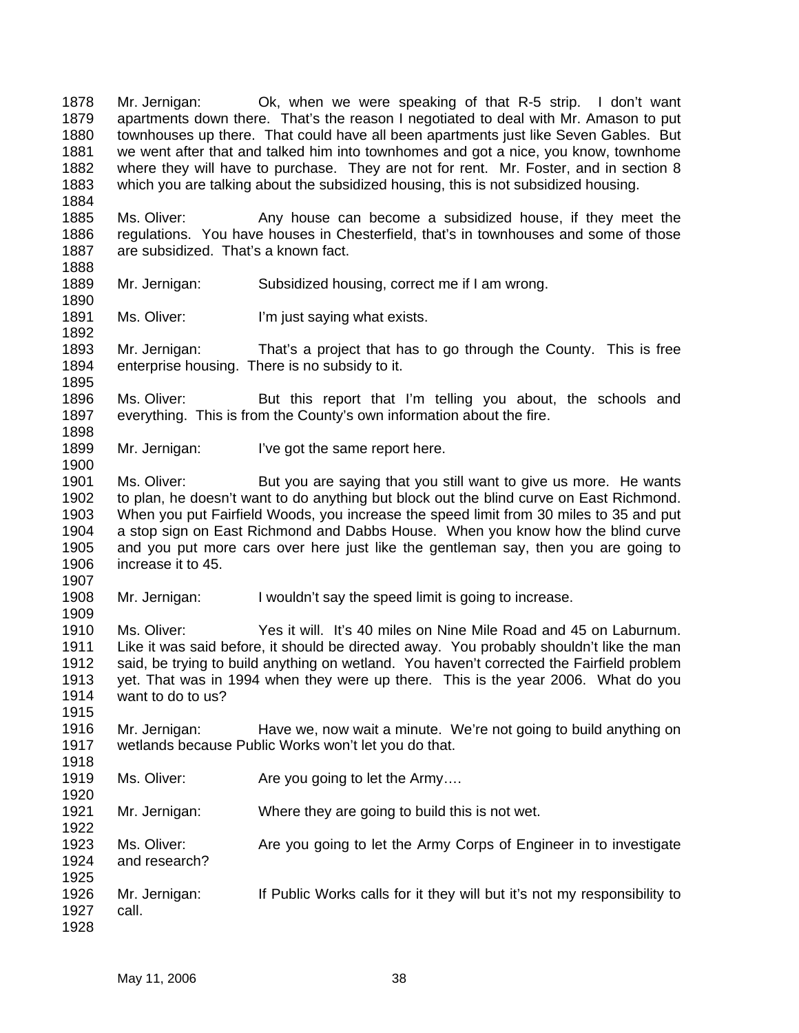Mr. Jernigan: Ok, when we were speaking of that R-5 strip. I don't want apartments down there. That's the reason I negotiated to deal with Mr. Amason to put townhouses up there. That could have all been apartments just like Seven Gables. But we went after that and talked him into townhomes and got a nice, you know, townhome where they will have to purchase. They are not for rent. Mr. Foster, and in section 8 which you are talking about the subsidized housing, this is not subsidized housing.

Ms. Oliver: Any house can become a subsidized house, if they meet the regulations. You have houses in Chesterfield, that's in townhouses and some of those are subsidized. That's a known fact.

Mr. Jernigan: Subsidized housing, correct me if I am wrong.

Ms. Oliver: I'm just saying what exists.

Mr. Jernigan: That's a project that has to go through the County. This is free enterprise housing. There is no subsidy to it.

Ms. Oliver: But this report that I'm telling you about, the schools and everything. This is from the County's own information about the fire.

Mr. Jernigan: I've got the same report here.

Ms. Oliver: But you are saying that you still want to give us more. He wants to plan, he doesn't want to do anything but block out the blind curve on East Richmond. When you put Fairfield Woods, you increase the speed limit from 30 miles to 35 and put a stop sign on East Richmond and Dabbs House. When you know how the blind curve and you put more cars over here just like the gentleman say, then you are going to increase it to 45.

Mr. Jernigan: I wouldn't say the speed limit is going to increase.

Ms. Oliver: Yes it will. It's 40 miles on Nine Mile Road and 45 on Laburnum. Like it was said before, it should be directed away. You probably shouldn't like the man said, be trying to build anything on wetland. You haven't corrected the Fairfield problem yet. That was in 1994 when they were up there. This is the year 2006. What do you want to do to us?

Mr. Jernigan: Have we, now wait a minute. We're not going to build anything on wetlands because Public Works won't let you do that.

Ms. Oliver: Are you going to let the Army….

Mr. Jernigan: Where they are going to build this is not wet.

Ms. Oliver: Are you going to let the Army Corps of Engineer in to investigate and research?

Mr. Jernigan: If Public Works calls for it they will but it's not my responsibility to call.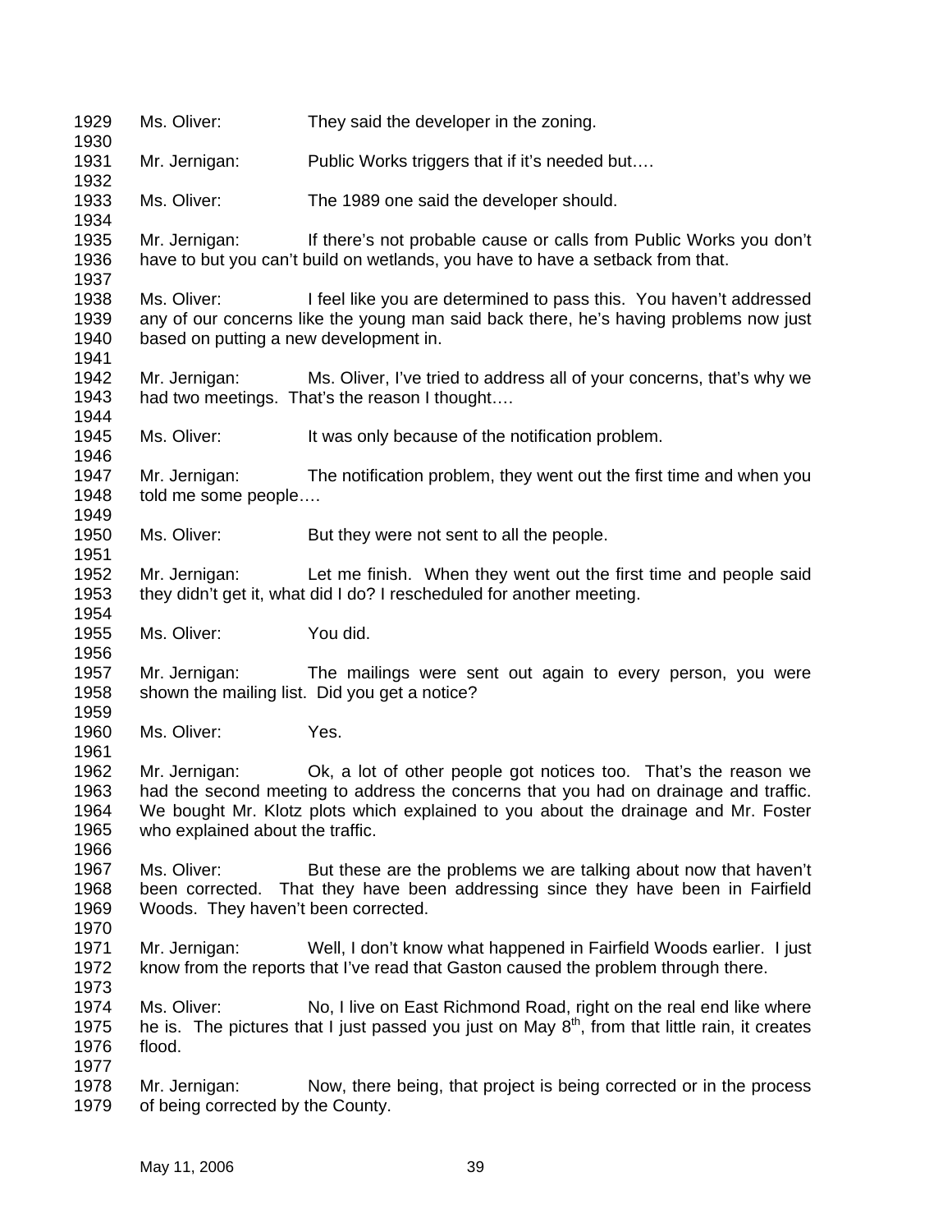1929 Ms. Oliver: They said the developer in the zoning.

1931 Mr. Jernigan: Public Works triggers that if it's needed but….

1933 Ms. Oliver: The 1989 one said the developer should.

1935 Mr. Jernigan: If there's not probable cause or calls from Public Works you don't
1936 have to but you can't build on wetlands, you have to have a setback from that.

1938 Ms. Oliver: I feel like you are determined to pass this. You haven't addressed
1939 any of our concerns like the young man said back there, he's having problems now just
1940 based on putting a new development in.

1942 Mr. Jernigan: Ms. Oliver, I've tried to address all of your concerns, that's why we
1943 had two meetings. That's the reason I thought….

1945 Ms. Oliver: It was only because of the notification problem.

1947 Mr. Jernigan: The notification problem, they went out the first time and when you
1948 told me some people….

1950 Ms. Oliver: But they were not sent to all the people.

1952 Mr. Jernigan: Let me finish. When they went out the first time and people said
1953 they didn't get it, what did I do? I rescheduled for another meeting.

1955 Ms. Oliver: You did.

1957 Mr. Jernigan: The mailings were sent out again to every person, you were
1958 shown the mailing list. Did you get a notice?

1960 Ms. Oliver: Yes.

1962 Mr. Jernigan: Ok, a lot of other people got notices too. That's the reason we
1963 had the second meeting to address the concerns that you had on drainage and traffic.
1964 We bought Mr. Klotz plots which explained to you about the drainage and Mr. Foster
1965 who explained about the traffic.

1967 Ms. Oliver: But these are the problems we are talking about now that haven't
1968 been corrected. That they have been addressing since they have been in Fairfield
1969 Woods. They haven't been corrected.

1971 Mr. Jernigan: Well, I don't know what happened in Fairfield Woods earlier. I just
1972 know from the reports that I've read that Gaston caused the problem through there.

1974 Ms. Oliver: No, I live on East Richmond Road, right on the real end like where
1975 he is. The pictures that I just passed you just on May 8th, from that little rain, it creates
1976 flood.

1978 Mr. Jernigan: Now, there being, that project is being corrected or in the process
1979 of being corrected by the County.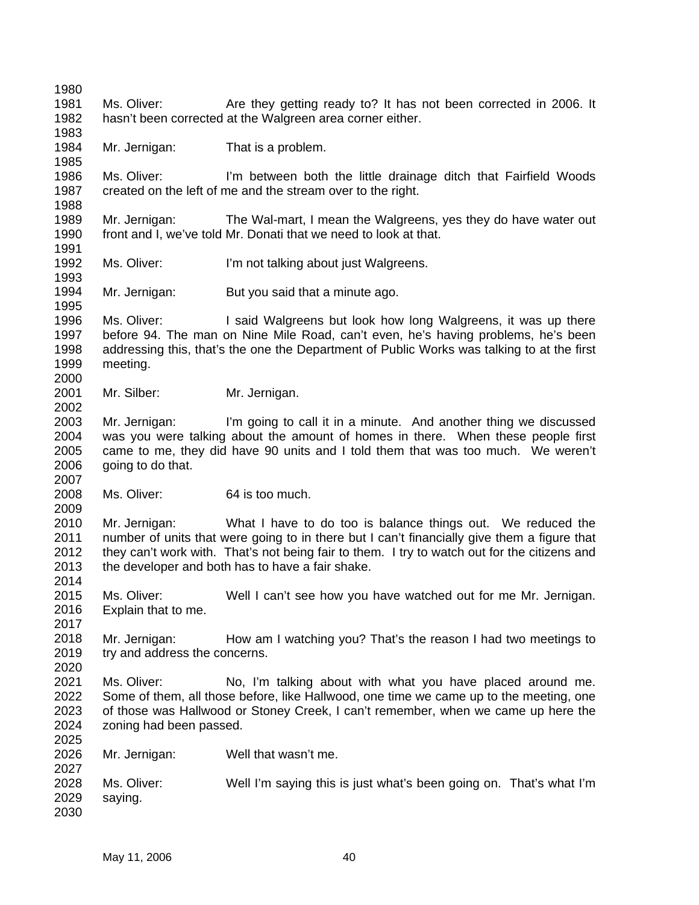Ms. Oliver: Are they getting ready to? It has not been corrected in 2006. It hasn't been corrected at the Walgreen area corner either.

Mr. Jernigan: That is a problem.

Ms. Oliver: I'm between both the little drainage ditch that Fairfield Woods created on the left of me and the stream over to the right.

Mr. Jernigan: The Wal-mart, I mean the Walgreens, yes they do have water out front and I, we've told Mr. Donati that we need to look at that.

Ms. Oliver: I'm not talking about just Walgreens.

Mr. Jernigan: But you said that a minute ago.

Ms. Oliver: I said Walgreens but look how long Walgreens, it was up there before 94. The man on Nine Mile Road, can't even, he's having problems, he's been addressing this, that's the one the Department of Public Works was talking to at the first meeting.

Mr. Silber: Mr. Jernigan.

Mr. Jernigan: I'm going to call it in a minute. And another thing we discussed was you were talking about the amount of homes in there. When these people first came to me, they did have 90 units and I told them that was too much. We weren't going to do that.

Ms. Oliver: 64 is too much.

Mr. Jernigan: What I have to do too is balance things out. We reduced the number of units that were going to in there but I can't financially give them a figure that they can't work with. That's not being fair to them. I try to watch out for the citizens and the developer and both has to have a fair shake.

Ms. Oliver: Well I can't see how you have watched out for me Mr. Jernigan. Explain that to me.

Mr. Jernigan: How am I watching you? That's the reason I had two meetings to try and address the concerns.

Ms. Oliver: No, I'm talking about with what you have placed around me. Some of them, all those before, like Hallwood, one time we came up to the meeting, one of those was Hallwood or Stoney Creek, I can't remember, when we came up here the zoning had been passed.

Mr. Jernigan: Well that wasn't me.

Ms. Oliver: Well I'm saying this is just what's been going on. That's what I'm saying.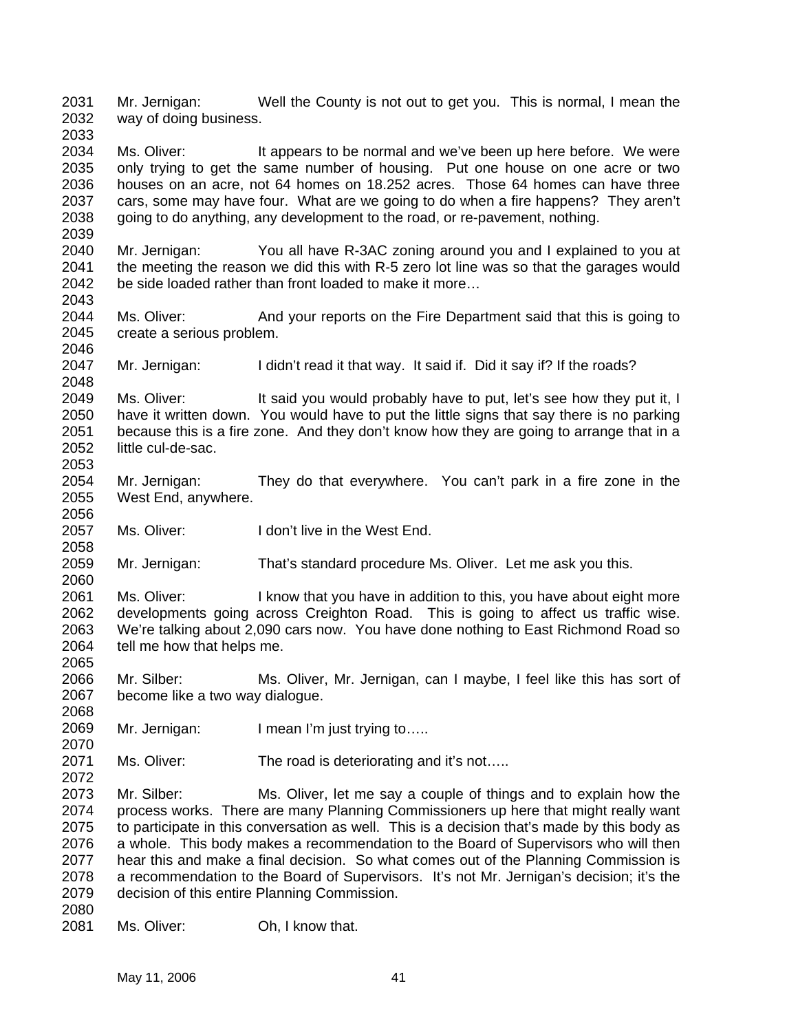Mr. Jernigan: Well the County is not out to get you. This is normal, I mean the way of doing business.

Ms. Oliver: It appears to be normal and we've been up here before. We were only trying to get the same number of housing. Put one house on one acre or two houses on an acre, not 64 homes on 18.252 acres. Those 64 homes can have three cars, some may have four. What are we going to do when a fire happens? They aren't going to do anything, any development to the road, or re-pavement, nothing.

Mr. Jernigan: You all have R-3AC zoning around you and I explained to you at the meeting the reason we did this with R-5 zero lot line was so that the garages would be side loaded rather than front loaded to make it more…

Ms. Oliver: And your reports on the Fire Department said that this is going to create a serious problem.

Mr. Jernigan: I didn't read it that way. It said if. Did it say if? If the roads?

Ms. Oliver: It said you would probably have to put, let's see how they put it, I have it written down. You would have to put the little signs that say there is no parking because this is a fire zone. And they don't know how they are going to arrange that in a little cul-de-sac.

Mr. Jernigan: They do that everywhere. You can't park in a fire zone in the West End, anywhere.

Ms. Oliver: I don't live in the West End.

Mr. Jernigan: That's standard procedure Ms. Oliver. Let me ask you this.

Ms. Oliver: I know that you have in addition to this, you have about eight more developments going across Creighton Road. This is going to affect us traffic wise. We're talking about 2,090 cars now. You have done nothing to East Richmond Road so tell me how that helps me.

Mr. Silber: Ms. Oliver, Mr. Jernigan, can I maybe, I feel like this has sort of become like a two way dialogue.

Mr. Jernigan: I mean I'm just trying to…..

Ms. Oliver: The road is deteriorating and it's not…..

Mr. Silber: Ms. Oliver, let me say a couple of things and to explain how the process works. There are many Planning Commissioners up here that might really want to participate in this conversation as well. This is a decision that's made by this body as a whole. This body makes a recommendation to the Board of Supervisors who will then hear this and make a final decision. So what comes out of the Planning Commission is a recommendation to the Board of Supervisors. It's not Mr. Jernigan's decision; it's the decision of this entire Planning Commission.

Ms. Oliver: Oh, I know that.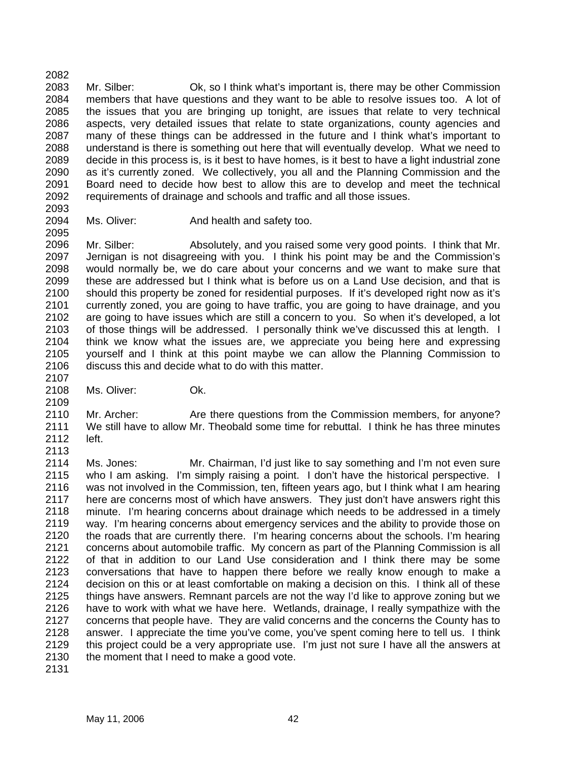Mr. Silber: Ok, so I think what's important is, there may be other Commission members that have questions and they want to be able to resolve issues too. A lot of the issues that you are bringing up tonight, are issues that relate to very technical aspects, very detailed issues that relate to state organizations, county agencies and many of these things can be addressed in the future and I think what's important to understand is there is something out here that will eventually develop. What we need to decide in this process is, is it best to have homes, is it best to have a light industrial zone as it's currently zoned. We collectively, you all and the Planning Commission and the Board need to decide how best to allow this are to develop and meet the technical requirements of drainage and schools and traffic and all those issues.

Ms. Oliver: And health and safety too.

Mr. Silber: Absolutely, and you raised some very good points. I think that Mr. Jernigan is not disagreeing with you. I think his point may be and the Commission's would normally be, we do care about your concerns and we want to make sure that these are addressed but I think what is before us on a Land Use decision, and that is should this property be zoned for residential purposes. If it's developed right now as it's currently zoned, you are going to have traffic, you are going to have drainage, and you are going to have issues which are still a concern to you. So when it's developed, a lot of those things will be addressed. I personally think we've discussed this at length. I think we know what the issues are, we appreciate you being here and expressing yourself and I think at this point maybe we can allow the Planning Commission to discuss this and decide what to do with this matter.

Ms. Oliver: Ok.

Mr. Archer: Are there questions from the Commission members, for anyone? We still have to allow Mr. Theobald some time for rebuttal. I think he has three minutes left.

Ms. Jones: Mr. Chairman, I'd just like to say something and I'm not even sure who I am asking. I'm simply raising a point. I don't have the historical perspective. I was not involved in the Commission, ten, fifteen years ago, but I think what I am hearing here are concerns most of which have answers. They just don't have answers right this minute. I'm hearing concerns about drainage which needs to be addressed in a timely way. I'm hearing concerns about emergency services and the ability to provide those on the roads that are currently there. I'm hearing concerns about the schools. I'm hearing concerns about automobile traffic. My concern as part of the Planning Commission is all of that in addition to our Land Use consideration and I think there may be some conversations that have to happen there before we really know enough to make a decision on this or at least comfortable on making a decision on this. I think all of these things have answers. Remnant parcels are not the way I'd like to approve zoning but we have to work with what we have here. Wetlands, drainage, I really sympathize with the concerns that people have. They are valid concerns and the concerns the County has to answer. I appreciate the time you've come, you've spent coming here to tell us. I think this project could be a very appropriate use. I'm just not sure I have all the answers at the moment that I need to make a good vote.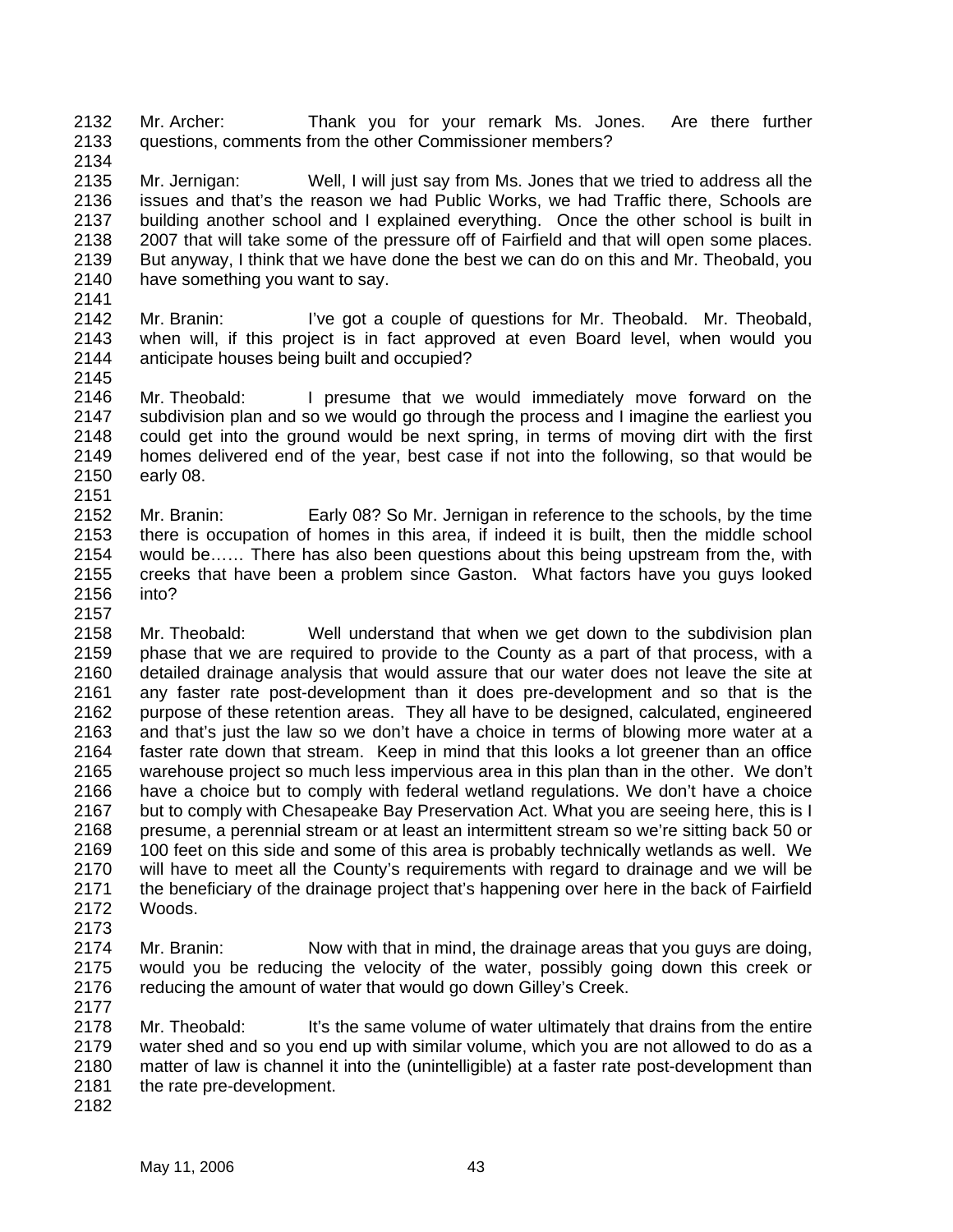Mr. Archer: Thank you for your remark Ms. Jones. Are there further questions, comments from the other Commissioner members?

Mr. Jernigan: Well, I will just say from Ms. Jones that we tried to address all the issues and that's the reason we had Public Works, we had Traffic there, Schools are building another school and I explained everything. Once the other school is built in 2007 that will take some of the pressure off of Fairfield and that will open some places. But anyway, I think that we have done the best we can do on this and Mr. Theobald, you have something you want to say.

Mr. Branin: I've got a couple of questions for Mr. Theobald. Mr. Theobald, when will, if this project is in fact approved at even Board level, when would you anticipate houses being built and occupied?

Mr. Theobald: I presume that we would immediately move forward on the subdivision plan and so we would go through the process and I imagine the earliest you could get into the ground would be next spring, in terms of moving dirt with the first homes delivered end of the year, best case if not into the following, so that would be early 08.

Mr. Branin: Early 08? So Mr. Jernigan in reference to the schools, by the time there is occupation of homes in this area, if indeed it is built, then the middle school would be…… There has also been questions about this being upstream from the, with creeks that have been a problem since Gaston. What factors have you guys looked into?

Mr. Theobald: Well understand that when we get down to the subdivision plan phase that we are required to provide to the County as a part of that process, with a detailed drainage analysis that would assure that our water does not leave the site at any faster rate post-development than it does pre-development and so that is the purpose of these retention areas. They all have to be designed, calculated, engineered and that's just the law so we don't have a choice in terms of blowing more water at a faster rate down that stream. Keep in mind that this looks a lot greener than an office warehouse project so much less impervious area in this plan than in the other. We don't have a choice but to comply with federal wetland regulations. We don't have a choice but to comply with Chesapeake Bay Preservation Act. What you are seeing here, this is I presume, a perennial stream or at least an intermittent stream so we're sitting back 50 or 100 feet on this side and some of this area is probably technically wetlands as well. We will have to meet all the County's requirements with regard to drainage and we will be the beneficiary of the drainage project that's happening over here in the back of Fairfield Woods.

Mr. Branin: Now with that in mind, the drainage areas that you guys are doing, would you be reducing the velocity of the water, possibly going down this creek or reducing the amount of water that would go down Gilley's Creek.

Mr. Theobald: It's the same volume of water ultimately that drains from the entire water shed and so you end up with similar volume, which you are not allowed to do as a matter of law is channel it into the (unintelligible) at a faster rate post-development than the rate pre-development.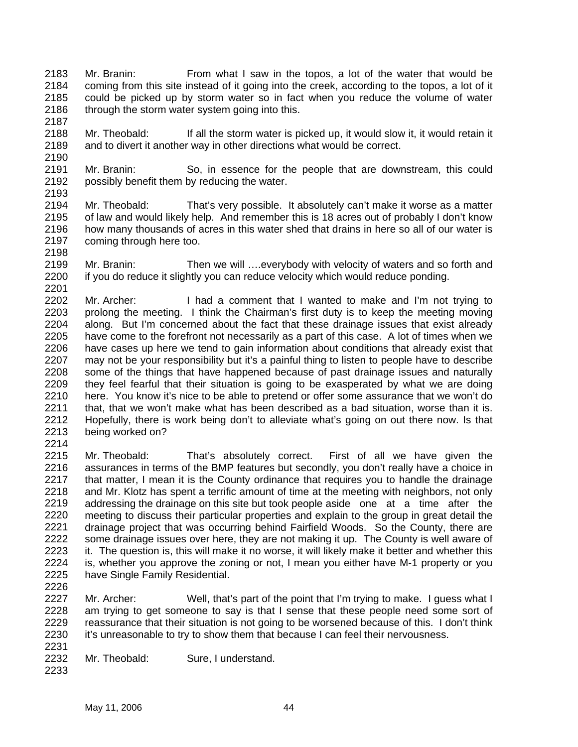2183 Mr. Branin: From what I saw in the topos, a lot of the water that would be
2184 coming from this site instead of it going into the creek, according to the topos, a lot of it
2185 could be picked up by storm water so in fact when you reduce the volume of water
2186 through the storm water system going into this.
2187
2188 Mr. Theobald: If all the storm water is picked up, it would slow it, it would retain it
2189 and to divert it another way in other directions what would be correct.
2190
2191 Mr. Branin: So, in essence for the people that are downstream, this could
2192 possibly benefit them by reducing the water.
2193
2194 Mr. Theobald: That's very possible. It absolutely can't make it worse as a matter
2195 of law and would likely help. And remember this is 18 acres out of probably I don't know
2196 how many thousands of acres in this water shed that drains in here so all of our water is
2197 coming through here too.
2198
2199 Mr. Branin: Then we will ….everybody with velocity of waters and so forth and
2200 if you do reduce it slightly you can reduce velocity which would reduce ponding.
2201
2202 Mr. Archer: I had a comment that I wanted to make and I'm not trying to
2203 prolong the meeting. I think the Chairman's first duty is to keep the meeting moving
2204 along. But I'm concerned about the fact that these drainage issues that exist already
2205 have come to the forefront not necessarily as a part of this case. A lot of times when we
2206 have cases up here we tend to gain information about conditions that already exist that
2207 may not be your responsibility but it's a painful thing to listen to people have to describe
2208 some of the things that have happened because of past drainage issues and naturally
2209 they feel fearful that their situation is going to be exasperated by what we are doing
2210 here. You know it's nice to be able to pretend or offer some assurance that we won't do
2211 that, that we won't make what has been described as a bad situation, worse than it is.
2212 Hopefully, there is work being don't to alleviate what's going on out there now. Is that
2213 being worked on?
2214
2215 Mr. Theobald: That's absolutely correct. First of all we have given the
2216 assurances in terms of the BMP features but secondly, you don't really have a choice in
2217 that matter, I mean it is the County ordinance that requires you to handle the drainage
2218 and Mr. Klotz has spent a terrific amount of time at the meeting with neighbors, not only
2219 addressing the drainage on this site but took people aside one at a time after the
2220 meeting to discuss their particular properties and explain to the group in great detail the
2221 drainage project that was occurring behind Fairfield Woods. So the County, there are
2222 some drainage issues over here, they are not making it up. The County is well aware of
2223 it. The question is, this will make it no worse, it will likely make it better and whether this
2224 is, whether you approve the zoning or not, I mean you either have M-1 property or you
2225 have Single Family Residential.
2226
2227 Mr. Archer: Well, that's part of the point that I'm trying to make. I guess what I
2228 am trying to get someone to say is that I sense that these people need some sort of
2229 reassurance that their situation is not going to be worsened because of this. I don't think
2230 it's unreasonable to try to show them that because I can feel their nervousness.
2231
2232 Mr. Theobald: Sure, I understand.
2233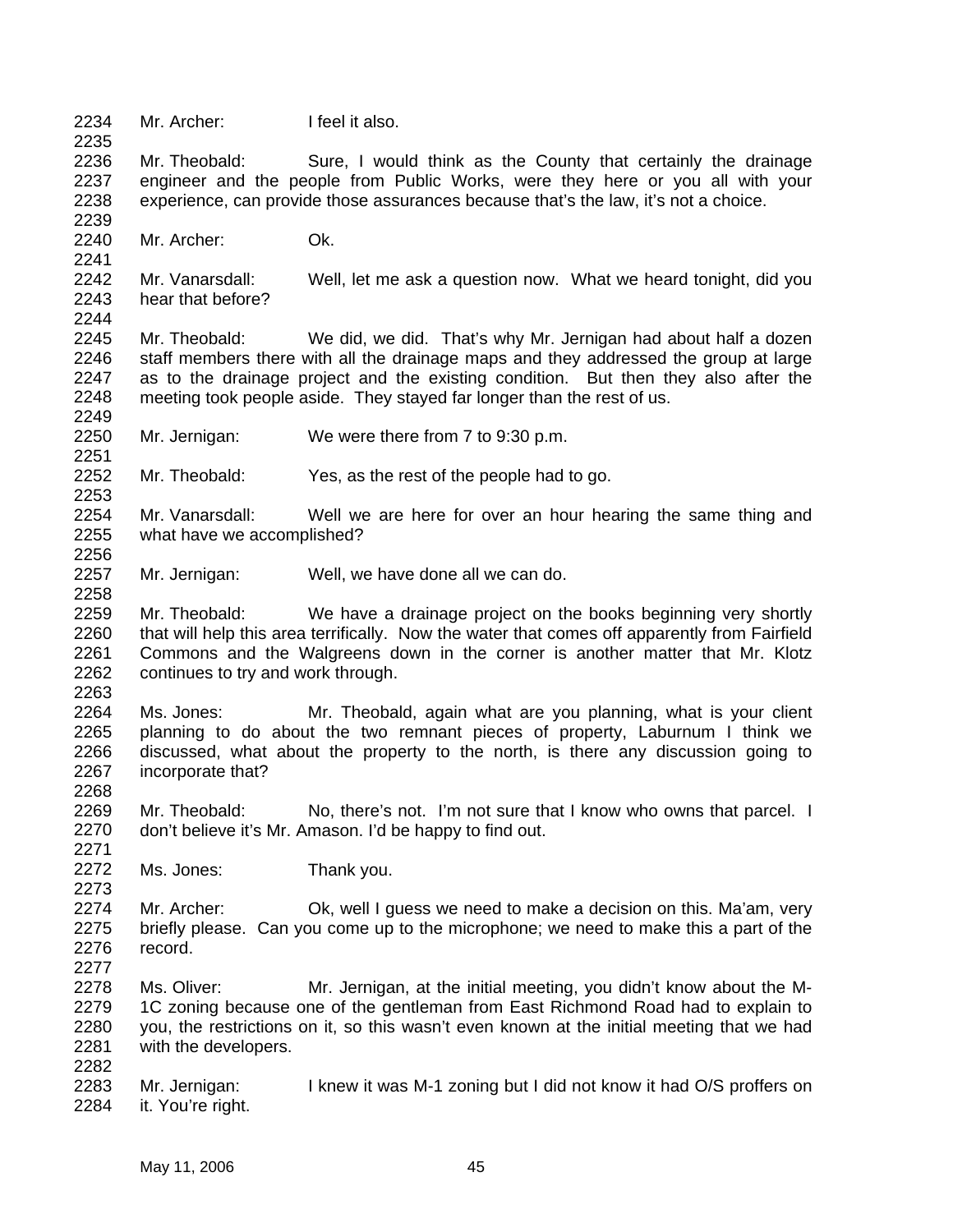Mr. Archer: I feel it also.

Mr. Theobald: Sure, I would think as the County that certainly the drainage engineer and the people from Public Works, were they here or you all with your experience, can provide those assurances because that's the law, it's not a choice.

Mr. Archer: Ok.

Mr. Vanarsdall: Well, let me ask a question now. What we heard tonight, did you hear that before?

Mr. Theobald: We did, we did. That's why Mr. Jernigan had about half a dozen staff members there with all the drainage maps and they addressed the group at large as to the drainage project and the existing condition. But then they also after the meeting took people aside. They stayed far longer than the rest of us.

Mr. Jernigan: We were there from 7 to 9:30 p.m.

Mr. Theobald: Yes, as the rest of the people had to go.

Mr. Vanarsdall: Well we are here for over an hour hearing the same thing and what have we accomplished?

Mr. Jernigan: Well, we have done all we can do.

Mr. Theobald: We have a drainage project on the books beginning very shortly that will help this area terrifically. Now the water that comes off apparently from Fairfield Commons and the Walgreens down in the corner is another matter that Mr. Klotz continues to try and work through.

Ms. Jones: Mr. Theobald, again what are you planning, what is your client planning to do about the two remnant pieces of property, Laburnum I think we discussed, what about the property to the north, is there any discussion going to incorporate that?

Mr. Theobald: No, there's not. I'm not sure that I know who owns that parcel. I don't believe it's Mr. Amason. I'd be happy to find out.

Ms. Jones: Thank you.

Mr. Archer: Ok, well I guess we need to make a decision on this. Ma'am, very briefly please. Can you come up to the microphone; we need to make this a part of the record.

Ms. Oliver: Mr. Jernigan, at the initial meeting, you didn't know about the M-1C zoning because one of the gentleman from East Richmond Road had to explain to you, the restrictions on it, so this wasn't even known at the initial meeting that we had with the developers.

Mr. Jernigan: I knew it was M-1 zoning but I did not know it had O/S proffers on it. You're right.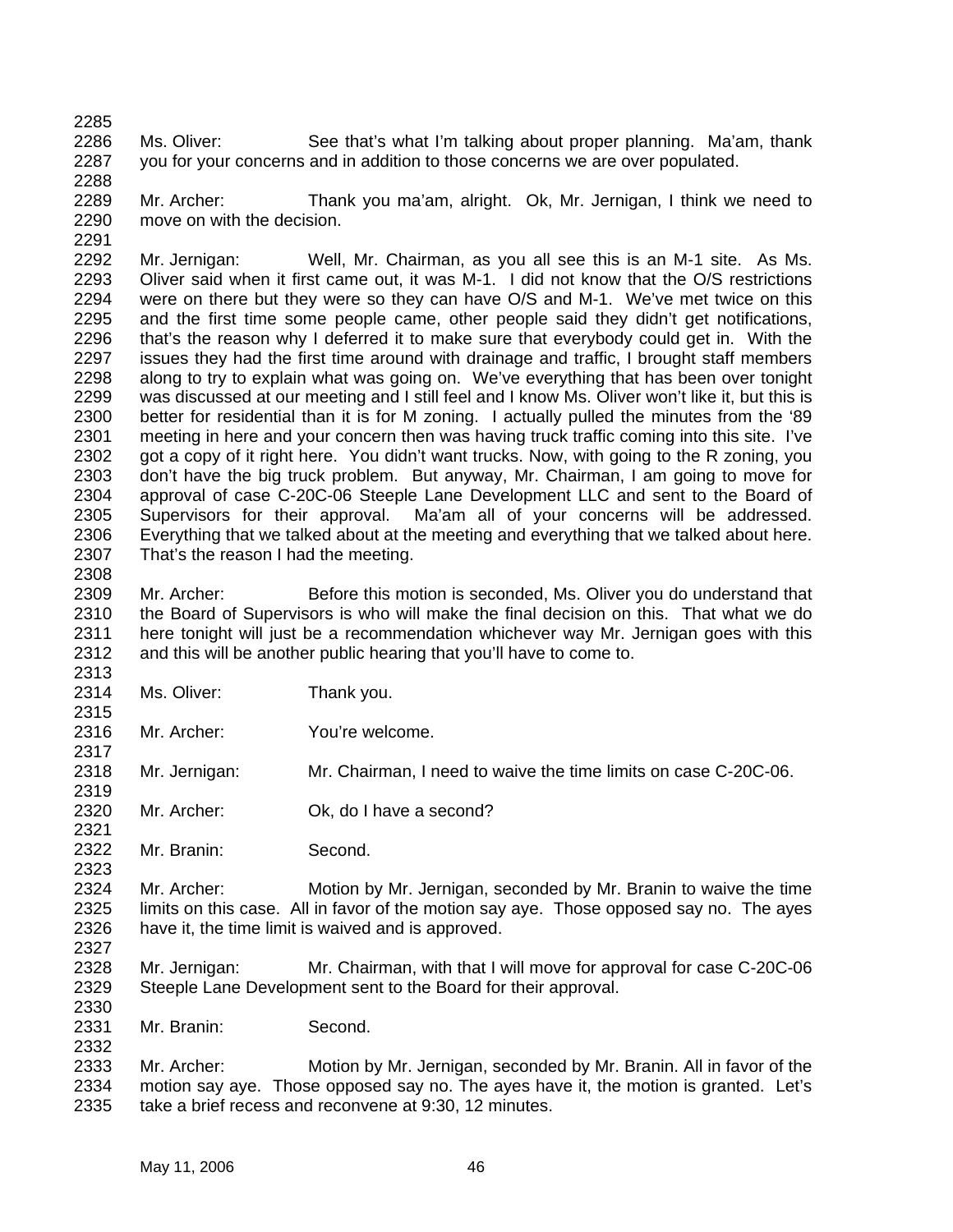Ms. Oliver: See that's what I'm talking about proper planning. Ma'am, thank you for your concerns and in addition to those concerns we are over populated.

Mr. Archer: Thank you ma'am, alright. Ok, Mr. Jernigan, I think we need to move on with the decision.

Mr. Jernigan: Well, Mr. Chairman, as you all see this is an M-1 site. As Ms. Oliver said when it first came out, it was M-1. I did not know that the O/S restrictions were on there but they were so they can have O/S and M-1. We've met twice on this and the first time some people came, other people said they didn't get notifications, that's the reason why I deferred it to make sure that everybody could get in. With the issues they had the first time around with drainage and traffic, I brought staff members along to try to explain what was going on. We've everything that has been over tonight was discussed at our meeting and I still feel and I know Ms. Oliver won't like it, but this is better for residential than it is for M zoning. I actually pulled the minutes from the '89 meeting in here and your concern then was having truck traffic coming into this site. I've got a copy of it right here. You didn't want trucks. Now, with going to the R zoning, you don't have the big truck problem. But anyway, Mr. Chairman, I am going to move for approval of case C-20C-06 Steeple Lane Development LLC and sent to the Board of Supervisors for their approval. Ma'am all of your concerns will be addressed. Everything that we talked about at the meeting and everything that we talked about here. That's the reason I had the meeting.

Mr. Archer: Before this motion is seconded, Ms. Oliver you do understand that the Board of Supervisors is who will make the final decision on this. That what we do here tonight will just be a recommendation whichever way Mr. Jernigan goes with this and this will be another public hearing that you'll have to come to.

Ms. Oliver: Thank you.

Mr. Archer: You're welcome.

Mr. Jernigan: Mr. Chairman, I need to waive the time limits on case C-20C-06.

Mr. Archer: Ok, do I have a second?

Mr. Branin: Second.

Mr. Archer: Motion by Mr. Jernigan, seconded by Mr. Branin to waive the time limits on this case. All in favor of the motion say aye. Those opposed say no. The ayes have it, the time limit is waived and is approved.

Mr. Jernigan: Mr. Chairman, with that I will move for approval for case C-20C-06 Steeple Lane Development sent to the Board for their approval.

Mr. Branin: Second.

Mr. Archer: Motion by Mr. Jernigan, seconded by Mr. Branin. All in favor of the motion say aye. Those opposed say no. The ayes have it, the motion is granted. Let's take a brief recess and reconvene at 9:30, 12 minutes.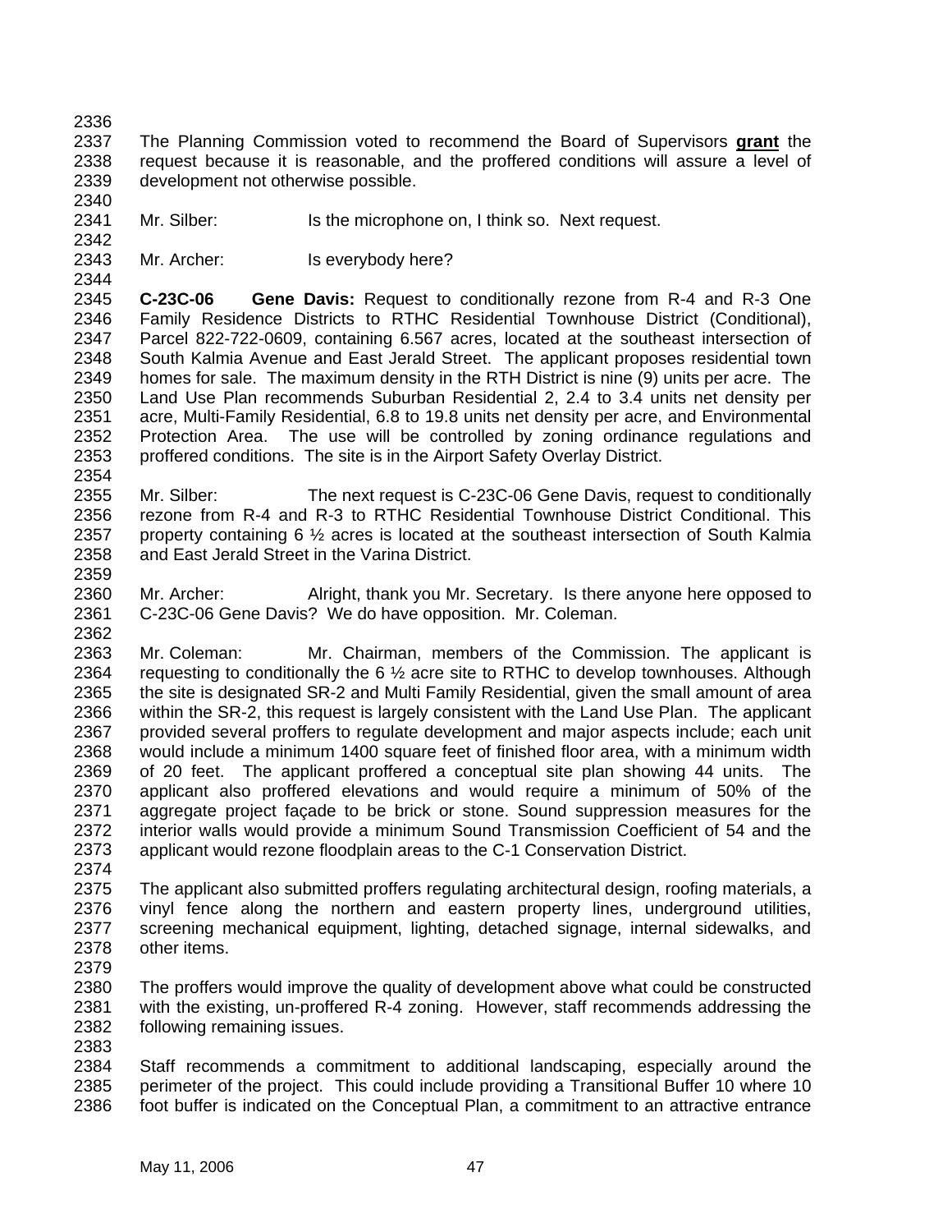The Planning Commission voted to recommend the Board of Supervisors **grant** the request because it is reasonable, and the proffered conditions will assure a level of development not otherwise possible.

Mr. Silber: Is the microphone on, I think so. Next request.

Mr. Archer: Is everybody here?

**C-23C-06 Gene Davis:** Request to conditionally rezone from R-4 and R-3 One Family Residence Districts to RTHC Residential Townhouse District (Conditional), Parcel 822-722-0609, containing 6.567 acres, located at the southeast intersection of South Kalmia Avenue and East Jerald Street. The applicant proposes residential town homes for sale. The maximum density in the RTH District is nine (9) units per acre. The Land Use Plan recommends Suburban Residential 2, 2.4 to 3.4 units net density per acre, Multi-Family Residential, 6.8 to 19.8 units net density per acre, and Environmental Protection Area. The use will be controlled by zoning ordinance regulations and proffered conditions. The site is in the Airport Safety Overlay District.

Mr. Silber: The next request is C-23C-06 Gene Davis, request to conditionally rezone from R-4 and R-3 to RTHC Residential Townhouse District Conditional. This property containing 6 ½ acres is located at the southeast intersection of South Kalmia and East Jerald Street in the Varina District.

Mr. Archer: Alright, thank you Mr. Secretary. Is there anyone here opposed to C-23C-06 Gene Davis? We do have opposition. Mr. Coleman.

Mr. Coleman: Mr. Chairman, members of the Commission. The applicant is requesting to conditionally the 6 ½ acre site to RTHC to develop townhouses. Although the site is designated SR-2 and Multi Family Residential, given the small amount of area within the SR-2, this request is largely consistent with the Land Use Plan. The applicant provided several proffers to regulate development and major aspects include; each unit would include a minimum 1400 square feet of finished floor area, with a minimum width of 20 feet. The applicant proffered a conceptual site plan showing 44 units. The applicant also proffered elevations and would require a minimum of 50% of the aggregate project façade to be brick or stone. Sound suppression measures for the interior walls would provide a minimum Sound Transmission Coefficient of 54 and the applicant would rezone floodplain areas to the C-1 Conservation District.

The applicant also submitted proffers regulating architectural design, roofing materials, a vinyl fence along the northern and eastern property lines, underground utilities, screening mechanical equipment, lighting, detached signage, internal sidewalks, and other items.

The proffers would improve the quality of development above what could be constructed with the existing, un-proffered R-4 zoning. However, staff recommends addressing the following remaining issues.

Staff recommends a commitment to additional landscaping, especially around the perimeter of the project. This could include providing a Transitional Buffer 10 where 10 foot buffer is indicated on the Conceptual Plan, a commitment to an attractive entrance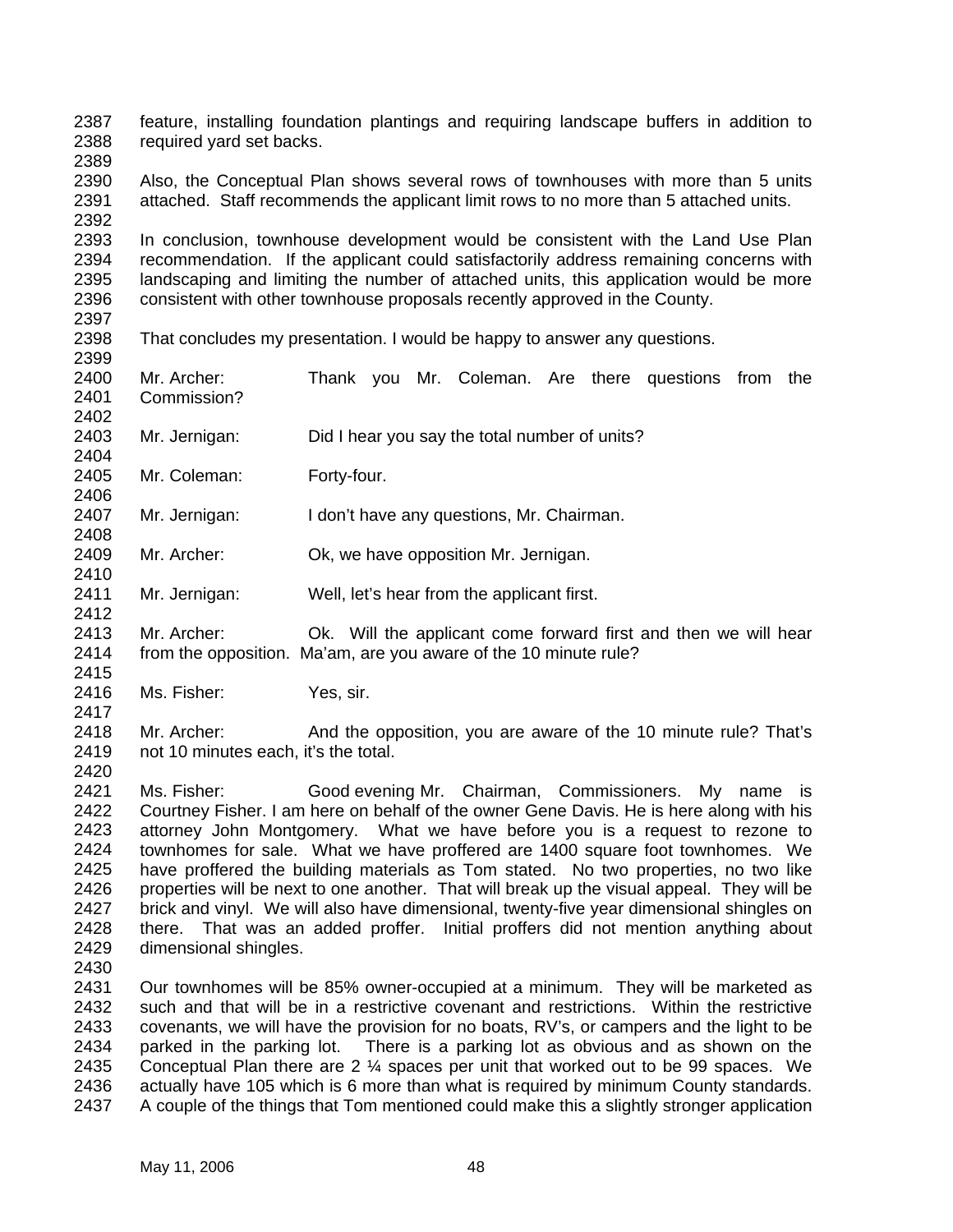feature, installing foundation plantings and requiring landscape buffers in addition to required yard set backs.

Also, the Conceptual Plan shows several rows of townhouses with more than 5 units attached. Staff recommends the applicant limit rows to no more than 5 attached units.

In conclusion, townhouse development would be consistent with the Land Use Plan recommendation. If the applicant could satisfactorily address remaining concerns with landscaping and limiting the number of attached units, this application would be more consistent with other townhouse proposals recently approved in the County.

That concludes my presentation. I would be happy to answer any questions.

Mr. Archer: Thank you Mr. Coleman. Are there questions from the Commission?

Mr. Jernigan: Did I hear you say the total number of units?

Mr. Coleman: Forty-four.

Mr. Jernigan: I don't have any questions, Mr. Chairman.

Mr. Archer: Ok, we have opposition Mr. Jernigan.

Mr. Jernigan: Well, let's hear from the applicant first.

Mr. Archer: Ok. Will the applicant come forward first and then we will hear from the opposition. Ma'am, are you aware of the 10 minute rule?

Ms. Fisher: Yes, sir.

Mr. Archer: And the opposition, you are aware of the 10 minute rule? That's not 10 minutes each, it's the total.

Ms. Fisher: Good evening Mr. Chairman, Commissioners. My name is Courtney Fisher. I am here on behalf of the owner Gene Davis. He is here along with his attorney John Montgomery. What we have before you is a request to rezone to townhomes for sale. What we have proffered are 1400 square foot townhomes. We have proffered the building materials as Tom stated. No two properties, no two like properties will be next to one another. That will break up the visual appeal. They will be brick and vinyl. We will also have dimensional, twenty-five year dimensional shingles on there. That was an added proffer. Initial proffers did not mention anything about dimensional shingles.

Our townhomes will be 85% owner-occupied at a minimum. They will be marketed as such and that will be in a restrictive covenant and restrictions. Within the restrictive covenants, we will have the provision for no boats, RV's, or campers and the light to be parked in the parking lot. There is a parking lot as obvious and as shown on the Conceptual Plan there are 2 ¼ spaces per unit that worked out to be 99 spaces. We actually have 105 which is 6 more than what is required by minimum County standards. A couple of the things that Tom mentioned could make this a slightly stronger application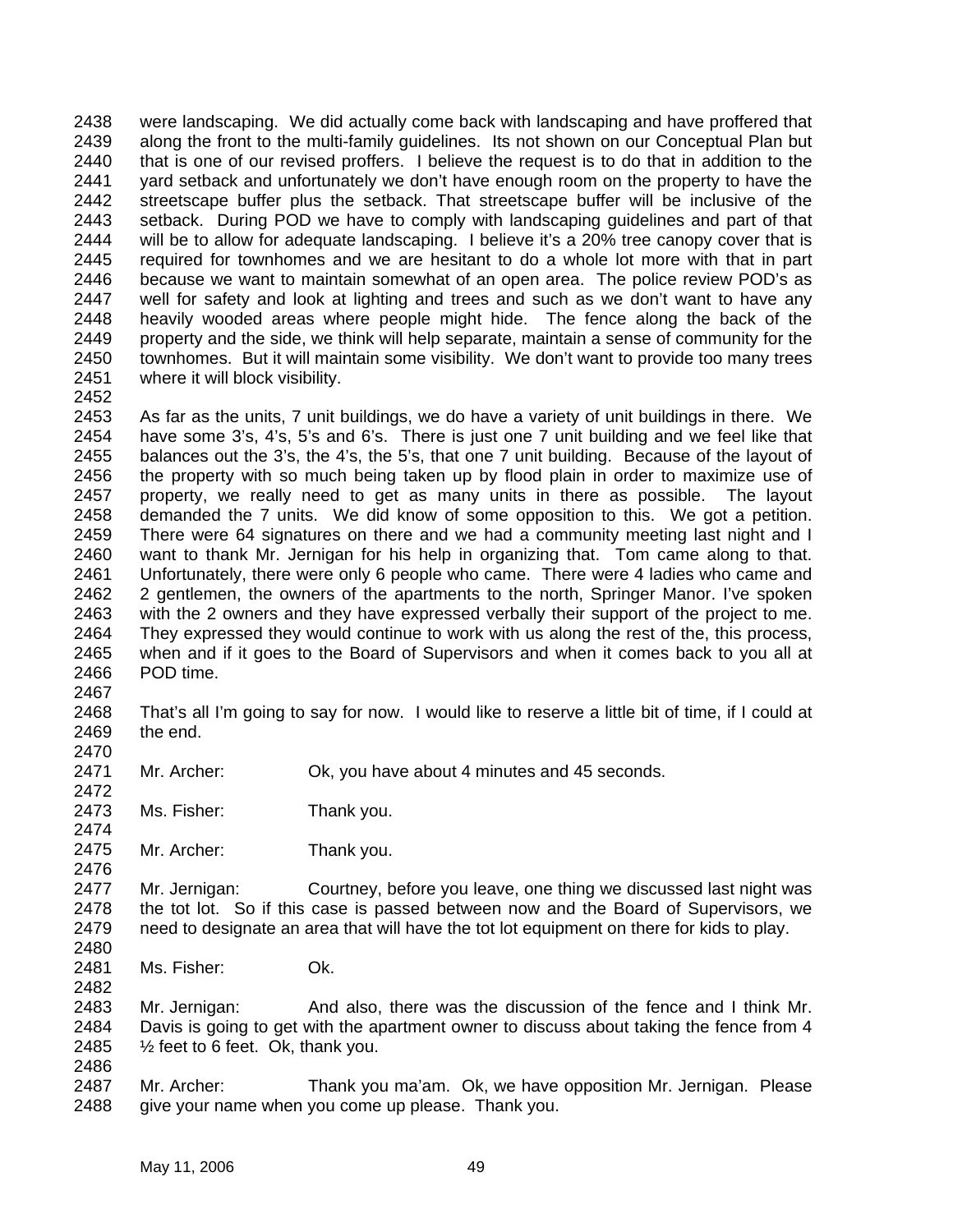were landscaping. We did actually come back with landscaping and have proffered that along the front to the multi-family guidelines. Its not shown on our Conceptual Plan but that is one of our revised proffers. I believe the request is to do that in addition to the yard setback and unfortunately we don't have enough room on the property to have the streetscape buffer plus the setback. That streetscape buffer will be inclusive of the setback. During POD we have to comply with landscaping guidelines and part of that will be to allow for adequate landscaping. I believe it's a 20% tree canopy cover that is required for townhomes and we are hesitant to do a whole lot more with that in part because we want to maintain somewhat of an open area. The police review POD's as well for safety and look at lighting and trees and such as we don't want to have any heavily wooded areas where people might hide. The fence along the back of the property and the side, we think will help separate, maintain a sense of community for the townhomes. But it will maintain some visibility. We don't want to provide too many trees where it will block visibility.

As far as the units, 7 unit buildings, we do have a variety of unit buildings in there. We have some 3's, 4's, 5's and 6's. There is just one 7 unit building and we feel like that balances out the 3's, the 4's, the 5's, that one 7 unit building. Because of the layout of the property with so much being taken up by flood plain in order to maximize use of property, we really need to get as many units in there as possible. The layout demanded the 7 units. We did know of some opposition to this. We got a petition. There were 64 signatures on there and we had a community meeting last night and I want to thank Mr. Jernigan for his help in organizing that. Tom came along to that. Unfortunately, there were only 6 people who came. There were 4 ladies who came and 2 gentlemen, the owners of the apartments to the north, Springer Manor. I've spoken with the 2 owners and they have expressed verbally their support of the project to me. They expressed they would continue to work with us along the rest of the, this process, when and if it goes to the Board of Supervisors and when it comes back to you all at POD time.

That's all I'm going to say for now. I would like to reserve a little bit of time, if I could at the end.

Mr. Archer: Ok, you have about 4 minutes and 45 seconds.

Ms. Fisher: Thank you.

Mr. Archer: Thank you.

Mr. Jernigan: Courtney, before you leave, one thing we discussed last night was the tot lot. So if this case is passed between now and the Board of Supervisors, we need to designate an area that will have the tot lot equipment on there for kids to play.

Ms. Fisher: Ok.

Mr. Jernigan: And also, there was the discussion of the fence and I think Mr. Davis is going to get with the apartment owner to discuss about taking the fence from 4 ½ feet to 6 feet. Ok, thank you.

Mr. Archer: Thank you ma'am. Ok, we have opposition Mr. Jernigan. Please give your name when you come up please. Thank you.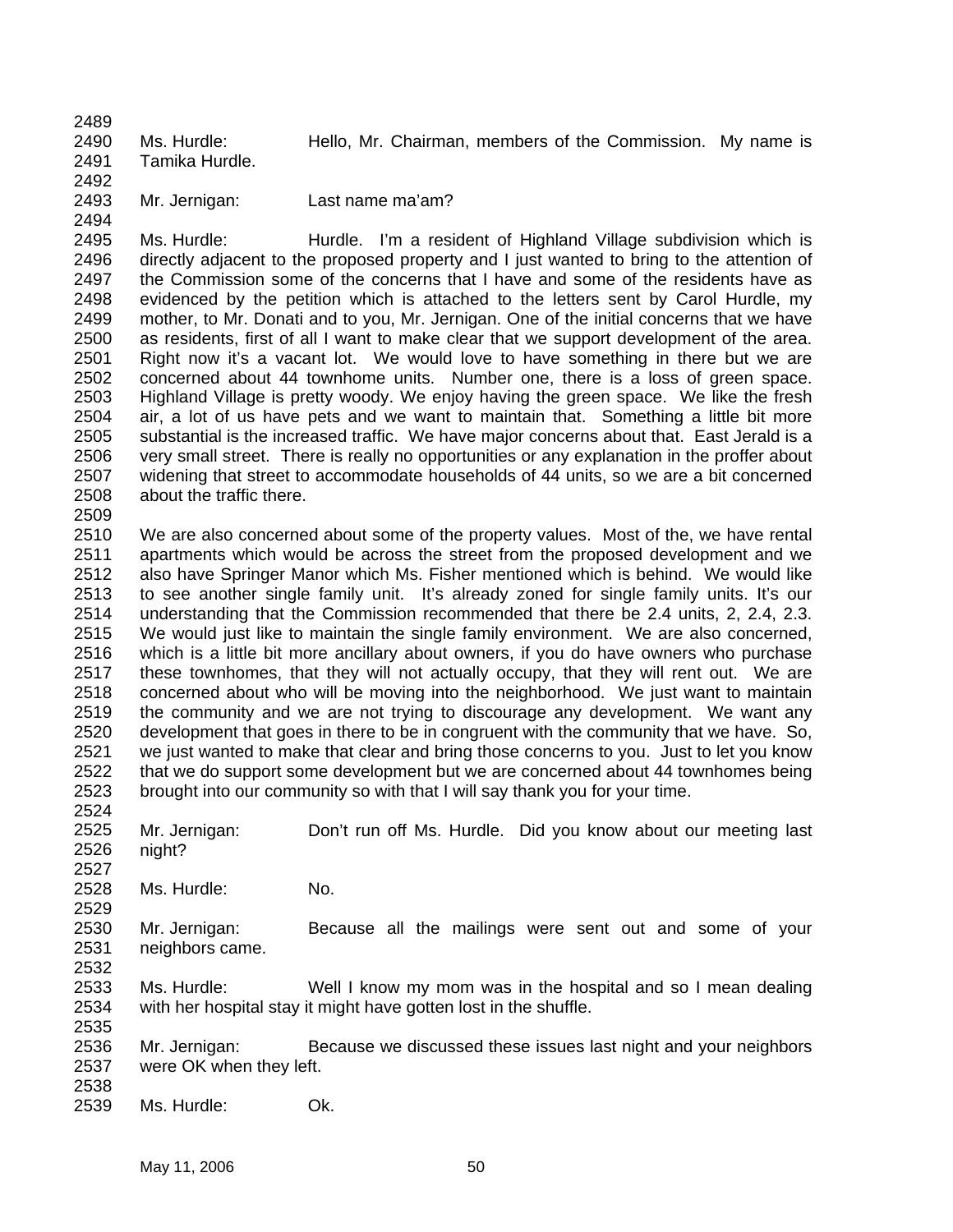Ms. Hurdle: Hello, Mr. Chairman, members of the Commission. My name is Tamika Hurdle.

Mr. Jernigan: Last name ma'am?

Ms. Hurdle: Hurdle. I'm a resident of Highland Village subdivision which is directly adjacent to the proposed property and I just wanted to bring to the attention of the Commission some of the concerns that I have and some of the residents have as evidenced by the petition which is attached to the letters sent by Carol Hurdle, my mother, to Mr. Donati and to you, Mr. Jernigan. One of the initial concerns that we have as residents, first of all I want to make clear that we support development of the area. Right now it's a vacant lot. We would love to have something in there but we are concerned about 44 townhome units. Number one, there is a loss of green space. Highland Village is pretty woody. We enjoy having the green space. We like the fresh air, a lot of us have pets and we want to maintain that. Something a little bit more substantial is the increased traffic. We have major concerns about that. East Jerald is a very small street. There is really no opportunities or any explanation in the proffer about widening that street to accommodate households of 44 units, so we are a bit concerned about the traffic there.

We are also concerned about some of the property values. Most of the, we have rental apartments which would be across the street from the proposed development and we also have Springer Manor which Ms. Fisher mentioned which is behind. We would like to see another single family unit. It's already zoned for single family units. It's our understanding that the Commission recommended that there be 2.4 units, 2, 2.4, 2.3. We would just like to maintain the single family environment. We are also concerned, which is a little bit more ancillary about owners, if you do have owners who purchase these townhomes, that they will not actually occupy, that they will rent out. We are concerned about who will be moving into the neighborhood. We just want to maintain the community and we are not trying to discourage any development. We want any development that goes in there to be in congruent with the community that we have. So, we just wanted to make that clear and bring those concerns to you. Just to let you know that we do support some development but we are concerned about 44 townhomes being brought into our community so with that I will say thank you for your time.

Mr. Jernigan: Don't run off Ms. Hurdle. Did you know about our meeting last night?

Ms. Hurdle: No.

Mr. Jernigan: Because all the mailings were sent out and some of your neighbors came.

Ms. Hurdle: Well I know my mom was in the hospital and so I mean dealing with her hospital stay it might have gotten lost in the shuffle.

Mr. Jernigan: Because we discussed these issues last night and your neighbors were OK when they left.

Ms. Hurdle: Ok.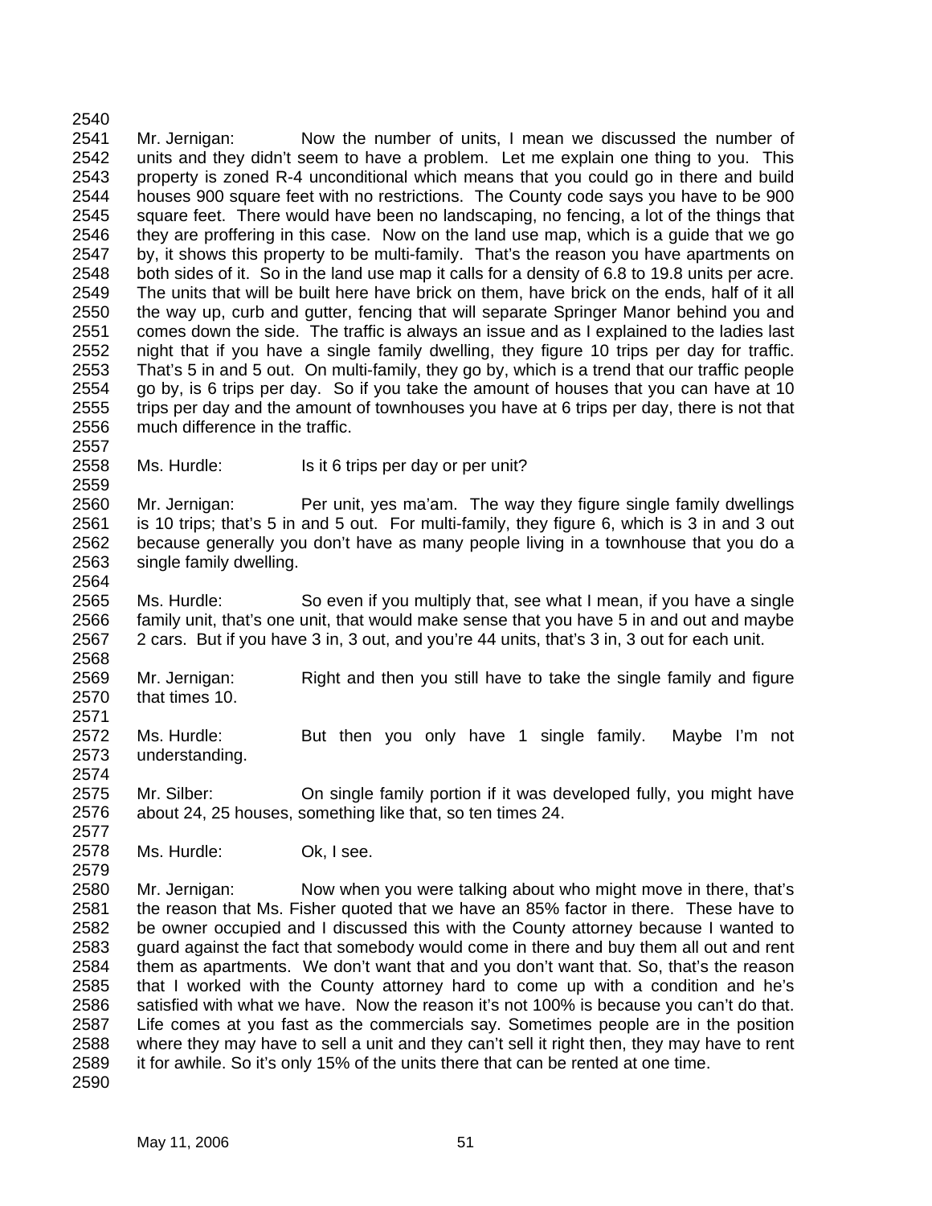Mr. Jernigan: Now the number of units, I mean we discussed the number of units and they didn't seem to have a problem. Let me explain one thing to you. This property is zoned R-4 unconditional which means that you could go in there and build houses 900 square feet with no restrictions. The County code says you have to be 900 square feet. There would have been no landscaping, no fencing, a lot of the things that they are proffering in this case. Now on the land use map, which is a guide that we go by, it shows this property to be multi-family. That's the reason you have apartments on both sides of it. So in the land use map it calls for a density of 6.8 to 19.8 units per acre. The units that will be built here have brick on them, have brick on the ends, half of it all the way up, curb and gutter, fencing that will separate Springer Manor behind you and comes down the side. The traffic is always an issue and as I explained to the ladies last night that if you have a single family dwelling, they figure 10 trips per day for traffic. That's 5 in and 5 out. On multi-family, they go by, which is a trend that our traffic people go by, is 6 trips per day. So if you take the amount of houses that you can have at 10 trips per day and the amount of townhouses you have at 6 trips per day, there is not that much difference in the traffic.

Ms. Hurdle: Is it 6 trips per day or per unit?

Mr. Jernigan: Per unit, yes ma'am. The way they figure single family dwellings is 10 trips; that's 5 in and 5 out. For multi-family, they figure 6, which is 3 in and 3 out because generally you don't have as many people living in a townhouse that you do a single family dwelling.

Ms. Hurdle: So even if you multiply that, see what I mean, if you have a single family unit, that's one unit, that would make sense that you have 5 in and out and maybe 2 cars. But if you have 3 in, 3 out, and you're 44 units, that's 3 in, 3 out for each unit.

Mr. Jernigan: Right and then you still have to take the single family and figure that times 10.

Ms. Hurdle: But then you only have 1 single family. Maybe I'm not understanding.

Mr. Silber: On single family portion if it was developed fully, you might have about 24, 25 houses, something like that, so ten times 24.

Ms. Hurdle: Ok, I see.

Mr. Jernigan: Now when you were talking about who might move in there, that's the reason that Ms. Fisher quoted that we have an 85% factor in there. These have to be owner occupied and I discussed this with the County attorney because I wanted to guard against the fact that somebody would come in there and buy them all out and rent them as apartments. We don't want that and you don't want that. So, that's the reason that I worked with the County attorney hard to come up with a condition and he's satisfied with what we have. Now the reason it's not 100% is because you can't do that. Life comes at you fast as the commercials say. Sometimes people are in the position where they may have to sell a unit and they can't sell it right then, they may have to rent it for awhile. So it's only 15% of the units there that can be rented at one time.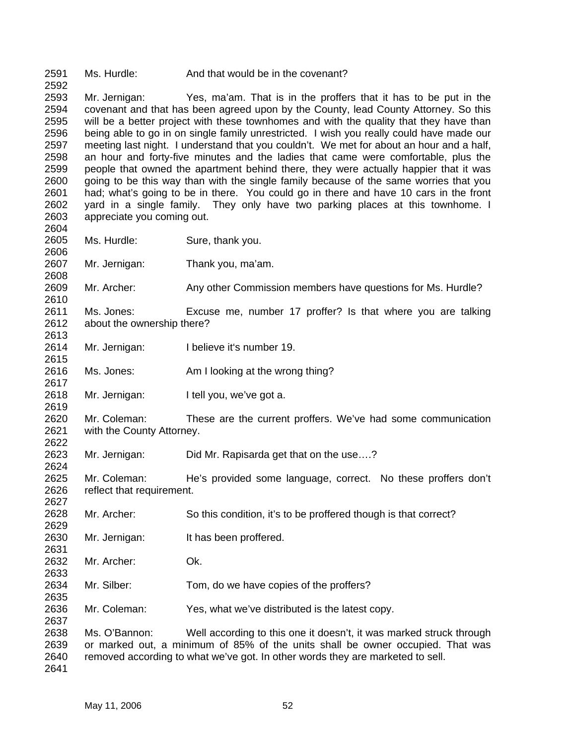Ms. Hurdle: And that would be in the covenant?

Mr. Jernigan: Yes, ma'am. That is in the proffers that it has to be put in the covenant and that has been agreed upon by the County, lead County Attorney. So this will be a better project with these townhomes and with the quality that they have than being able to go in on single family unrestricted. I wish you really could have made our meeting last night. I understand that you couldn't. We met for about an hour and a half, an hour and forty-five minutes and the ladies that came were comfortable, plus the people that owned the apartment behind there, they were actually happier that it was going to be this way than with the single family because of the same worries that you had; what's going to be in there. You could go in there and have 10 cars in the front yard in a single family. They only have two parking places at this townhome. I appreciate you coming out.

Ms. Hurdle: Sure, thank you.

Mr. Jernigan: Thank you, ma'am.

Mr. Archer: Any other Commission members have questions for Ms. Hurdle?

Ms. Jones: Excuse me, number 17 proffer? Is that where you are talking about the ownership there?

Mr. Jernigan: I believe it's number 19.

Ms. Jones: Am I looking at the wrong thing?

Mr. Jernigan: I tell you, we've got a.

Mr. Coleman: These are the current proffers. We've had some communication with the County Attorney.

Mr. Jernigan: Did Mr. Rapisarda get that on the use….?

Mr. Coleman: He's provided some language, correct. No these proffers don't reflect that requirement.

Mr. Archer: So this condition, it's to be proffered though is that correct?

Mr. Jernigan: It has been proffered.

Mr. Archer: Ok.

Mr. Silber: Tom, do we have copies of the proffers?

Mr. Coleman: Yes, what we've distributed is the latest copy.

Ms. O'Bannon: Well according to this one it doesn't, it was marked struck through or marked out, a minimum of 85% of the units shall be owner occupied. That was removed according to what we've got. In other words they are marketed to sell.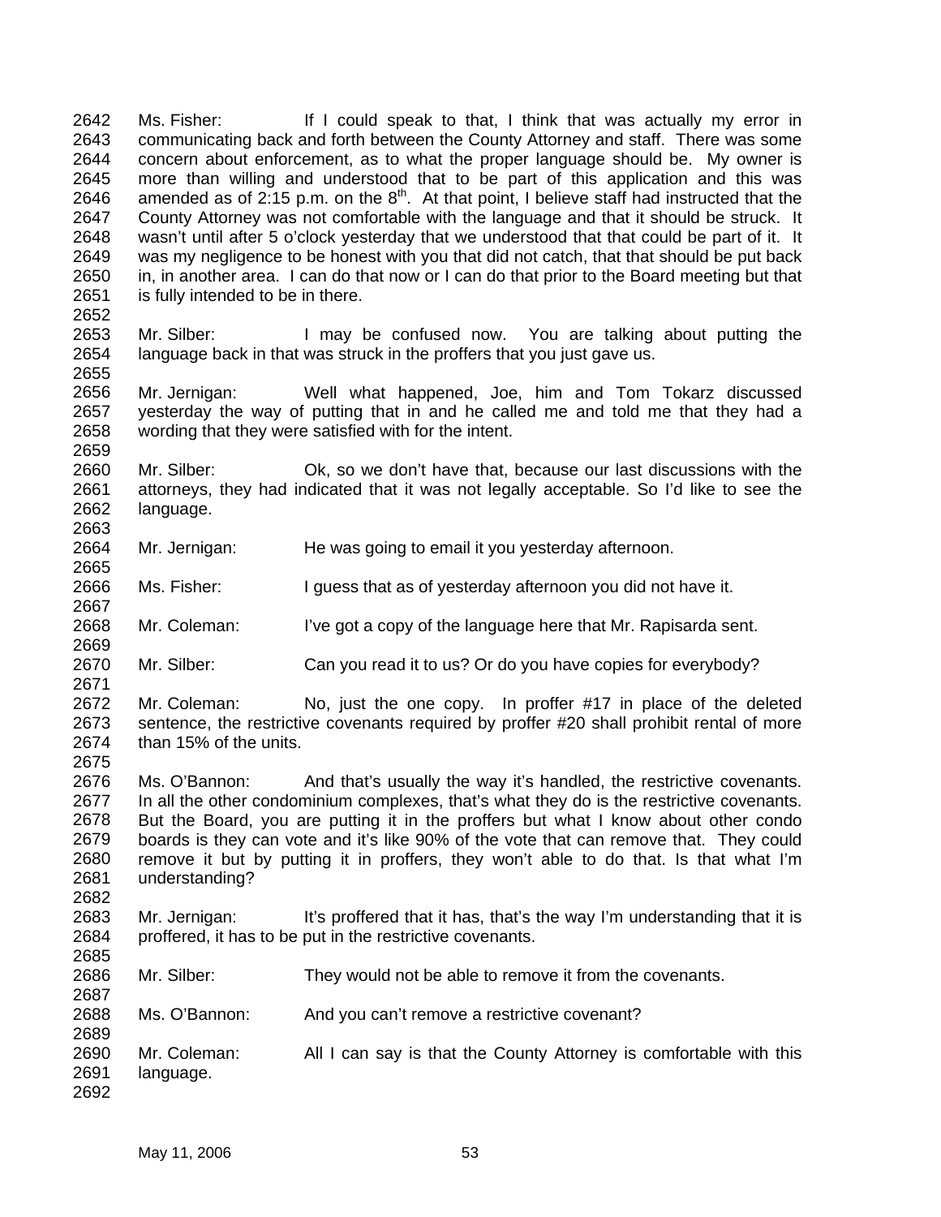Ms. Fisher: If I could speak to that, I think that was actually my error in communicating back and forth between the County Attorney and staff. There was some concern about enforcement, as to what the proper language should be. My owner is more than willing and understood that to be part of this application and this was amended as of 2:15 p.m. on the 8th. At that point, I believe staff had instructed that the County Attorney was not comfortable with the language and that it should be struck. It wasn't until after 5 o'clock yesterday that we understood that that could be part of it. It was my negligence to be honest with you that did not catch, that that should be put back in, in another area. I can do that now or I can do that prior to the Board meeting but that is fully intended to be in there.

Mr. Silber: I may be confused now. You are talking about putting the language back in that was struck in the proffers that you just gave us.

Mr. Jernigan: Well what happened, Joe, him and Tom Tokarz discussed yesterday the way of putting that in and he called me and told me that they had a wording that they were satisfied with for the intent.

Mr. Silber: Ok, so we don't have that, because our last discussions with the attorneys, they had indicated that it was not legally acceptable. So I'd like to see the language.

Mr. Jernigan: He was going to email it you yesterday afternoon.

Ms. Fisher: I guess that as of yesterday afternoon you did not have it.

Mr. Coleman: I've got a copy of the language here that Mr. Rapisarda sent.

Mr. Silber: Can you read it to us? Or do you have copies for everybody?

Mr. Coleman: No, just the one copy. In proffer #17 in place of the deleted sentence, the restrictive covenants required by proffer #20 shall prohibit rental of more than 15% of the units.

Ms. O'Bannon: And that's usually the way it's handled, the restrictive covenants. In all the other condominium complexes, that's what they do is the restrictive covenants. But the Board, you are putting it in the proffers but what I know about other condo boards is they can vote and it's like 90% of the vote that can remove that. They could remove it but by putting it in proffers, they won't able to do that. Is that what I'm understanding?

Mr. Jernigan: It's proffered that it has, that's the way I'm understanding that it is proffered, it has to be put in the restrictive covenants.

Mr. Silber: They would not be able to remove it from the covenants.

Ms. O'Bannon: And you can't remove a restrictive covenant?

Mr. Coleman: All I can say is that the County Attorney is comfortable with this language.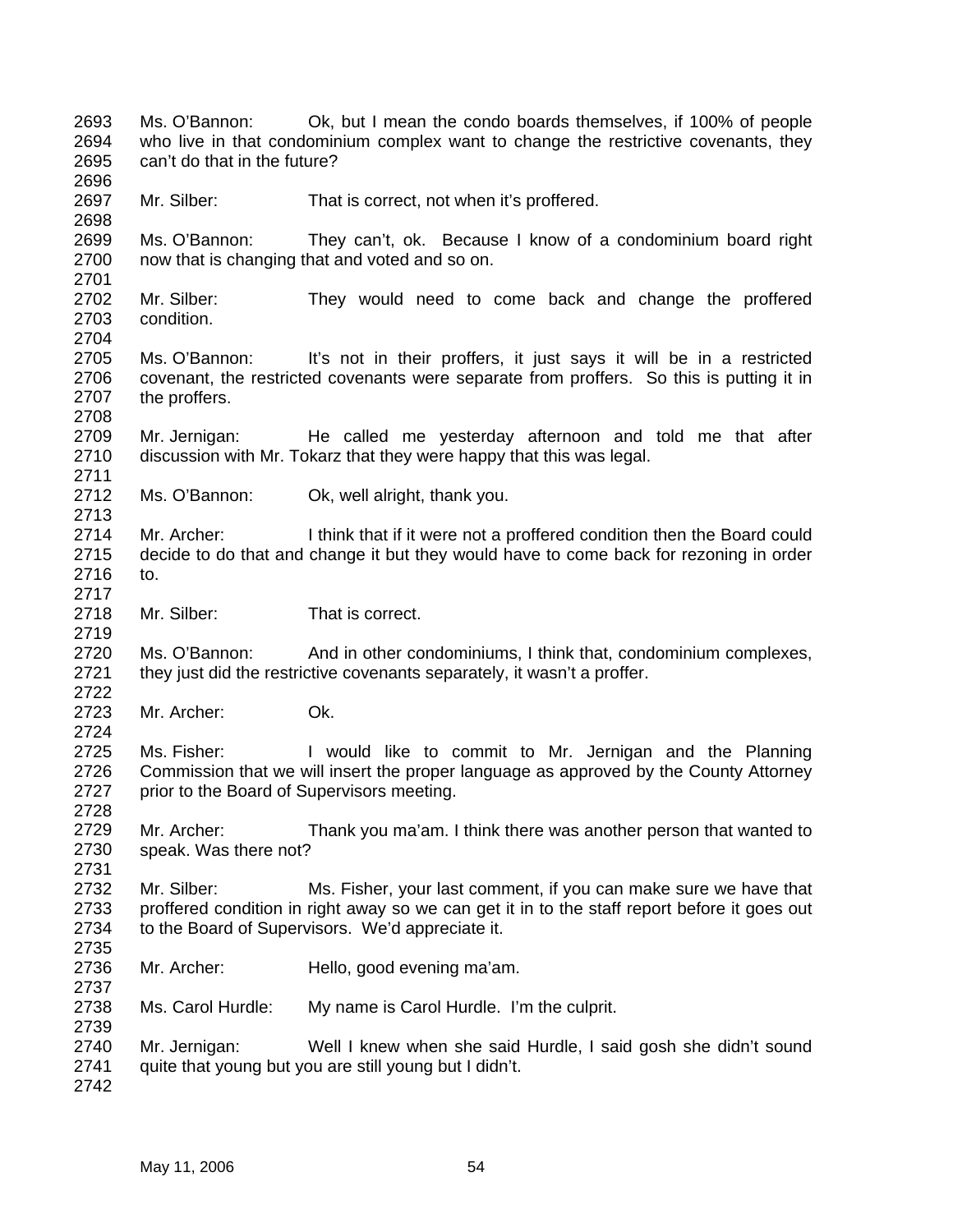Ms. O'Bannon: Ok, but I mean the condo boards themselves, if 100% of people who live in that condominium complex want to change the restrictive covenants, they can't do that in the future?

Mr. Silber: That is correct, not when it's proffered.

Ms. O'Bannon: They can't, ok. Because I know of a condominium board right now that is changing that and voted and so on.

Mr. Silber: They would need to come back and change the proffered condition.

Ms. O'Bannon: It's not in their proffers, it just says it will be in a restricted covenant, the restricted covenants were separate from proffers. So this is putting it in the proffers.

Mr. Jernigan: He called me yesterday afternoon and told me that after discussion with Mr. Tokarz that they were happy that this was legal.

Ms. O'Bannon: Ok, well alright, thank you.

Mr. Archer: I think that if it were not a proffered condition then the Board could decide to do that and change it but they would have to come back for rezoning in order to.

Mr. Silber: That is correct.

Ms. O'Bannon: And in other condominiums, I think that, condominium complexes, they just did the restrictive covenants separately, it wasn't a proffer.

Mr. Archer: Ok.

Ms. Fisher: I would like to commit to Mr. Jernigan and the Planning Commission that we will insert the proper language as approved by the County Attorney prior to the Board of Supervisors meeting.

Mr. Archer: Thank you ma'am. I think there was another person that wanted to speak. Was there not?

Mr. Silber: Ms. Fisher, your last comment, if you can make sure we have that proffered condition in right away so we can get it in to the staff report before it goes out to the Board of Supervisors. We'd appreciate it.

Mr. Archer: Hello, good evening ma'am.

Ms. Carol Hurdle: My name is Carol Hurdle. I'm the culprit.

Mr. Jernigan: Well I knew when she said Hurdle, I said gosh she didn't sound quite that young but you are still young but I didn't.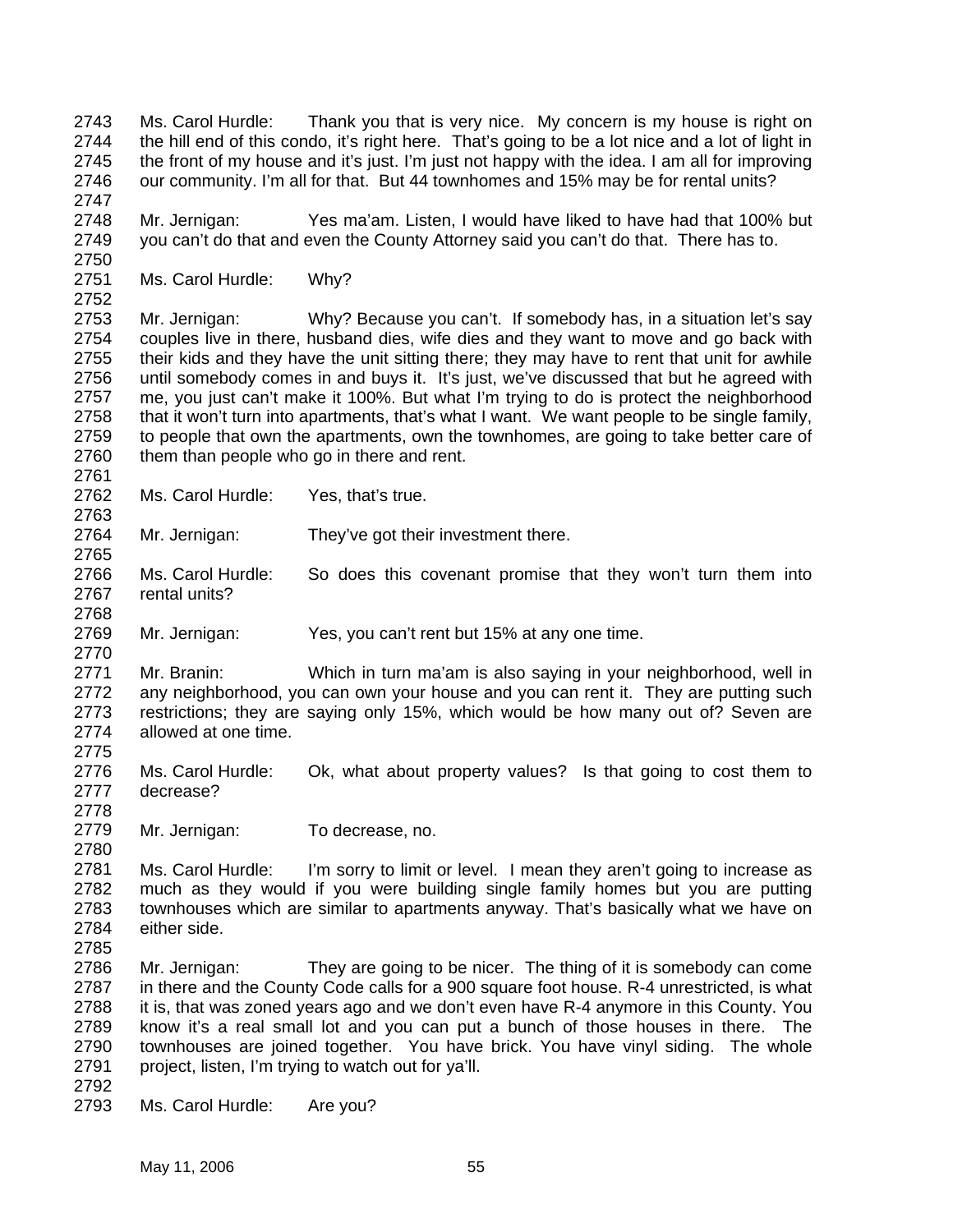Ms. Carol Hurdle: Thank you that is very nice. My concern is my house is right on the hill end of this condo, it's right here. That's going to be a lot nice and a lot of light in the front of my house and it's just. I'm just not happy with the idea. I am all for improving our community. I'm all for that. But 44 townhomes and 15% may be for rental units?

Mr. Jernigan: Yes ma'am. Listen, I would have liked to have had that 100% but you can't do that and even the County Attorney said you can't do that. There has to.

Ms. Carol Hurdle: Why?

Mr. Jernigan: Why? Because you can't. If somebody has, in a situation let's say couples live in there, husband dies, wife dies and they want to move and go back with their kids and they have the unit sitting there; they may have to rent that unit for awhile until somebody comes in and buys it. It's just, we've discussed that but he agreed with me, you just can't make it 100%. But what I'm trying to do is protect the neighborhood that it won't turn into apartments, that's what I want. We want people to be single family, to people that own the apartments, own the townhomes, are going to take better care of them than people who go in there and rent.

Ms. Carol Hurdle: Yes, that's true.

Mr. Jernigan: They've got their investment there.

Ms. Carol Hurdle: So does this covenant promise that they won't turn them into rental units?

Mr. Jernigan: Yes, you can't rent but 15% at any one time.

Mr. Branin: Which in turn ma'am is also saying in your neighborhood, well in any neighborhood, you can own your house and you can rent it. They are putting such restrictions; they are saying only 15%, which would be how many out of? Seven are allowed at one time.

Ms. Carol Hurdle: Ok, what about property values? Is that going to cost them to decrease?

Mr. Jernigan: To decrease, no.

Ms. Carol Hurdle: I'm sorry to limit or level. I mean they aren't going to increase as much as they would if you were building single family homes but you are putting townhouses which are similar to apartments anyway. That's basically what we have on either side.

Mr. Jernigan: They are going to be nicer. The thing of it is somebody can come in there and the County Code calls for a 900 square foot house. R-4 unrestricted, is what it is, that was zoned years ago and we don't even have R-4 anymore in this County. You know it's a real small lot and you can put a bunch of those houses in there. The townhouses are joined together. You have brick. You have vinyl siding. The whole project, listen, I'm trying to watch out for ya'll.

Ms. Carol Hurdle: Are you?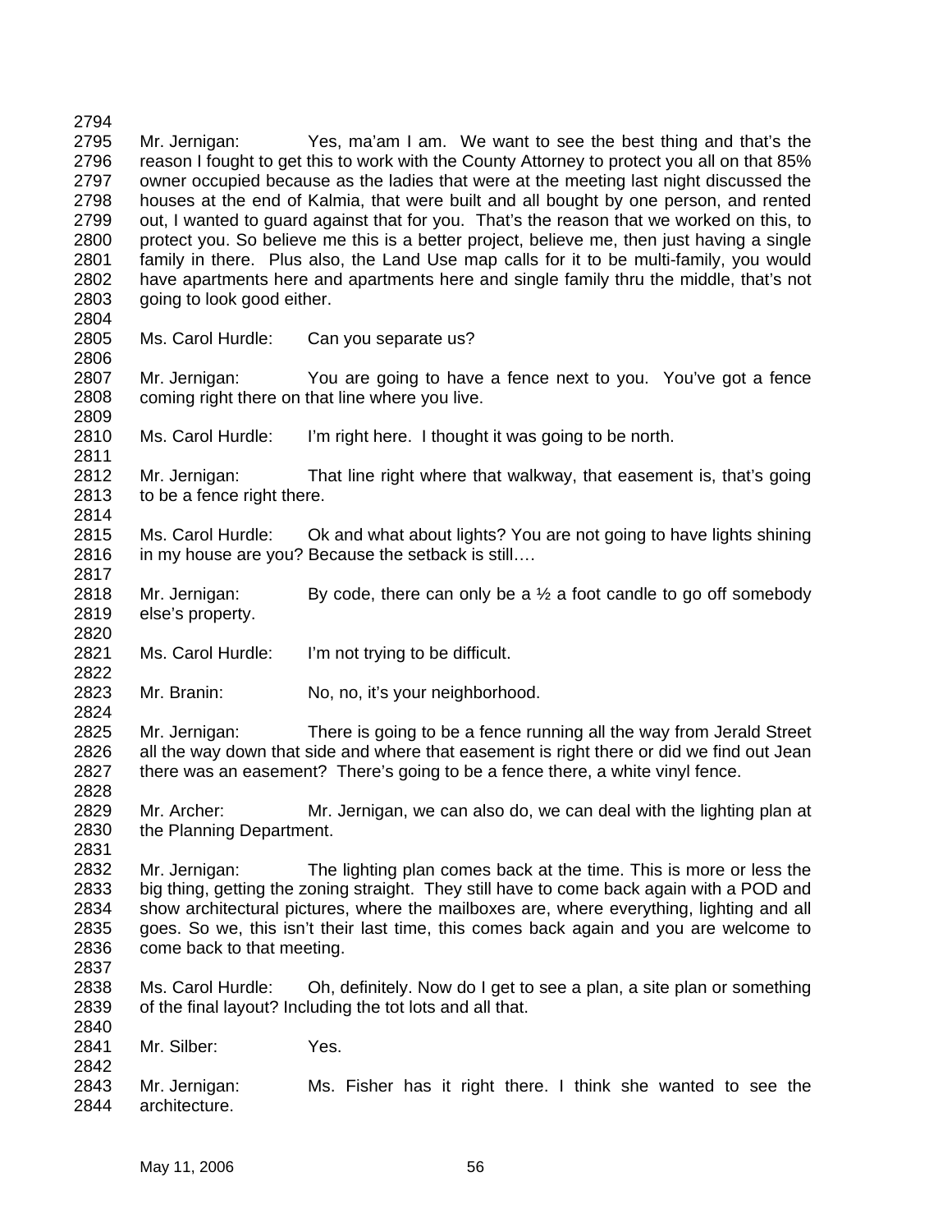Mr. Jernigan: Yes, ma'am I am. We want to see the best thing and that's the reason I fought to get this to work with the County Attorney to protect you all on that 85% owner occupied because as the ladies that were at the meeting last night discussed the houses at the end of Kalmia, that were built and all bought by one person, and rented out, I wanted to guard against that for you. That's the reason that we worked on this, to protect you. So believe me this is a better project, believe me, then just having a single family in there. Plus also, the Land Use map calls for it to be multi-family, you would have apartments here and apartments here and single family thru the middle, that's not going to look good either.

Ms. Carol Hurdle: Can you separate us?

Mr. Jernigan: You are going to have a fence next to you. You've got a fence coming right there on that line where you live.

Ms. Carol Hurdle: I'm right here. I thought it was going to be north.

Mr. Jernigan: That line right where that walkway, that easement is, that's going to be a fence right there.

Ms. Carol Hurdle: Ok and what about lights? You are not going to have lights shining in my house are you? Because the setback is still….

Mr. Jernigan: By code, there can only be a ½ a foot candle to go off somebody else's property.

Ms. Carol Hurdle: I'm not trying to be difficult.

Mr. Branin: No, no, it's your neighborhood.

Mr. Jernigan: There is going to be a fence running all the way from Jerald Street all the way down that side and where that easement is right there or did we find out Jean there was an easement? There's going to be a fence there, a white vinyl fence.

Mr. Archer: Mr. Jernigan, we can also do, we can deal with the lighting plan at the Planning Department.

Mr. Jernigan: The lighting plan comes back at the time. This is more or less the big thing, getting the zoning straight. They still have to come back again with a POD and show architectural pictures, where the mailboxes are, where everything, lighting and all goes. So we, this isn't their last time, this comes back again and you are welcome to come back to that meeting.

Ms. Carol Hurdle: Oh, definitely. Now do I get to see a plan, a site plan or something of the final layout? Including the tot lots and all that.

Mr. Silber: Yes.

Mr. Jernigan: Ms. Fisher has it right there. I think she wanted to see the architecture.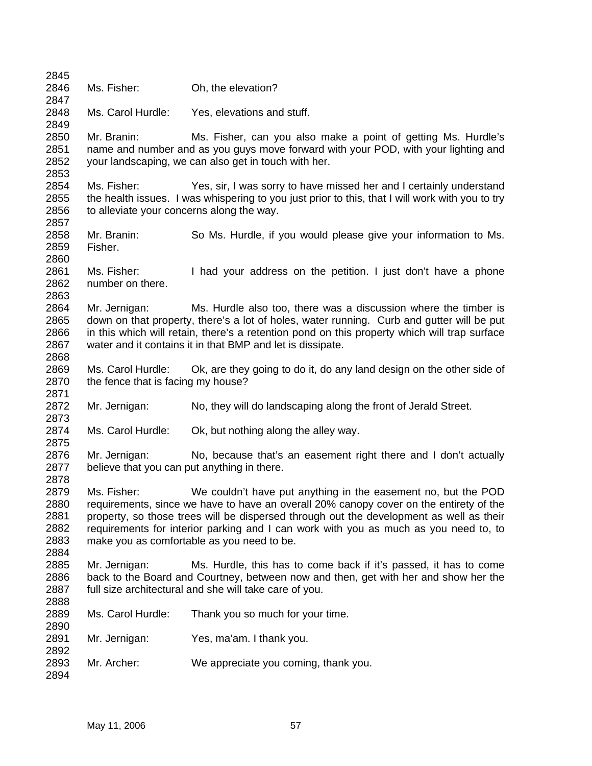Ms. Fisher: Oh, the elevation?

Ms. Carol Hurdle: Yes, elevations and stuff.

Mr. Branin: Ms. Fisher, can you also make a point of getting Ms. Hurdle's name and number and as you guys move forward with your POD, with your lighting and your landscaping, we can also get in touch with her.

Ms. Fisher: Yes, sir, I was sorry to have missed her and I certainly understand the health issues. I was whispering to you just prior to this, that I will work with you to try to alleviate your concerns along the way.

Mr. Branin: So Ms. Hurdle, if you would please give your information to Ms. Fisher.

Ms. Fisher: I had your address on the petition. I just don't have a phone number on there.

Mr. Jernigan: Ms. Hurdle also too, there was a discussion where the timber is down on that property, there's a lot of holes, water running. Curb and gutter will be put in this which will retain, there's a retention pond on this property which will trap surface water and it contains it in that BMP and let is dissipate.

Ms. Carol Hurdle: Ok, are they going to do it, do any land design on the other side of the fence that is facing my house?

Mr. Jernigan: No, they will do landscaping along the front of Jerald Street.

Ms. Carol Hurdle: Ok, but nothing along the alley way.

Mr. Jernigan: No, because that's an easement right there and I don't actually believe that you can put anything in there.

Ms. Fisher: We couldn't have put anything in the easement no, but the POD requirements, since we have to have an overall 20% canopy cover on the entirety of the property, so those trees will be dispersed through out the development as well as their requirements for interior parking and I can work with you as much as you need to, to make you as comfortable as you need to be.

Mr. Jernigan: Ms. Hurdle, this has to come back if it's passed, it has to come back to the Board and Courtney, between now and then, get with her and show her the full size architectural and she will take care of you.

Ms. Carol Hurdle: Thank you so much for your time.

Mr. Jernigan: Yes, ma'am. I thank you.

Mr. Archer: We appreciate you coming, thank you.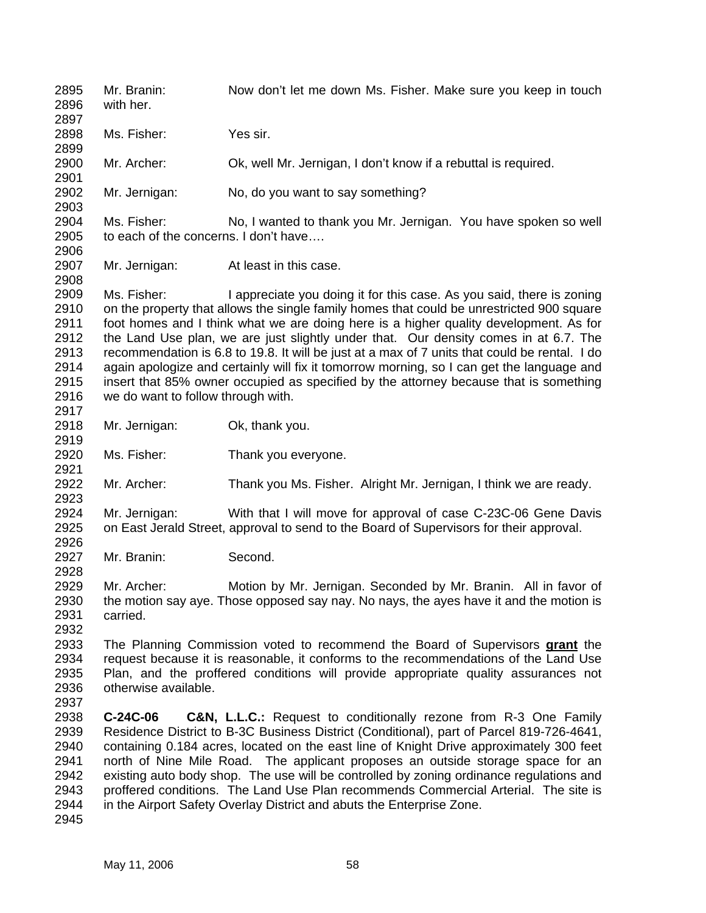Mr. Branin: Now don't let me down Ms. Fisher. Make sure you keep in touch with her.

Ms. Fisher: Yes sir.

Mr. Archer: Ok, well Mr. Jernigan, I don't know if a rebuttal is required.

Mr. Jernigan: No, do you want to say something?

Ms. Fisher: No, I wanted to thank you Mr. Jernigan. You have spoken so well to each of the concerns. I don't have….

Mr. Jernigan: At least in this case.

Ms. Fisher: I appreciate you doing it for this case. As you said, there is zoning on the property that allows the single family homes that could be unrestricted 900 square foot homes and I think what we are doing here is a higher quality development. As for the Land Use plan, we are just slightly under that. Our density comes in at 6.7. The recommendation is 6.8 to 19.8. It will be just at a max of 7 units that could be rental. I do again apologize and certainly will fix it tomorrow morning, so I can get the language and insert that 85% owner occupied as specified by the attorney because that is something we do want to follow through with.

Mr. Jernigan: Ok, thank you.

Ms. Fisher: Thank you everyone.

Mr. Archer: Thank you Ms. Fisher. Alright Mr. Jernigan, I think we are ready.

Mr. Jernigan: With that I will move for approval of case C-23C-06 Gene Davis on East Jerald Street, approval to send to the Board of Supervisors for their approval.

Mr. Branin: Second.

Mr. Archer: Motion by Mr. Jernigan. Seconded by Mr. Branin. All in favor of the motion say aye. Those opposed say nay. No nays, the ayes have it and the motion is carried.

The Planning Commission voted to recommend the Board of Supervisors **grant** the request because it is reasonable, it conforms to the recommendations of the Land Use Plan, and the proffered conditions will provide appropriate quality assurances not otherwise available.

**C-24C-06 C&N, L.L.C.:** Request to conditionally rezone from R-3 One Family Residence District to B-3C Business District (Conditional), part of Parcel 819-726-4641, containing 0.184 acres, located on the east line of Knight Drive approximately 300 feet north of Nine Mile Road. The applicant proposes an outside storage space for an existing auto body shop. The use will be controlled by zoning ordinance regulations and proffered conditions. The Land Use Plan recommends Commercial Arterial. The site is in the Airport Safety Overlay District and abuts the Enterprise Zone.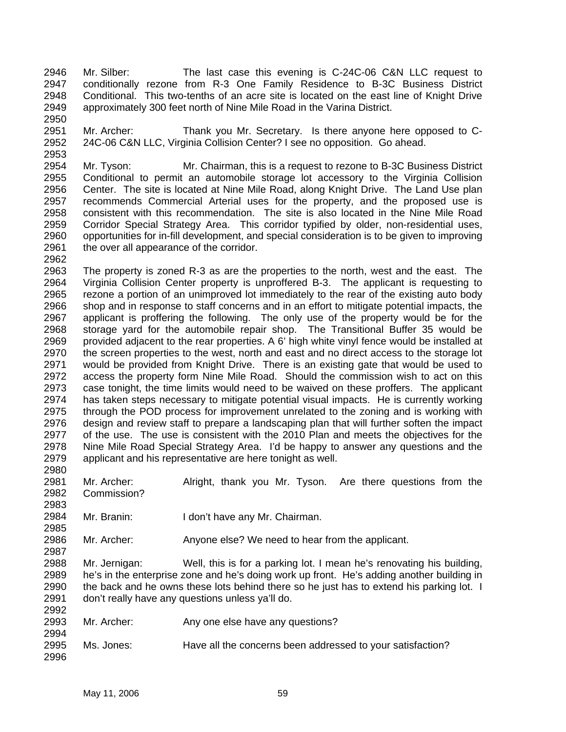Mr. Silber: The last case this evening is C-24C-06 C&N LLC request to conditionally rezone from R-3 One Family Residence to B-3C Business District Conditional. This two-tenths of an acre site is located on the east line of Knight Drive approximately 300 feet north of Nine Mile Road in the Varina District.

Mr. Archer: Thank you Mr. Secretary. Is there anyone here opposed to C-24C-06 C&N LLC, Virginia Collision Center? I see no opposition. Go ahead.

Mr. Tyson: Mr. Chairman, this is a request to rezone to B-3C Business District Conditional to permit an automobile storage lot accessory to the Virginia Collision Center. The site is located at Nine Mile Road, along Knight Drive. The Land Use plan recommends Commercial Arterial uses for the property, and the proposed use is consistent with this recommendation. The site is also located in the Nine Mile Road Corridor Special Strategy Area. This corridor typified by older, non-residential uses, opportunities for in-fill development, and special consideration is to be given to improving the over all appearance of the corridor.

The property is zoned R-3 as are the properties to the north, west and the east. The Virginia Collision Center property is unproffered B-3. The applicant is requesting to rezone a portion of an unimproved lot immediately to the rear of the existing auto body shop and in response to staff concerns and in an effort to mitigate potential impacts, the applicant is proffering the following. The only use of the property would be for the storage yard for the automobile repair shop. The Transitional Buffer 35 would be provided adjacent to the rear properties. A 6' high white vinyl fence would be installed at the screen properties to the west, north and east and no direct access to the storage lot would be provided from Knight Drive. There is an existing gate that would be used to access the property form Nine Mile Road. Should the commission wish to act on this case tonight, the time limits would need to be waived on these proffers. The applicant has taken steps necessary to mitigate potential visual impacts. He is currently working through the POD process for improvement unrelated to the zoning and is working with design and review staff to prepare a landscaping plan that will further soften the impact of the use. The use is consistent with the 2010 Plan and meets the objectives for the Nine Mile Road Special Strategy Area. I'd be happy to answer any questions and the applicant and his representative are here tonight as well.

Mr. Archer: Alright, thank you Mr. Tyson. Are there questions from the Commission?

Mr. Branin: I don't have any Mr. Chairman.

Mr. Archer: Anyone else? We need to hear from the applicant.

Mr. Jernigan: Well, this is for a parking lot. I mean he's renovating his building, he's in the enterprise zone and he's doing work up front. He's adding another building in the back and he owns these lots behind there so he just has to extend his parking lot. I don't really have any questions unless ya'll do.

Mr. Archer: Any one else have any questions?

Ms. Jones: Have all the concerns been addressed to your satisfaction?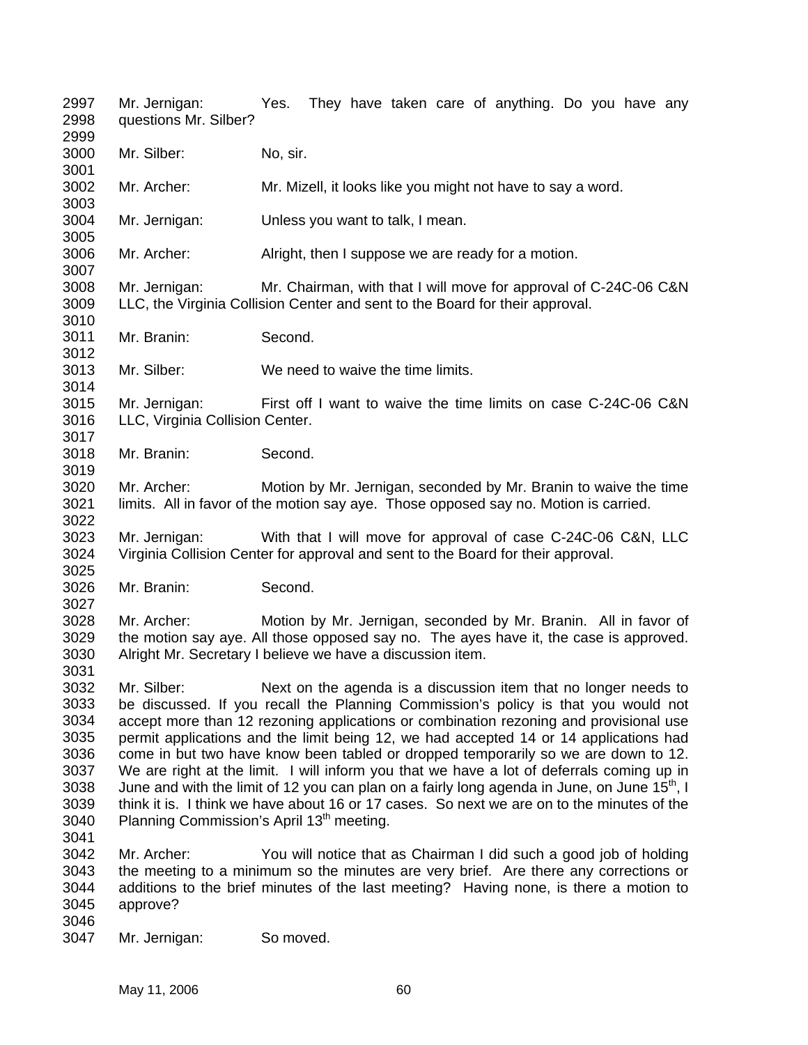Mr. Jernigan: Yes. They have taken care of anything. Do you have any questions Mr. Silber?

Mr. Silber: No, sir.

Mr. Archer: Mr. Mizell, it looks like you might not have to say a word.

Mr. Jernigan: Unless you want to talk, I mean.

Mr. Archer: Alright, then I suppose we are ready for a motion.

Mr. Jernigan: Mr. Chairman, with that I will move for approval of C-24C-06 C&N LLC, the Virginia Collision Center and sent to the Board for their approval.

Mr. Branin: Second.

Mr. Silber: We need to waive the time limits.

Mr. Jernigan: First off I want to waive the time limits on case C-24C-06 C&N LLC, Virginia Collision Center.

Mr. Branin: Second.

Mr. Archer: Motion by Mr. Jernigan, seconded by Mr. Branin to waive the time limits. All in favor of the motion say aye. Those opposed say no. Motion is carried.

Mr. Jernigan: With that I will move for approval of case C-24C-06 C&N, LLC Virginia Collision Center for approval and sent to the Board for their approval.

Mr. Branin: Second.

Mr. Archer: Motion by Mr. Jernigan, seconded by Mr. Branin. All in favor of the motion say aye. All those opposed say no. The ayes have it, the case is approved. Alright Mr. Secretary I believe we have a discussion item.

Mr. Silber: Next on the agenda is a discussion item that no longer needs to be discussed. If you recall the Planning Commission's policy is that you would not accept more than 12 rezoning applications or combination rezoning and provisional use permit applications and the limit being 12, we had accepted 14 or 14 applications had come in but two have know been tabled or dropped temporarily so we are down to 12. We are right at the limit. I will inform you that we have a lot of deferrals coming up in June and with the limit of 12 you can plan on a fairly long agenda in June, on June 15th, I think it is. I think we have about 16 or 17 cases. So next we are on to the minutes of the Planning Commission's April 13th meeting.

Mr. Archer: You will notice that as Chairman I did such a good job of holding the meeting to a minimum so the minutes are very brief. Are there any corrections or additions to the brief minutes of the last meeting? Having none, is there a motion to approve?

Mr. Jernigan: So moved.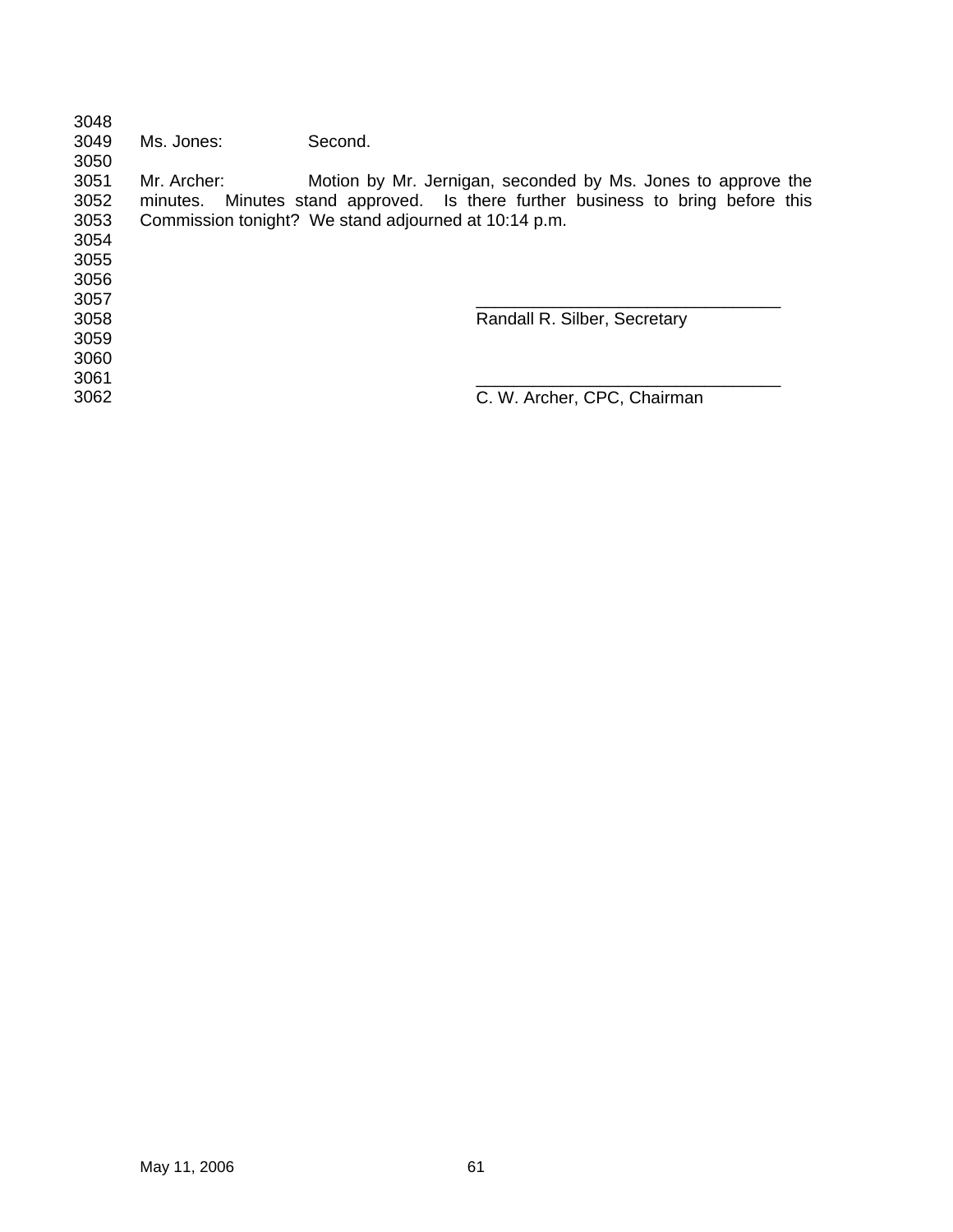Ms. Jones: Second.

Mr. Archer: Motion by Mr. Jernigan, seconded by Ms. Jones to approve the minutes. Minutes stand approved. Is there further business to bring before this Commission tonight? We stand adjourned at 10:14 p.m.

\_\_\_\_\_\_\_\_\_\_\_\_\_\_\_\_\_\_\_\_\_\_\_\_\_\_\_\_\_\_\_\_

Randall R. Silber, Secretary

\_\_\_\_\_\_\_\_\_\_\_\_\_\_\_\_\_\_\_\_\_\_\_\_\_\_\_\_\_\_\_\_

C. W. Archer, CPC, Chairman